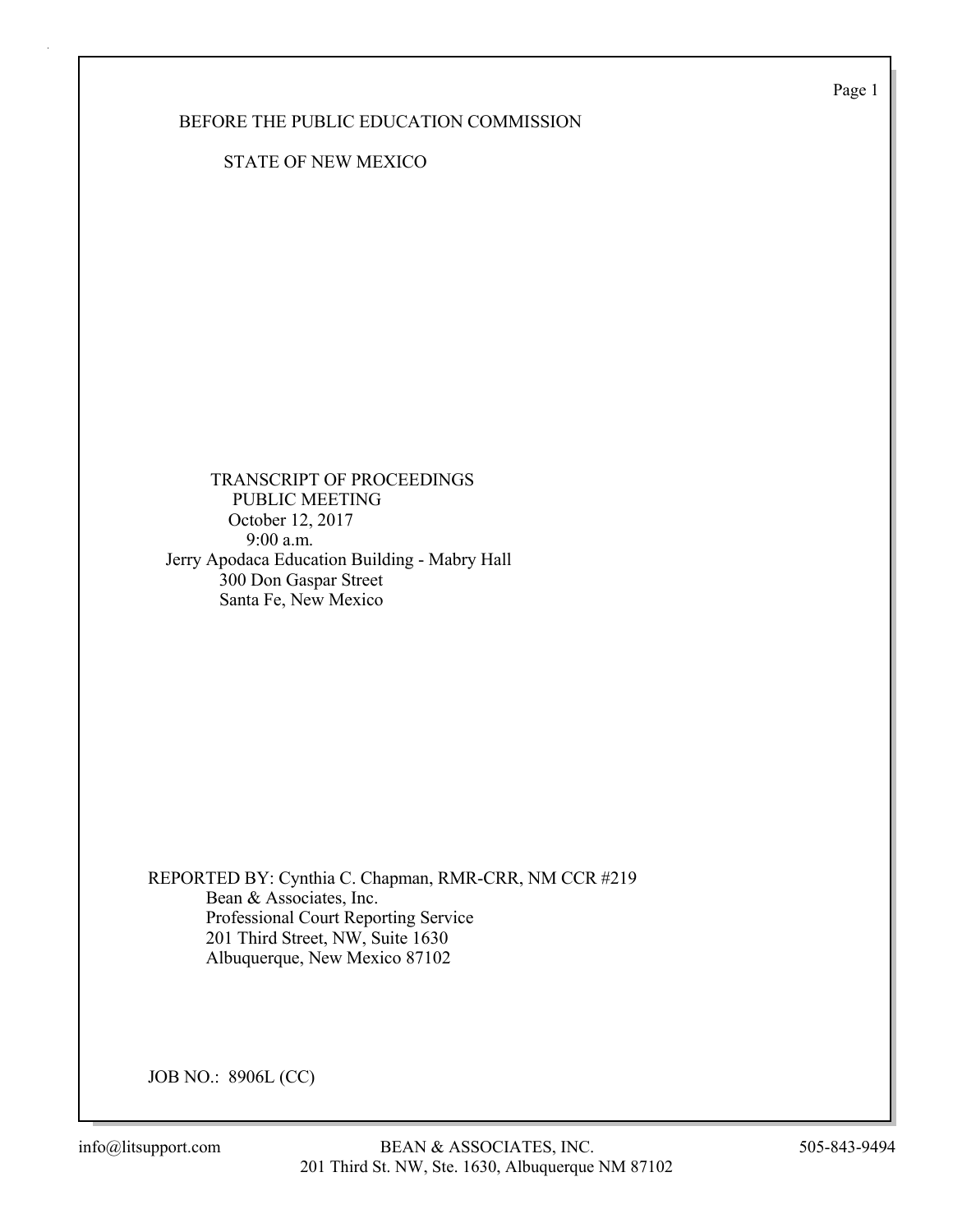BEFORE THE PUBLIC EDUCATION COMMISSION

STATE OF NEW MEXICO

TRANSCRIPT OF PROCEEDINGS
PUBLIC MEETING
October 12, 2017
9:00 a.m.
Jerry Apodaca Education Building - Mabry Hall
300 Don Gaspar Street
Santa Fe, New Mexico

REPORTED BY: Cynthia C. Chapman, RMR-CRR, NM CCR #219
Bean & Associates, Inc.
Professional Court Reporting Service
201 Third Street, NW, Suite 1630
Albuquerque, New Mexico 87102

JOB NO.: 8906L (CC)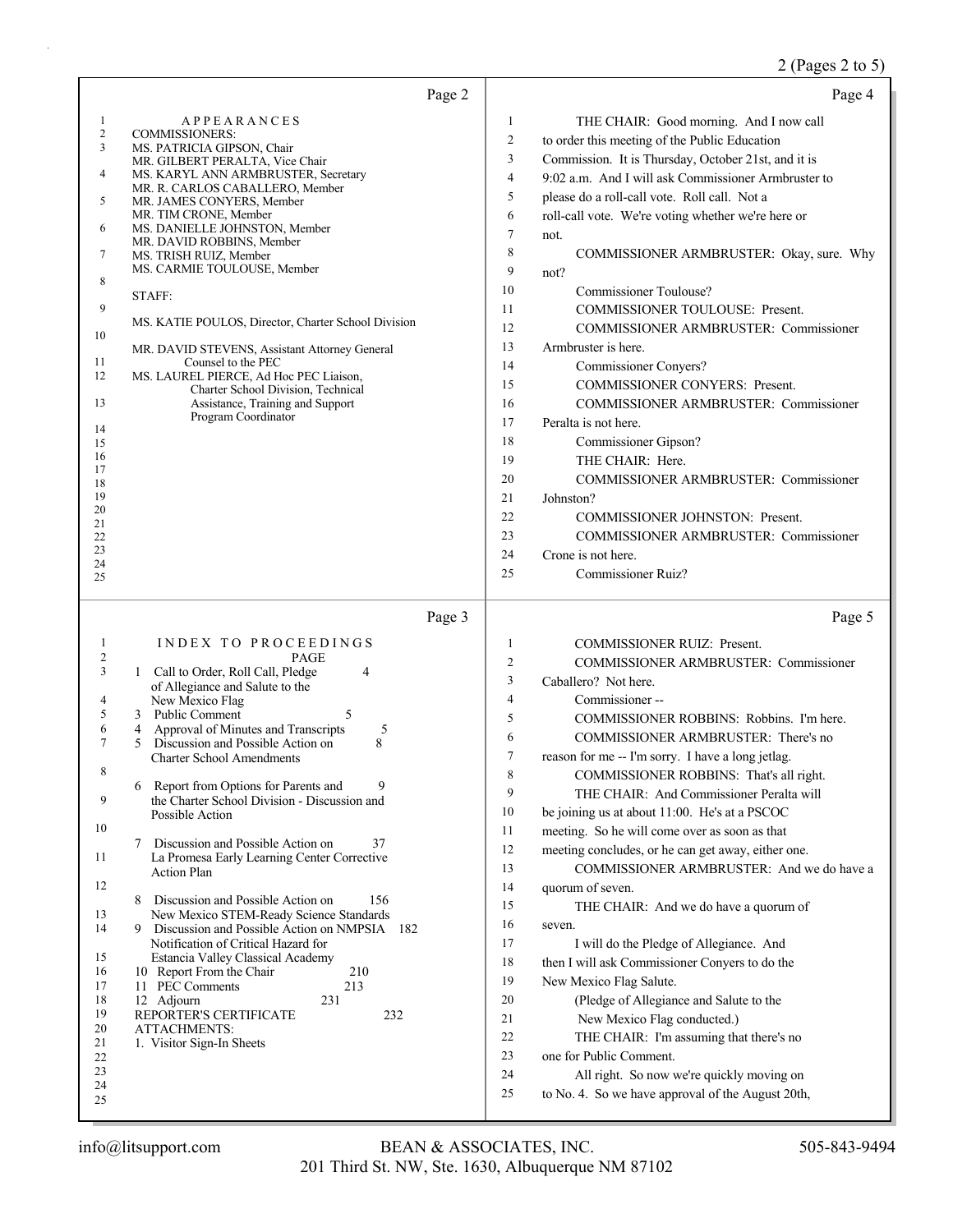## Page 2

APPEARANCES

COMMISSIONERS:

MS. PATRICIA GIPSON, Chair
MR. GILBERT PERALTA, Vice Chair
MS. KARYL ANN ARMBRUSTER, Secretary
MR. R. CARLOS CABALLERO, Member
MR. JAMES CONYERS, Member
MR. TIM CRONE, Member
MS. DANIELLE JOHNSTON, Member
MR. DAVID ROBBINS, Member
MS. TRISH RUIZ, Member
MS. CARMIE TOULOUSE, Member

STAFF:

MS. KATIE POULOS, Director, Charter School Division

MR. DAVID STEVENS, Assistant Attorney General Counsel to the PEC

MS. LAUREL PIERCE, Ad Hoc PEC Liaison, Charter School Division, Technical Assistance, Training and Support Program Coordinator

## Page 3

INDEX TO PROCEEDINGS

| | PAGE |
|---|---|
| 1 Call to Order, Roll Call, Pledge of Allegiance and Salute to the New Mexico Flag | 4 |
| 3 Public Comment | 5 |
| 4 Approval of Minutes and Transcripts | 5 |
| 5 Discussion and Possible Action on Charter School Amendments | 8 |
| 6 Report from Options for Parents and the Charter School Division - Discussion and Possible Action | 9 |
| 7 Discussion and Possible Action on La Promesa Early Learning Center Corrective Action Plan | 37 |
| 8 Discussion and Possible Action on New Mexico STEM-Ready Science Standards | 156 |
| 9 Discussion and Possible Action on NMPSIA Notification of Critical Hazard for Estancia Valley Classical Academy | 182 |
| 10 Report From the Chair | 210 |
| 11 PEC Comments | 213 |
| 12 Adjourn | 231 |
| REPORTER'S CERTIFICATE | 232 |

ATTACHMENTS:
1. Visitor Sign-In Sheets

## Page 4

1 THE CHAIR: Good morning. And I now call
2 to order this meeting of the Public Education
3 Commission. It is Thursday, October 21st, and it is
4 9:02 a.m. And I will ask Commissioner Armbruster to
5 please do a roll-call vote. Roll call. Not a
6 roll-call vote. We're voting whether we're here or
7 not.
8 COMMISSIONER ARMBRUSTER: Okay, sure. Why
9 not?
10 Commissioner Toulouse?
11 COMMISSIONER TOULOUSE: Present.
12 COMMISSIONER ARMBRUSTER: Commissioner
13 Armbruster is here.
14 Commissioner Conyers?
15 COMMISSIONER CONYERS: Present.
16 COMMISSIONER ARMBRUSTER: Commissioner
17 Peralta is not here.
18 Commissioner Gipson?
19 THE CHAIR: Here.
20 COMMISSIONER ARMBRUSTER: Commissioner
21 Johnston?
22 COMMISSIONER JOHNSTON: Present.
23 COMMISSIONER ARMBRUSTER: Commissioner
24 Crone is not here.
25 Commissioner Ruiz?

## Page 5

1 COMMISSIONER RUIZ: Present.
2 COMMISSIONER ARMBRUSTER: Commissioner
3 Caballero? Not here.
4 Commissioner --
5 COMMISSIONER ROBBINS: Robbins. I'm here.
6 COMMISSIONER ARMBRUSTER: There's no
7 reason for me -- I'm sorry. I have a long jetlag.
8 COMMISSIONER ROBBINS: That's all right.
9 THE CHAIR: And Commissioner Peralta will
10 be joining us at about 11:00. He's at a PSCOC
11 meeting. So he will come over as soon as that
12 meeting concludes, or he can get away, either one.
13 COMMISSIONER ARMBRUSTER: And we do have a
14 quorum of seven.
15 THE CHAIR: And we do have a quorum of
16 seven.
17 I will do the Pledge of Allegiance. And
18 then I will ask Commissioner Conyers to do the
19 New Mexico Flag Salute.
20 (Pledge of Allegiance and Salute to the
21 New Mexico Flag conducted.)
22 THE CHAIR: I'm assuming that there's no
23 one for Public Comment.
24 All right. So now we're quickly moving on
25 to No. 4. So we have approval of the August 20th,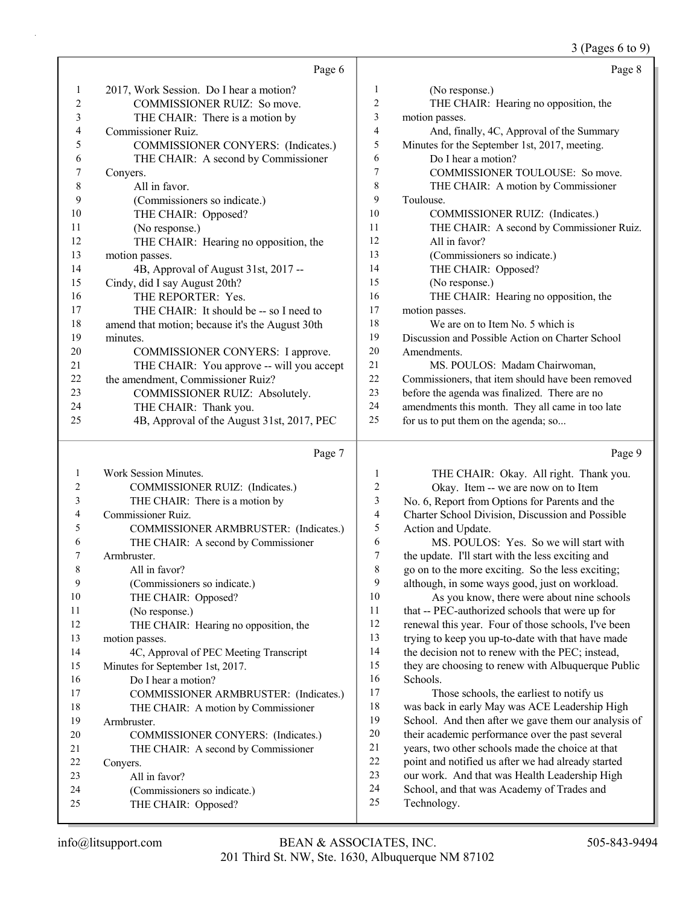Page 6

1 2017, Work Session. Do I hear a motion?
2 COMMISSIONER RUIZ: So move.
3 THE CHAIR: There is a motion by
4 Commissioner Ruiz.
5 COMMISSIONER CONYERS: (Indicates.)
6 THE CHAIR: A second by Commissioner
7 Conyers.
8 All in favor.
9 (Commissioners so indicate.)
10 THE CHAIR: Opposed?
11 (No response.)
12 THE CHAIR: Hearing no opposition, the
13 motion passes.
14 4B, Approval of August 31st, 2017 --
15 Cindy, did I say August 20th?
16 THE REPORTER: Yes.
17 THE CHAIR: It should be -- so I need to
18 amend that motion; because it's the August 30th
19 minutes.
20 COMMISSIONER CONYERS: I approve.
21 THE CHAIR: You approve -- will you accept
22 the amendment, Commissioner Ruiz?
23 COMMISSIONER RUIZ: Absolutely.
24 THE CHAIR: Thank you.
25 4B, Approval of the August 31st, 2017, PEC

Page 7

1 Work Session Minutes.
2 COMMISSIONER RUIZ: (Indicates.)
3 THE CHAIR: There is a motion by
4 Commissioner Ruiz.
5 COMMISSIONER ARMBRUSTER: (Indicates.)
6 THE CHAIR: A second by Commissioner
7 Armbruster.
8 All in favor?
9 (Commissioners so indicate.)
10 THE CHAIR: Opposed?
11 (No response.)
12 THE CHAIR: Hearing no opposition, the
13 motion passes.
14 4C, Approval of PEC Meeting Transcript
15 Minutes for September 1st, 2017.
16 Do I hear a motion?
17 COMMISSIONER ARMBRUSTER: (Indicates.)
18 THE CHAIR: A motion by Commissioner
19 Armbruster.
20 COMMISSIONER CONYERS: (Indicates.)
21 THE CHAIR: A second by Commissioner
22 Conyers.
23 All in favor?
24 (Commissioners so indicate.)
25 THE CHAIR: Opposed?

Page 8

1 (No response.)
2 THE CHAIR: Hearing no opposition, the
3 motion passes.
4 And, finally, 4C, Approval of the Summary
5 Minutes for the September 1st, 2017, meeting.
6 Do I hear a motion?
7 COMMISSIONER TOULOUSE: So move.
8 THE CHAIR: A motion by Commissioner
9 Toulouse.
10 COMMISSIONER RUIZ: (Indicates.)
11 THE CHAIR: A second by Commissioner Ruiz.
12 All in favor?
13 (Commissioners so indicate.)
14 THE CHAIR: Opposed?
15 (No response.)
16 THE CHAIR: Hearing no opposition, the
17 motion passes.
18 We are on to Item No. 5 which is
19 Discussion and Possible Action on Charter School
20 Amendments.
21 MS. POULOS: Madam Chairwoman,
22 Commissioners, that item should have been removed
23 before the agenda was finalized. There are no
24 amendments this month. They all came in too late
25 for us to put them on the agenda; so...

Page 9

1 THE CHAIR: Okay. All right. Thank you.
2 Okay. Item -- we are now on to Item
3 No. 6, Report from Options for Parents and the
4 Charter School Division, Discussion and Possible
5 Action and Update.
6 MS. POULOS: Yes. So we will start with
7 the update. I'll start with the less exciting and
8 go on to the more exciting. So the less exciting;
9 although, in some ways good, just on workload.
10 As you know, there were about nine schools
11 that -- PEC-authorized schools that were up for
12 renewal this year. Four of those schools, I've been
13 trying to keep you up-to-date with that have made
14 the decision not to renew with the PEC; instead,
15 they are choosing to renew with Albuquerque Public
16 Schools.
17 Those schools, the earliest to notify us
18 was back in early May was ACE Leadership High
19 School. And then after we gave them our analysis of
20 their academic performance over the past several
21 years, two other schools made the choice at that
22 point and notified us after we had already started
23 our work. And that was Health Leadership High
24 School, and that was Academy of Trades and
25 Technology.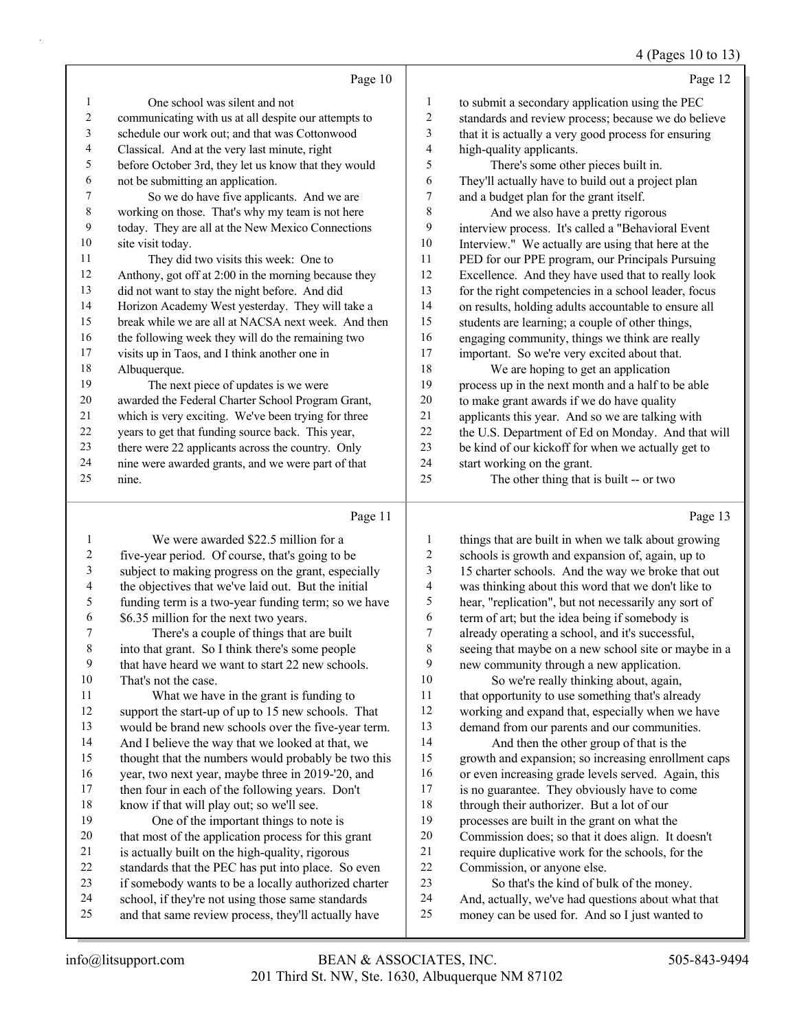Page 10

1 One school was silent and not
2 communicating with us at all despite our attempts to
3 schedule our work out; and that was Cottonwood
4 Classical. And at the very last minute, right
5 before October 3rd, they let us know that they would
6 not be submitting an application.
7 So we do have five applicants. And we are
8 working on those. That's why my team is not here
9 today. They are all at the New Mexico Connections
10 site visit today.
11 They did two visits this week: One to
12 Anthony, got off at 2:00 in the morning because they
13 did not want to stay the night before. And did
14 Horizon Academy West yesterday. They will take a
15 break while we are all at NACSA next week. And then
16 the following week they will do the remaining two
17 visits up in Taos, and I think another one in
18 Albuquerque.
19 The next piece of updates is we were
20 awarded the Federal Charter School Program Grant,
21 which is very exciting. We've been trying for three
22 years to get that funding source back. This year,
23 there were 22 applicants across the country. Only
24 nine were awarded grants, and we were part of that
25 nine.

Page 11

1 We were awarded $22.5 million for a
2 five-year period. Of course, that's going to be
3 subject to making progress on the grant, especially
4 the objectives that we've laid out. But the initial
5 funding term is a two-year funding term; so we have
6 $6.35 million for the next two years.
7 There's a couple of things that are built
8 into that grant. So I think there's some people
9 that have heard we want to start 22 new schools.
10 That's not the case.
11 What we have in the grant is funding to
12 support the start-up of up to 15 new schools. That
13 would be brand new schools over the five-year term.
14 And I believe the way that we looked at that, we
15 thought that the numbers would probably be two this
16 year, two next year, maybe three in 2019-'20, and
17 then four in each of the following years. Don't
18 know if that will play out; so we'll see.
19 One of the important things to note is
20 that most of the application process for this grant
21 is actually built on the high-quality, rigorous
22 standards that the PEC has put into place. So even
23 if somebody wants to be a locally authorized charter
24 school, if they're not using those same standards
25 and that same review process, they'll actually have

Page 12

1 to submit a secondary application using the PEC
2 standards and review process; because we do believe
3 that it is actually a very good process for ensuring
4 high-quality applicants.
5 There's some other pieces built in.
6 They'll actually have to build out a project plan
7 and a budget plan for the grant itself.
8 And we also have a pretty rigorous
9 interview process. It's called a "Behavioral Event
10 Interview." We actually are using that here at the
11 PED for our PPE program, our Principals Pursuing
12 Excellence. And they have used that to really look
13 for the right competencies in a school leader, focus
14 on results, holding adults accountable to ensure all
15 students are learning; a couple of other things,
16 engaging community, things we think are really
17 important. So we're very excited about that.
18 We are hoping to get an application
19 process up in the next month and a half to be able
20 to make grant awards if we do have quality
21 applicants this year. And so we are talking with
22 the U.S. Department of Ed on Monday. And that will
23 be kind of our kickoff for when we actually get to
24 start working on the grant.
25 The other thing that is built -- or two

Page 13

1 things that are built in when we talk about growing
2 schools is growth and expansion of, again, up to
3 15 charter schools. And the way we broke that out
4 was thinking about this word that we don't like to
5 hear, "replication", but not necessarily any sort of
6 term of art; but the idea being if somebody is
7 already operating a school, and it's successful,
8 seeing that maybe on a new school site or maybe in a
9 new community through a new application.
10 So we're really thinking about, again,
11 that opportunity to use something that's already
12 working and expand that, especially when we have
13 demand from our parents and our communities.
14 And then the other group of that is the
15 growth and expansion; so increasing enrollment caps
16 or even increasing grade levels served. Again, this
17 is no guarantee. They obviously have to come
18 through their authorizer. But a lot of our
19 processes are built in the grant on what the
20 Commission does; so that it does align. It doesn't
21 require duplicative work for the schools, for the
22 Commission, or anyone else.
23 So that's the kind of bulk of the money.
24 And, actually, we've had questions about what that
25 money can be used for. And so I just wanted to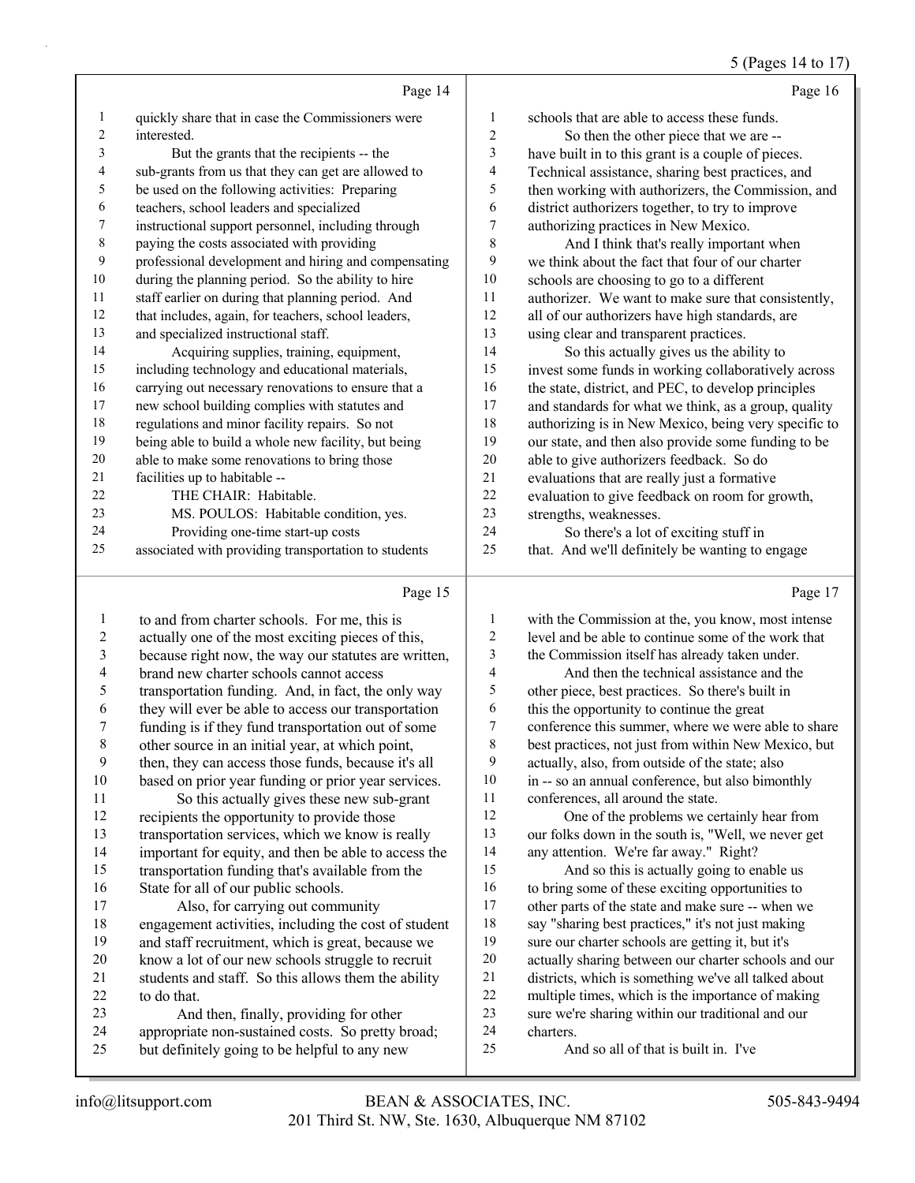Page 14

1 quickly share that in case the Commissioners were
2 interested.
3 But the grants that the recipients -- the
4 sub-grants from us that they can get are allowed to
5 be used on the following activities: Preparing
6 teachers, school leaders and specialized
7 instructional support personnel, including through
8 paying the costs associated with providing
9 professional development and hiring and compensating
10 during the planning period. So the ability to hire
11 staff earlier on during that planning period. And
12 that includes, again, for teachers, school leaders,
13 and specialized instructional staff.
14 Acquiring supplies, training, equipment,
15 including technology and educational materials,
16 carrying out necessary renovations to ensure that a
17 new school building complies with statutes and
18 regulations and minor facility repairs. So not
19 being able to build a whole new facility, but being
20 able to make some renovations to bring those
21 facilities up to habitable --
22 THE CHAIR: Habitable.
23 MS. POULOS: Habitable condition, yes.
24 Providing one-time start-up costs
25 associated with providing transportation to students

Page 15

1 to and from charter schools. For me, this is
2 actually one of the most exciting pieces of this,
3 because right now, the way our statutes are written,
4 brand new charter schools cannot access
5 transportation funding. And, in fact, the only way
6 they will ever be able to access our transportation
7 funding is if they fund transportation out of some
8 other source in an initial year, at which point,
9 then, they can access those funds, because it's all
10 based on prior year funding or prior year services.
11 So this actually gives these new sub-grant
12 recipients the opportunity to provide those
13 transportation services, which we know is really
14 important for equity, and then be able to access the
15 transportation funding that's available from the
16 State for all of our public schools.
17 Also, for carrying out community
18 engagement activities, including the cost of student
19 and staff recruitment, which is great, because we
20 know a lot of our new schools struggle to recruit
21 students and staff. So this allows them the ability
22 to do that.
23 And then, finally, providing for other
24 appropriate non-sustained costs. So pretty broad;
25 but definitely going to be helpful to any new

Page 16

1 schools that are able to access these funds.
2 So then the other piece that we are --
3 have built in to this grant is a couple of pieces.
4 Technical assistance, sharing best practices, and
5 then working with authorizers, the Commission, and
6 district authorizers together, to try to improve
7 authorizing practices in New Mexico.
8 And I think that's really important when
9 we think about the fact that four of our charter
10 schools are choosing to go to a different
11 authorizer. We want to make sure that consistently,
12 all of our authorizers have high standards, are
13 using clear and transparent practices.
14 So this actually gives us the ability to
15 invest some funds in working collaboratively across
16 the state, district, and PEC, to develop principles
17 and standards for what we think, as a group, quality
18 authorizing is in New Mexico, being very specific to
19 our state, and then also provide some funding to be
20 able to give authorizers feedback. So do
21 evaluations that are really just a formative
22 evaluation to give feedback on room for growth,
23 strengths, weaknesses.
24 So there's a lot of exciting stuff in
25 that. And we'll definitely be wanting to engage

Page 17

1 with the Commission at the, you know, most intense
2 level and be able to continue some of the work that
3 the Commission itself has already taken under.
4 And then the technical assistance and the
5 other piece, best practices. So there's built in
6 this the opportunity to continue the great
7 conference this summer, where we were able to share
8 best practices, not just from within New Mexico, but
9 actually, also, from outside of the state; also
10 in -- so an annual conference, but also bimonthly
11 conferences, all around the state.
12 One of the problems we certainly hear from
13 our folks down in the south is, "Well, we never get
14 any attention. We're far away." Right?
15 And so this is actually going to enable us
16 to bring some of these exciting opportunities to
17 other parts of the state and make sure -- when we
18 say "sharing best practices," it's not just making
19 sure our charter schools are getting it, but it's
20 actually sharing between our charter schools and our
21 districts, which is something we've all talked about
22 multiple times, which is the importance of making
23 sure we're sharing within our traditional and our
24 charters.
25 And so all of that is built in. I've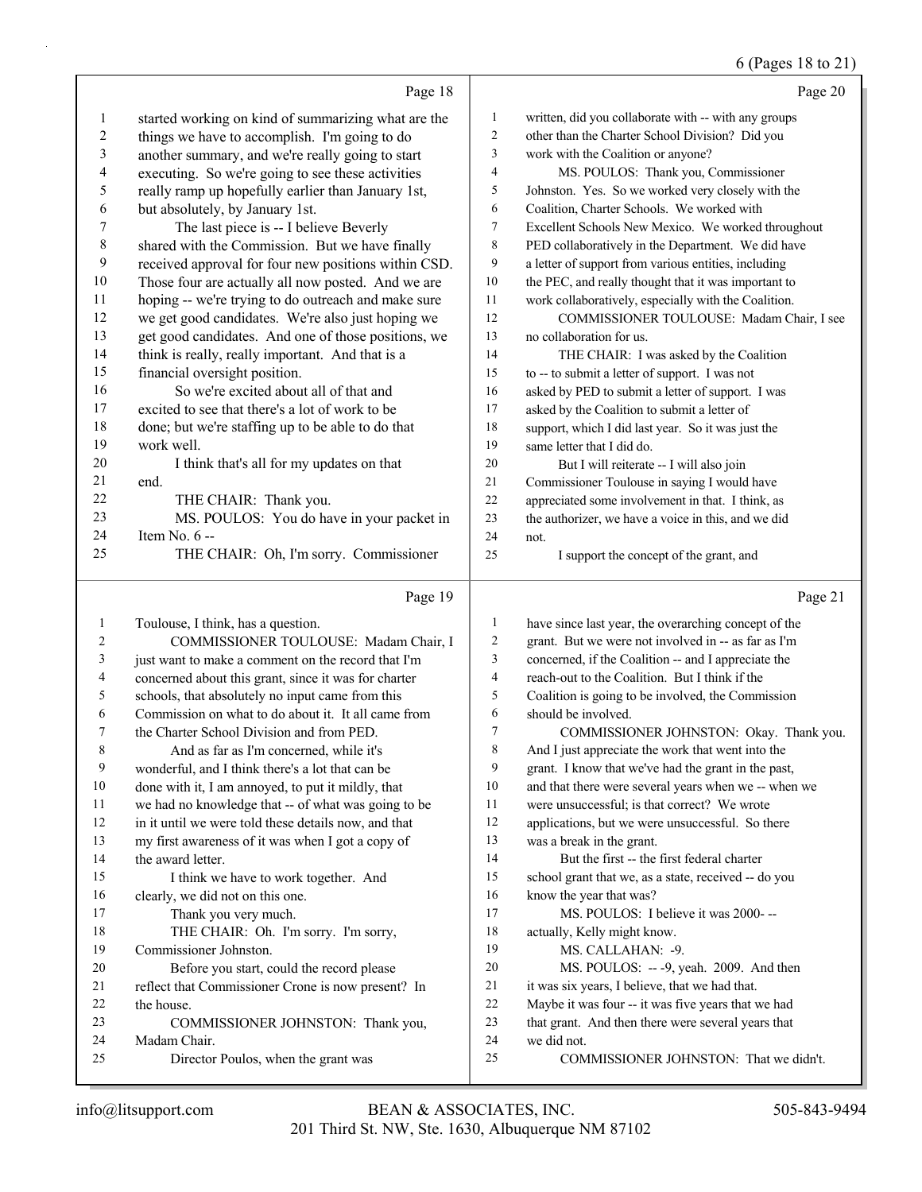Page 18

1 started working on kind of summarizing what are the
2 things we have to accomplish. I'm going to do
3 another summary, and we're really going to start
4 executing. So we're going to see these activities
5 really ramp up hopefully earlier than January 1st,
6 but absolutely, by January 1st.
7 The last piece is -- I believe Beverly
8 shared with the Commission. But we have finally
9 received approval for four new positions within CSD.
10 Those four are actually all now posted. And we are
11 hoping -- we're trying to do outreach and make sure
12 we get good candidates. We're also just hoping we
13 get good candidates. And one of those positions, we
14 think is really, really important. And that is a
15 financial oversight position.
16 So we're excited about all of that and
17 excited to see that there's a lot of work to be
18 done; but we're staffing up to be able to do that
19 work well.
20 I think that's all for my updates on that
21 end.
22 THE CHAIR: Thank you.
23 MS. POULOS: You do have in your packet in
24 Item No. 6 --
25 THE CHAIR: Oh, I'm sorry. Commissioner

Page 19

1 Toulouse, I think, has a question.
2 COMMISSIONER TOULOUSE: Madam Chair, I
3 just want to make a comment on the record that I'm
4 concerned about this grant, since it was for charter
5 schools, that absolutely no input came from this
6 Commission on what to do about it. It all came from
7 the Charter School Division and from PED.
8 And as far as I'm concerned, while it's
9 wonderful, and I think there's a lot that can be
10 done with it, I am annoyed, to put it mildly, that
11 we had no knowledge that -- of what was going to be
12 in it until we were told these details now, and that
13 my first awareness of it was when I got a copy of
14 the award letter.
15 I think we have to work together. And
16 clearly, we did not on this one.
17 Thank you very much.
18 THE CHAIR: Oh. I'm sorry. I'm sorry,
19 Commissioner Johnston.
20 Before you start, could the record please
21 reflect that Commissioner Crone is now present? In
22 the house.
23 COMMISSIONER JOHNSTON: Thank you,
24 Madam Chair.
25 Director Poulos, when the grant was

Page 20

1 written, did you collaborate with -- with any groups
2 other than the Charter School Division? Did you
3 work with the Coalition or anyone?
4 MS. POULOS: Thank you, Commissioner
5 Johnston. Yes. So we worked very closely with the
6 Coalition, Charter Schools. We worked with
7 Excellent Schools New Mexico. We worked throughout
8 PED collaboratively in the Department. We did have
9 a letter of support from various entities, including
10 the PEC, and really thought that it was important to
11 work collaboratively, especially with the Coalition.
12 COMMISSIONER TOULOUSE: Madam Chair, I see
13 no collaboration for us.
14 THE CHAIR: I was asked by the Coalition
15 to -- to submit a letter of support. I was not
16 asked by PED to submit a letter of support. I was
17 asked by the Coalition to submit a letter of
18 support, which I did last year. So it was just the
19 same letter that I did do.
20 But I will reiterate -- I will also join
21 Commissioner Toulouse in saying I would have
22 appreciated some involvement in that. I think, as
23 the authorizer, we have a voice in this, and we did
24 not.
25 I support the concept of the grant, and

Page 21

1 have since last year, the overarching concept of the
2 grant. But we were not involved in -- as far as I'm
3 concerned, if the Coalition -- and I appreciate the
4 reach-out to the Coalition. But I think if the
5 Coalition is going to be involved, the Commission
6 should be involved.
7 COMMISSIONER JOHNSTON: Okay. Thank you.
8 And I just appreciate the work that went into the
9 grant. I know that we've had the grant in the past,
10 and that there were several years when we -- when we
11 were unsuccessful; is that correct? We wrote
12 applications, but we were unsuccessful. So there
13 was a break in the grant.
14 But the first -- the first federal charter
15 school grant that we, as a state, received -- do you
16 know the year that was?
17 MS. POULOS: I believe it was 2000- --
18 actually, Kelly might know.
19 MS. CALLAHAN: -9.
20 MS. POULOS: -- -9, yeah. 2009. And then
21 it was six years, I believe, that we had that.
22 Maybe it was four -- it was five years that we had
23 that grant. And then there were several years that
24 we did not.
25 COMMISSIONER JOHNSTON: That we didn't.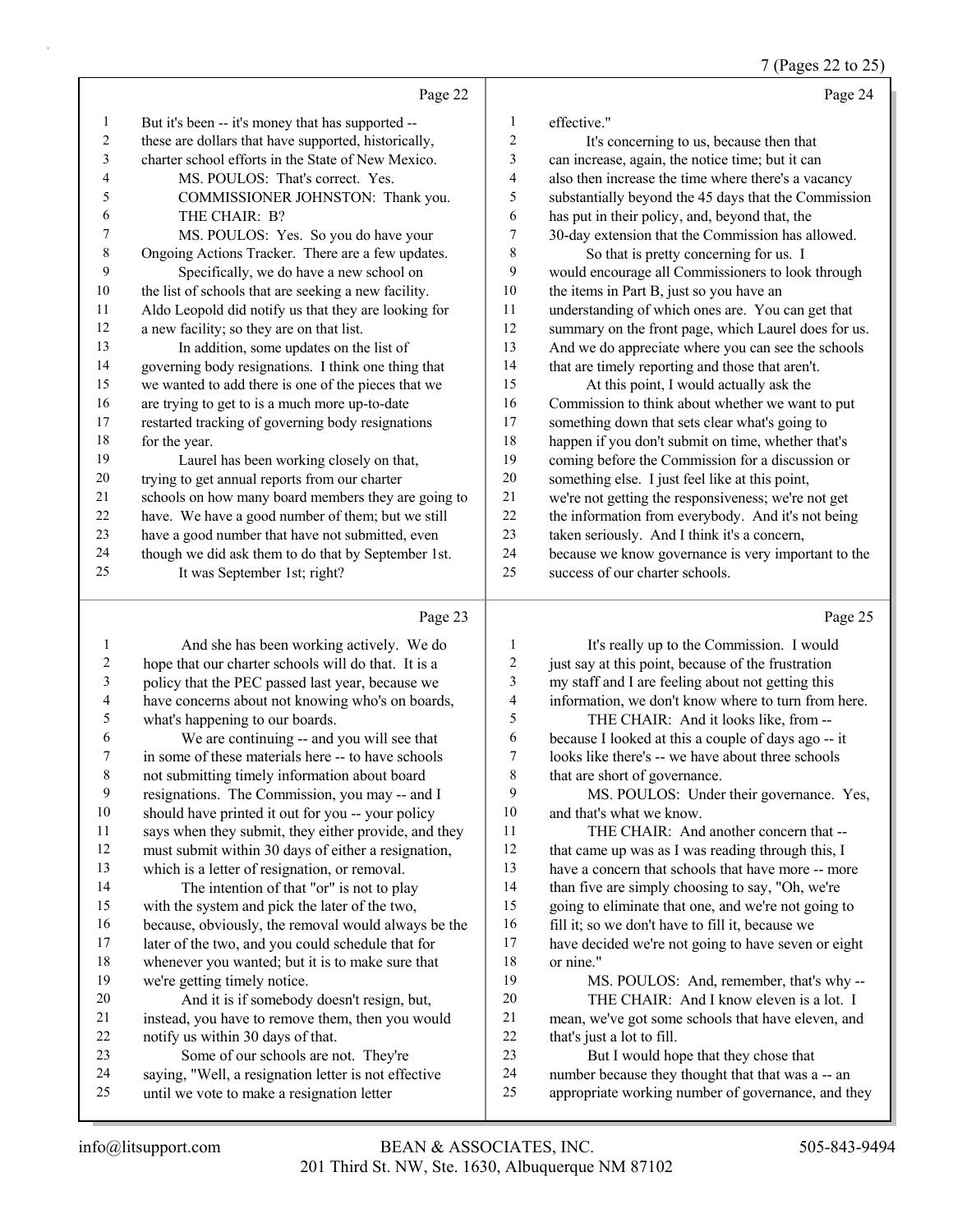Page 22

1 But it's been -- it's money that has supported --
2 these are dollars that have supported, historically,
3 charter school efforts in the State of New Mexico.
4 MS. POULOS: That's correct. Yes.
5 COMMISSIONER JOHNSTON: Thank you.
6 THE CHAIR: B?
7 MS. POULOS: Yes. So you do have your
8 Ongoing Actions Tracker. There are a few updates.
9 Specifically, we do have a new school on
10 the list of schools that are seeking a new facility.
11 Aldo Leopold did notify us that they are looking for
12 a new facility; so they are on that list.
13 In addition, some updates on the list of
14 governing body resignations. I think one thing that
15 we wanted to add there is one of the pieces that we
16 are trying to get to is a much more up-to-date
17 restarted tracking of governing body resignations
18 for the year.
19 Laurel has been working closely on that,
20 trying to get annual reports from our charter
21 schools on how many board members they are going to
22 have. We have a good number of them; but we still
23 have a good number that have not submitted, even
24 though we did ask them to do that by September 1st.
25 It was September 1st; right?

Page 23

1 And she has been working actively. We do
2 hope that our charter schools will do that. It is a
3 policy that the PEC passed last year, because we
4 have concerns about not knowing who's on boards,
5 what's happening to our boards.
6 We are continuing -- and you will see that
7 in some of these materials here -- to have schools
8 not submitting timely information about board
9 resignations. The Commission, you may -- and I
10 should have printed it out for you -- your policy
11 says when they submit, they either provide, and they
12 must submit within 30 days of either a resignation,
13 which is a letter of resignation, or removal.
14 The intention of that "or" is not to play
15 with the system and pick the later of the two,
16 because, obviously, the removal would always be the
17 later of the two, and you could schedule that for
18 whenever you wanted; but it is to make sure that
19 we're getting timely notice.
20 And it is if somebody doesn't resign, but,
21 instead, you have to remove them, then you would
22 notify us within 30 days of that.
23 Some of our schools are not. They're
24 saying, "Well, a resignation letter is not effective
25 until we vote to make a resignation letter

Page 24

1 effective."
2 It's concerning to us, because then that
3 can increase, again, the notice time; but it can
4 also then increase the time where there's a vacancy
5 substantially beyond the 45 days that the Commission
6 has put in their policy, and, beyond that, the
7 30-day extension that the Commission has allowed.
8 So that is pretty concerning for us. I
9 would encourage all Commissioners to look through
10 the items in Part B, just so you have an
11 understanding of which ones are. You can get that
12 summary on the front page, which Laurel does for us.
13 And we do appreciate where you can see the schools
14 that are timely reporting and those that aren't.
15 At this point, I would actually ask the
16 Commission to think about whether we want to put
17 something down that sets clear what's going to
18 happen if you don't submit on time, whether that's
19 coming before the Commission for a discussion or
20 something else. I just feel like at this point,
21 we're not getting the responsiveness; we're not get
22 the information from everybody. And it's not being
23 taken seriously. And I think it's a concern,
24 because we know governance is very important to the
25 success of our charter schools.

Page 25

1 It's really up to the Commission. I would
2 just say at this point, because of the frustration
3 my staff and I are feeling about not getting this
4 information, we don't know where to turn from here.
5 THE CHAIR: And it looks like, from --
6 because I looked at this a couple of days ago -- it
7 looks like there's -- we have about three schools
8 that are short of governance.
9 MS. POULOS: Under their governance. Yes,
10 and that's what we know.
11 THE CHAIR: And another concern that --
12 that came up was as I was reading through this, I
13 have a concern that schools that have more -- more
14 than five are simply choosing to say, "Oh, we're
15 going to eliminate that one, and we're not going to
16 fill it; so we don't have to fill it, because we
17 have decided we're not going to have seven or eight
18 or nine."
19 MS. POULOS: And, remember, that's why --
20 THE CHAIR: And I know eleven is a lot. I
21 mean, we've got some schools that have eleven, and
22 that's just a lot to fill.
23 But I would hope that they chose that
24 number because they thought that that was a -- an
25 appropriate working number of governance, and they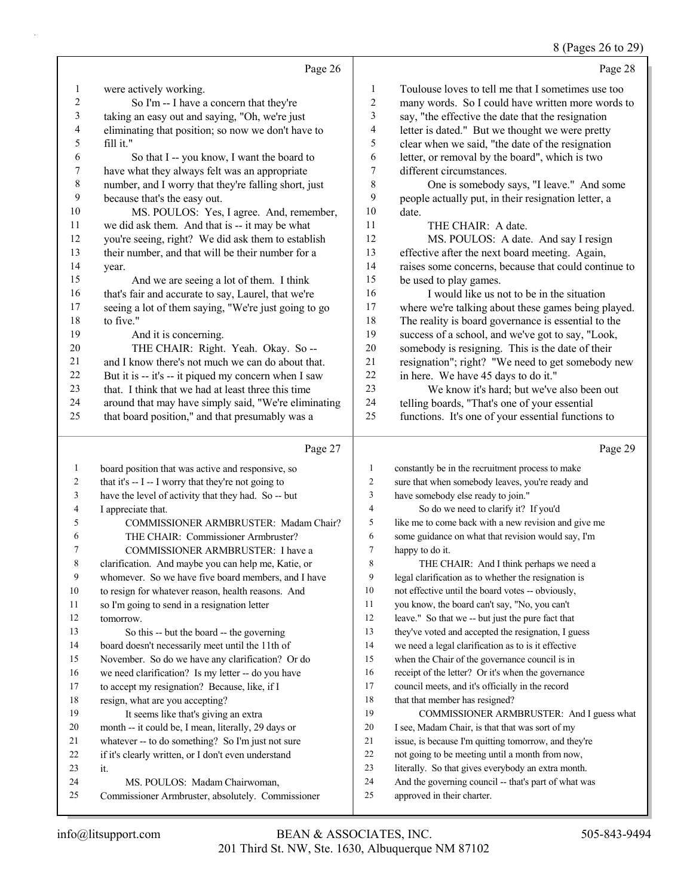Page 26

were actively working.

So I'm -- I have a concern that they're taking an easy out and saying, "Oh, we're just eliminating that position; so now we don't have to fill it."

So that I -- you know, I want the board to have what they always felt was an appropriate number, and I worry that they're falling short, just because that's the easy out.

MS. POULOS: Yes, I agree. And, remember, we did ask them. And that is -- it may be what you're seeing, right? We did ask them to establish their number, and that will be their number for a year.

And we are seeing a lot of them. I think that's fair and accurate to say, Laurel, that we're seeing a lot of them saying, "We're just going to go to five."

And it is concerning.

THE CHAIR: Right. Yeah. Okay. So -- and I know there's not much we can do about that. But it is -- it's -- it piqued my concern when I saw that. I think that we had at least three this time around that may have simply said, "We're eliminating that board position," and that presumably was a

Page 27

board position that was active and responsive, so that it's -- I -- I worry that they're not going to have the level of activity that they had. So -- but I appreciate that.

COMMISSIONER ARMBRUSTER: Madam Chair?

THE CHAIR: Commissioner Armbruster?

COMMISSIONER ARMBRUSTER: I have a clarification. And maybe you can help me, Katie, or whomever. So we have five board members, and I have to resign for whatever reason, health reasons. And so I'm going to send in a resignation letter tomorrow.

So this -- but the board -- the governing board doesn't necessarily meet until the 11th of November. So do we have any clarification? Or do we need clarification? Is my letter -- do you have to accept my resignation? Because, like, if I resign, what are you accepting?

It seems like that's giving an extra month -- it could be, I mean, literally, 29 days or whatever -- to do something? So I'm just not sure if it's clearly written, or I don't even understand it.

MS. POULOS: Madam Chairwoman, Commissioner Armbruster, absolutely. Commissioner

Page 28

Toulouse loves to tell me that I sometimes use too many words. So I could have written more words to say, "the effective the date that the resignation letter is dated." But we thought we were pretty clear when we said, "the date of the resignation letter, or removal by the board", which is two different circumstances.

One is somebody says, "I leave." And some people actually put, in their resignation letter, a date.

THE CHAIR: A date.

MS. POULOS: A date. And say I resign effective after the next board meeting. Again, raises some concerns, because that could continue to be used to play games.

I would like us not to be in the situation where we're talking about these games being played. The reality is board governance is essential to the success of a school, and we've got to say, "Look, somebody is resigning. This is the date of their resignation"; right? "We need to get somebody new in here. We have 45 days to do it."

We know it's hard; but we've also been out telling boards, "That's one of your essential functions. It's one of your essential functions to

Page 29

constantly be in the recruitment process to make sure that when somebody leaves, you're ready and have somebody else ready to join."

So do we need to clarify it? If you'd like me to come back with a new revision and give me some guidance on what that revision would say, I'm happy to do it.

THE CHAIR: And I think perhaps we need a legal clarification as to whether the resignation is not effective until the board votes -- obviously, you know, the board can't say, "No, you can't leave." So that we -- but just the pure fact that they've voted and accepted the resignation, I guess we need a legal clarification as to is it effective when the Chair of the governance council is in receipt of the letter? Or it's when the governance council meets, and it's officially in the record that that member has resigned?

COMMISSIONER ARMBRUSTER: And I guess what I see, Madam Chair, is that that was sort of my issue, is because I'm quitting tomorrow, and they're not going to be meeting until a month from now, literally. So that gives everybody an extra month. And the governing council -- that's part of what was approved in their charter.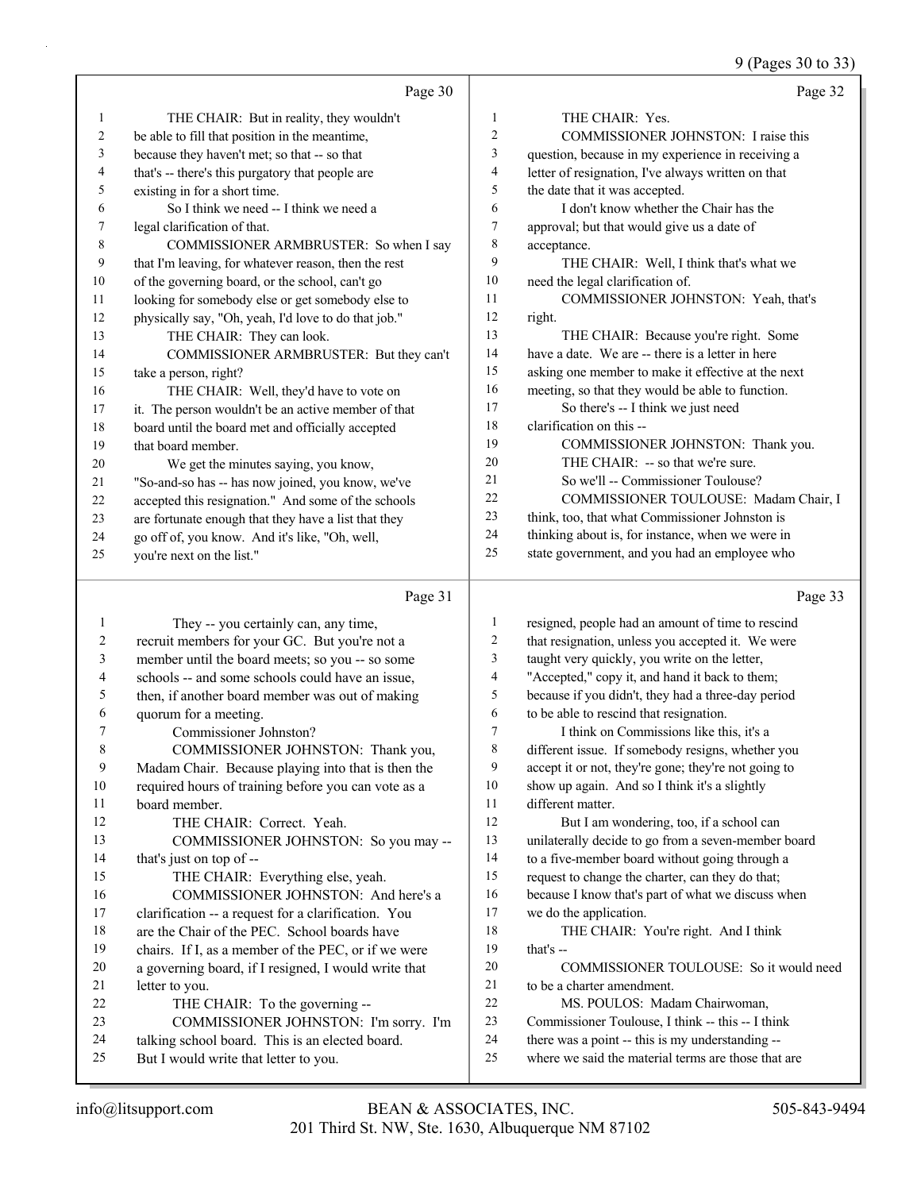THE CHAIR: But in reality, they wouldn't be able to fill that position in the meantime, because they haven't met; so that -- so that that's -- there's this purgatory that people are existing in for a short time.

So I think we need -- I think we need a legal clarification of that.

COMMISSIONER ARMBRUSTER: So when I say that I'm leaving, for whatever reason, then the rest of the governing board, or the school, can't go looking for somebody else or get somebody else to physically say, "Oh, yeah, I'd love to do that job."

THE CHAIR: They can look.

COMMISSIONER ARMBRUSTER: But they can't take a person, right?

THE CHAIR: Well, they'd have to vote on it. The person wouldn't be an active member of that board until the board met and officially accepted that board member.

We get the minutes saying, you know, "So-and-so has -- has now joined, you know, we've accepted this resignation." And some of the schools are fortunate enough that they have a list that they go off of, you know. And it's like, "Oh, well, you're next on the list."

They -- you certainly can, any time, recruit members for your GC. But you're not a member until the board meets; so you -- so some schools -- and some schools could have an issue, then, if another board member was out of making quorum for a meeting.

Commissioner Johnston?

COMMISSIONER JOHNSTON: Thank you, Madam Chair. Because playing into that is then the required hours of training before you can vote as a board member.

THE CHAIR: Correct. Yeah.

COMMISSIONER JOHNSTON: So you may -- that's just on top of --

THE CHAIR: Everything else, yeah.

COMMISSIONER JOHNSTON: And here's a clarification -- a request for a clarification. You are the Chair of the PEC. School boards have chairs. If I, as a member of the PEC, or if we were a governing board, if I resigned, I would write that letter to you.

THE CHAIR: To the governing --

COMMISSIONER JOHNSTON: I'm sorry. I'm talking school board. This is an elected board. But I would write that letter to you.

THE CHAIR: Yes.

COMMISSIONER JOHNSTON: I raise this question, because in my experience in receiving a letter of resignation, I've always written on that the date that it was accepted.

I don't know whether the Chair has the approval; but that would give us a date of acceptance.

THE CHAIR: Well, I think that's what we need the legal clarification of.

COMMISSIONER JOHNSTON: Yeah, that's right.

THE CHAIR: Because you're right. Some have a date. We are -- there is a letter in here asking one member to make it effective at the next meeting, so that they would be able to function.

So there's -- I think we just need clarification on this --

COMMISSIONER JOHNSTON: Thank you.

THE CHAIR: -- so that we're sure.

So we'll -- Commissioner Toulouse?

COMMISSIONER TOULOUSE: Madam Chair, I think, too, that what Commissioner Johnston is thinking about is, for instance, when we were in state government, and you had an employee who resigned, people had an amount of time to rescind that resignation, unless you accepted it. We were taught very quickly, you write on the letter, "Accepted," copy it, and hand it back to them; because if you didn't, they had a three-day period to be able to rescind that resignation.

I think on Commissions like this, it's a different issue. If somebody resigns, whether you accept it or not, they're gone; they're not going to show up again. And so I think it's a slightly different matter.

But I am wondering, too, if a school can unilaterally decide to go from a seven-member board to a five-member board without going through a request to change the charter, can they do that; because I know that's part of what we discuss when we do the application.

THE CHAIR: You're right. And I think that's --

COMMISSIONER TOULOUSE: So it would need to be a charter amendment.

MS. POULOS: Madam Chairwoman, Commissioner Toulouse, I think -- this -- I think there was a point -- this is my understanding -- where we said the material terms are those that are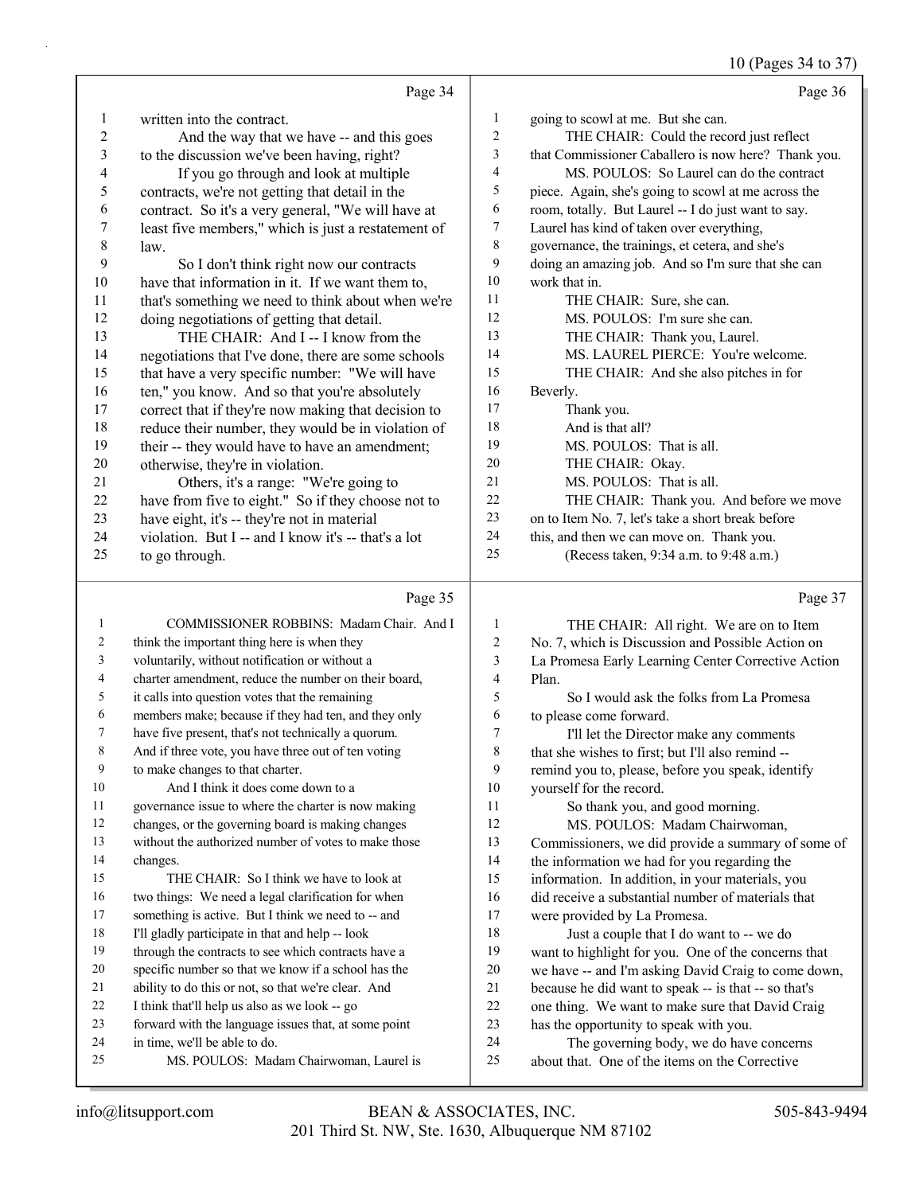Page 34

written into the contract.

And the way that we have -- and this goes to the discussion we've been having, right?

If you go through and look at multiple contracts, we're not getting that detail in the contract. So it's a very general, "We will have at least five members," which is just a restatement of law.

So I don't think right now our contracts have that information in it. If we want them to, that's something we need to think about when we're doing negotiations of getting that detail.

THE CHAIR: And I -- I know from the negotiations that I've done, there are some schools that have a very specific number: "We will have ten," you know. And so that you're absolutely correct that if they're now making that decision to reduce their number, they would be in violation of their -- they would have to have an amendment; otherwise, they're in violation.

Others, it's a range: "We're going to have from five to eight." So if they choose not to have eight, it's -- they're not in material violation. But I -- and I know it's -- that's a lot to go through.

Page 35

COMMISSIONER ROBBINS: Madam Chair. And I think the important thing here is when they voluntarily, without notification or without a charter amendment, reduce the number on their board, it calls into question votes that the remaining members make; because if they had ten, and they only have five present, that's not technically a quorum. And if three vote, you have three out of ten voting to make changes to that charter.

And I think it does come down to a governance issue to where the charter is now making changes, or the governing board is making changes without the authorized number of votes to make those changes.

THE CHAIR: So I think we have to look at two things: We need a legal clarification for when something is active. But I think we need to -- and I'll gladly participate in that and help -- look through the contracts to see which contracts have a specific number so that we know if a school has the ability to do this or not, so that we're clear. And I think that'll help us also as we look -- go forward with the language issues that, at some point in time, we'll be able to do.

MS. POULOS: Madam Chairwoman, Laurel is going to scowl at me. But she can.

Page 36

THE CHAIR: Could the record just reflect that Commissioner Caballero is now here? Thank you.

MS. POULOS: So Laurel can do the contract piece. Again, she's going to scowl at me across the room, totally. But Laurel -- I do just want to say. Laurel has kind of taken over everything, governance, the trainings, et cetera, and she's doing an amazing job. And so I'm sure that she can work that in.

THE CHAIR: Sure, she can.

MS. POULOS: I'm sure she can.

THE CHAIR: Thank you, Laurel.

MS. LAUREL PIERCE: You're welcome.

THE CHAIR: And she also pitches in for Beverly.

Thank you.

And is that all?

MS. POULOS: That is all.

THE CHAIR: Okay.

MS. POULOS: That is all.

THE CHAIR: Thank you. And before we move on to Item No. 7, let's take a short break before this, and then we can move on. Thank you.

(Recess taken, 9:34 a.m. to 9:48 a.m.)

Page 37

THE CHAIR: All right. We are on to Item No. 7, which is Discussion and Possible Action on La Promesa Early Learning Center Corrective Action Plan.

So I would ask the folks from La Promesa to please come forward.

I'll let the Director make any comments that she wishes to first; but I'll also remind -- remind you to, please, before you speak, identify yourself for the record.

So thank you, and good morning.

MS. POULOS: Madam Chairwoman, Commissioners, we did provide a summary of some of the information we had for you regarding the information. In addition, in your materials, you did receive a substantial number of materials that were provided by La Promesa.

Just a couple that I do want to -- we do want to highlight for you. One of the concerns that we have -- and I'm asking David Craig to come down, because he did want to speak -- is that -- so that's one thing. We want to make sure that David Craig has the opportunity to speak with you.

The governing body, we do have concerns about that. One of the items on the Corrective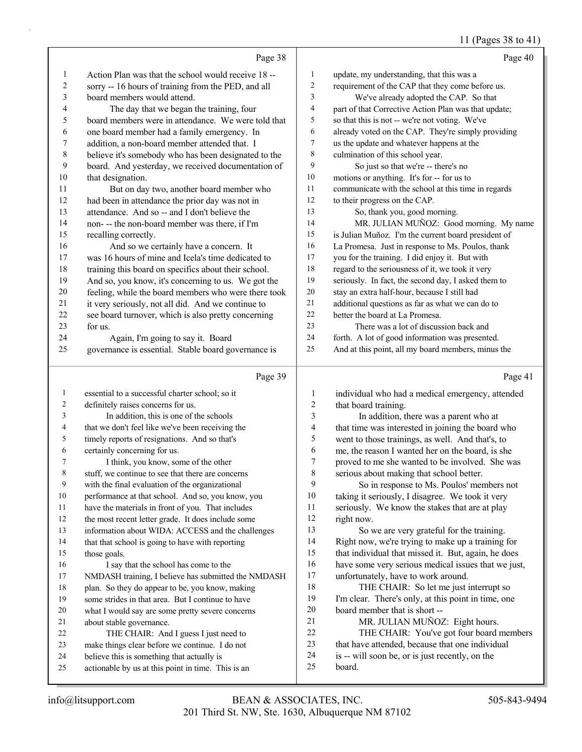Action Plan was that the school would receive 18 -- sorry -- 16 hours of training from the PED, and all board members would attend.

The day that we began the training, four board members were in attendance. We were told that one board member had a family emergency. In addition, a non-board member attended that. I believe it's somebody who has been designated to the board. And yesterday, we received documentation of that designation.

But on day two, another board member who had been in attendance the prior day was not in attendance. And so -- and I don't believe the non- -- the non-board member was there, if I'm recalling correctly.

And so we certainly have a concern. It was 16 hours of mine and Icela's time dedicated to training this board on specifics about their school. And so, you know, it's concerning to us. We got the feeling, while the board members who were there took it very seriously, not all did. And we continue to see board turnover, which is also pretty concerning for us.

Again, I'm going to say it. Board governance is essential. Stable board governance is essential to a successful charter school; so it definitely raises concerns for us.

In addition, this is one of the schools that we don't feel like we've been receiving the timely reports of resignations. And so that's certainly concerning for us.

I think, you know, some of the other stuff, we continue to see that there are concerns with the final evaluation of the organizational performance at that school. And so, you know, you have the materials in front of you. That includes the most recent letter grade. It does include some information about WIDA: ACCESS and the challenges that that school is going to have with reporting those goals.

I say that the school has come to the NMDASH training, I believe has submitted the NMDASH plan. So they do appear to be, you know, making some strides in that area. But I continue to have what I would say are some pretty severe concerns about stable governance.

THE CHAIR: And I guess I just need to make things clear before we continue. I do not believe this is something that actually is actionable by us at this point in time. This is an update, my understanding, that this was a requirement of the CAP that they come before us.

We've already adopted the CAP. So that part of that Corrective Action Plan was that update; so that this is not -- we're not voting. We've already voted on the CAP. They're simply providing us the update and whatever happens at the culmination of this school year.

So just so that we're -- there's no motions or anything. It's for -- for us to communicate with the school at this time in regards to their progress on the CAP.

So, thank you, good morning.

MR. JULIAN MUÑOZ: Good morning. My name is Julian Muñoz. I'm the current board president of La Promesa. Just in response to Ms. Poulos, thank you for the training. I did enjoy it. But with regard to the seriousness of it, we took it very seriously. In fact, the second day, I asked them to stay an extra half-hour, because I still had additional questions as far as what we can do to better the board at La Promesa.

There was a lot of discussion back and forth. A lot of good information was presented. And at this point, all my board members, minus the individual who had a medical emergency, attended that board training.

In addition, there was a parent who at that time was interested in joining the board who went to those trainings, as well. And that's, to me, the reason I wanted her on the board, is she proved to me she wanted to be involved. She was serious about making that school better.

So in response to Ms. Poulos' members not taking it seriously, I disagree. We took it very seriously. We know the stakes that are at play right now.

So we are very grateful for the training. Right now, we're trying to make up a training for that individual that missed it. But, again, he does have some very serious medical issues that we just, unfortunately, have to work around.

THE CHAIR: So let me just interrupt so I'm clear. There's only, at this point in time, one board member that is short --

MR. JULIAN MUÑOZ: Eight hours.

THE CHAIR: You've got four board members that have attended, because that one individual is -- will soon be, or is just recently, on the board.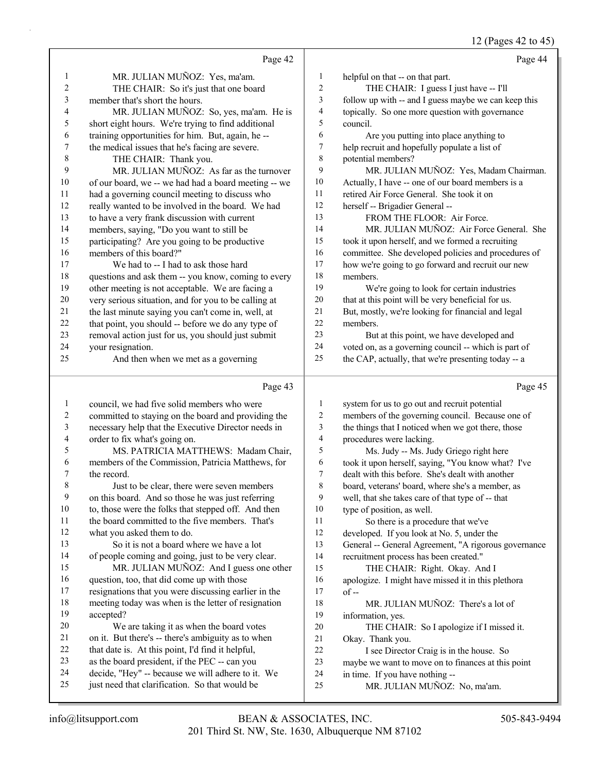Page 42

1 MR. JULIAN MUÑOZ: Yes, ma'am.
2 THE CHAIR: So it's just that one board
3 member that's short the hours.
4 MR. JULIAN MUÑOZ: So, yes, ma'am. He is
5 short eight hours. We're trying to find additional
6 training opportunities for him. But, again, he --
7 the medical issues that he's facing are severe.
8 THE CHAIR: Thank you.
9 MR. JULIAN MUÑOZ: As far as the turnover
10 of our board, we -- we had had a board meeting -- we
11 had a governing council meeting to discuss who
12 really wanted to be involved in the board. We had
13 to have a very frank discussion with current
14 members, saying, "Do you want to still be
15 participating? Are you going to be productive
16 members of this board?"
17 We had to -- I had to ask those hard
18 questions and ask them -- you know, coming to every
19 other meeting is not acceptable. We are facing a
20 very serious situation, and for you to be calling at
21 the last minute saying you can't come in, well, at
22 that point, you should -- before we do any type of
23 removal action just for us, you should just submit
24 your resignation.
25 And then when we met as a governing

Page 43

1 council, we had five solid members who were
2 committed to staying on the board and providing the
3 necessary help that the Executive Director needs in
4 order to fix what's going on.
5 MS. PATRICIA MATTHEWS: Madam Chair,
6 members of the Commission, Patricia Matthews, for
7 the record.
8 Just to be clear, there were seven members
9 on this board. And so those he was just referring
10 to, those were the folks that stepped off. And then
11 the board committed to the five members. That's
12 what you asked them to do.
13 So it is not a board where we have a lot
14 of people coming and going, just to be very clear.
15 MR. JULIAN MUÑOZ: And I guess one other
16 question, too, that did come up with those
17 resignations that you were discussing earlier in the
18 meeting today was when is the letter of resignation
19 accepted?
20 We are taking it as when the board votes
21 on it. But there's -- there's ambiguity as to when
22 that date is. At this point, I'd find it helpful,
23 as the board president, if the PEC -- can you
24 decide, "Hey" -- because we will adhere to it. We
25 just need that clarification. So that would be

Page 44

1 helpful on that -- on that part.
2 THE CHAIR: I guess I just have -- I'll
3 follow up with -- and I guess maybe we can keep this
4 topically. So one more question with governance
5 council.
6 Are you putting into place anything to
7 help recruit and hopefully populate a list of
8 potential members?
9 MR. JULIAN MUÑOZ: Yes, Madam Chairman.
10 Actually, I have -- one of our board members is a
11 retired Air Force General. She took it on
12 herself -- Brigadier General --
13 FROM THE FLOOR: Air Force.
14 MR. JULIAN MUÑOZ: Air Force General. She
15 took it upon herself, and we formed a recruiting
16 committee. She developed policies and procedures of
17 how we're going to go forward and recruit our new
18 members.
19 We're going to look for certain industries
20 that at this point will be very beneficial for us.
21 But, mostly, we're looking for financial and legal
22 members.
23 But at this point, we have developed and
24 voted on, as a governing council -- which is part of
25 the CAP, actually, that we're presenting today -- a

Page 45

1 system for us to go out and recruit potential
2 members of the governing council. Because one of
3 the things that I noticed when we got there, those
4 procedures were lacking.
5 Ms. Judy -- Ms. Judy Griego right here
6 took it upon herself, saying, "You know what? I've
7 dealt with this before. She's dealt with another
8 board, veterans' board, where she's a member, as
9 well, that she takes care of that type of -- that
10 type of position, as well.
11 So there is a procedure that we've
12 developed. If you look at No. 5, under the
13 General -- General Agreement, "A rigorous governance
14 recruitment process has been created."
15 THE CHAIR: Right. Okay. And I
16 apologize. I might have missed it in this plethora
17 of --
18 MR. JULIAN MUÑOZ: There's a lot of
19 information, yes.
20 THE CHAIR: So I apologize if I missed it.
21 Okay. Thank you.
22 I see Director Craig is in the house. So
23 maybe we want to move on to finances at this point
24 in time. If you have nothing --
25 MR. JULIAN MUÑOZ: No, ma'am.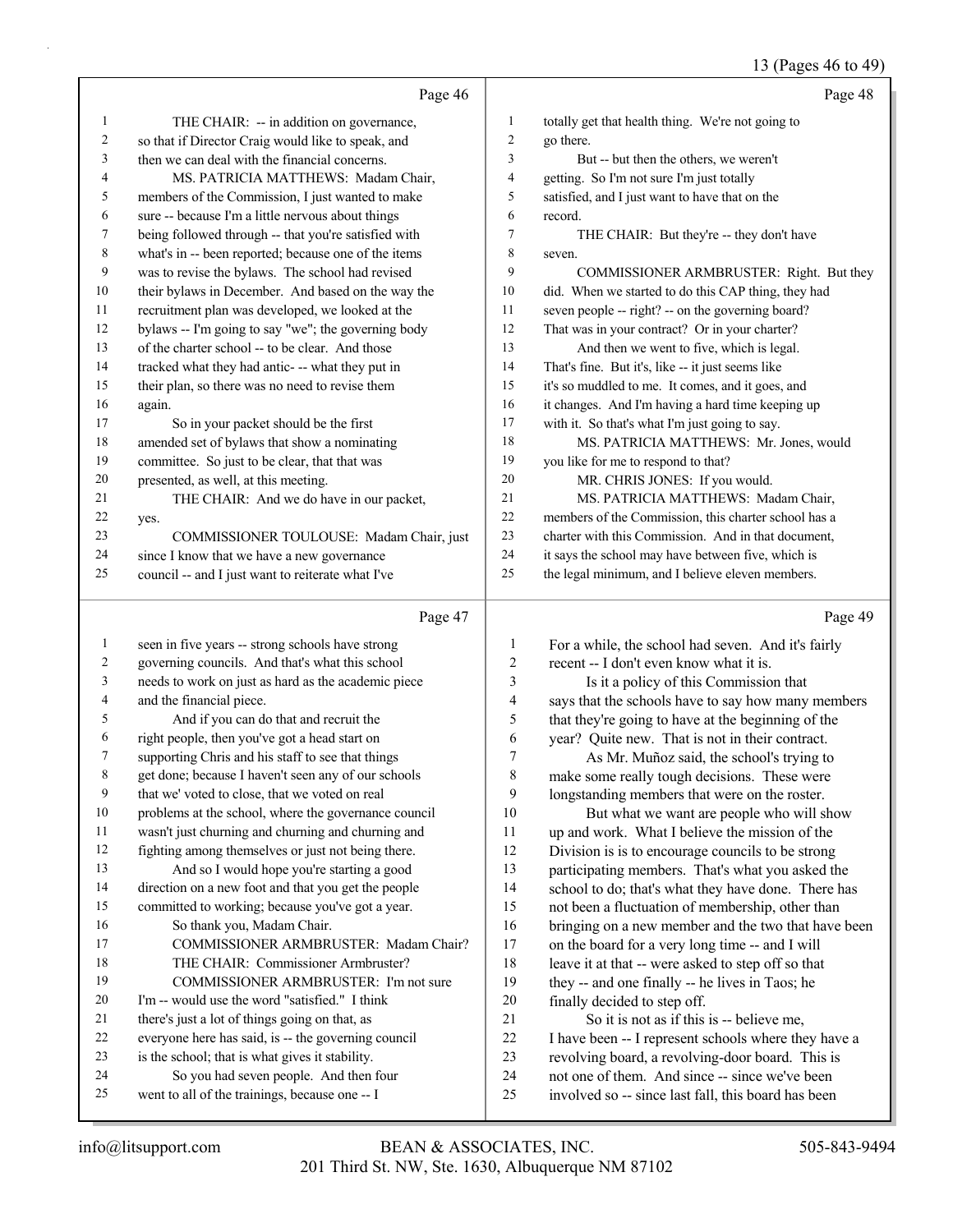Page 46

THE CHAIR: -- in addition on governance, so that if Director Craig would like to speak, and then we can deal with the financial concerns.

MS. PATRICIA MATTHEWS: Madam Chair, members of the Commission, I just wanted to make sure -- because I'm a little nervous about things being followed through -- that you're satisfied with what's in -- been reported; because one of the items was to revise the bylaws. The school had revised their bylaws in December. And based on the way the recruitment plan was developed, we looked at the bylaws -- I'm going to say "we"; the governing body of the charter school -- to be clear. And those tracked what they had antic- -- what they put in their plan, so there was no need to revise them again.

So in your packet should be the first amended set of bylaws that show a nominating committee. So just to be clear, that that was presented, as well, at this meeting.

THE CHAIR: And we do have in our packet, yes.

COMMISSIONER TOULOUSE: Madam Chair, just since I know that we have a new governance council -- and I just want to reiterate what I've

Page 47

seen in five years -- strong schools have strong governing councils. And that's what this school needs to work on just as hard as the academic piece and the financial piece.

And if you can do that and recruit the right people, then you've got a head start on supporting Chris and his staff to see that things get done; because I haven't seen any of our schools that we' voted to close, that we voted on real problems at the school, where the governance council wasn't just churning and churning and churning and fighting among themselves or just not being there.

And so I would hope you're starting a good direction on a new foot and that you get the people committed to working; because you've got a year.

So thank you, Madam Chair.

COMMISSIONER ARMBRUSTER: Madam Chair?

THE CHAIR: Commissioner Armbruster?

COMMISSIONER ARMBRUSTER: I'm not sure I'm -- would use the word "satisfied." I think there's just a lot of things going on that, as everyone here has said, is -- the governing council is the school; that is what gives it stability.

So you had seven people. And then four went to all of the trainings, because one -- I

Page 48

totally get that health thing. We're not going to go there.

But -- but then the others, we weren't getting. So I'm not sure I'm just totally satisfied, and I just want to have that on the record.

THE CHAIR: But they're -- they don't have seven.

COMMISSIONER ARMBRUSTER: Right. But they did. When we started to do this CAP thing, they had seven people -- right? -- on the governing board? That was in your contract? Or in your charter?

And then we went to five, which is legal. That's fine. But it's, like -- it just seems like it's so muddled to me. It comes, and it goes, and it changes. And I'm having a hard time keeping up with it. So that's what I'm just going to say.

MS. PATRICIA MATTHEWS: Mr. Jones, would you like for me to respond to that?

MR. CHRIS JONES: If you would.

MS. PATRICIA MATTHEWS: Madam Chair, members of the Commission, this charter school has a charter with this Commission. And in that document, it says the school may have between five, which is the legal minimum, and I believe eleven members.

Page 49

For a while, the school had seven. And it's fairly recent -- I don't even know what it is.

Is it a policy of this Commission that says that the schools have to say how many members that they're going to have at the beginning of the year? Quite new. That is not in their contract.

As Mr. Muñoz said, the school's trying to make some really tough decisions. These were longstanding members that were on the roster.

But what we want are people who will show up and work. What I believe the mission of the Division is is to encourage councils to be strong participating members. That's what you asked the school to do; that's what they have done. There has not been a fluctuation of membership, other than bringing on a new member and the two that have been on the board for a very long time -- and I will leave it at that -- were asked to step off so that they -- and one finally -- he lives in Taos; he finally decided to step off.

So it is not as if this is -- believe me, I have been -- I represent schools where they have a revolving board, a revolving-door board. This is not one of them. And since -- since we've been involved so -- since last fall, this board has been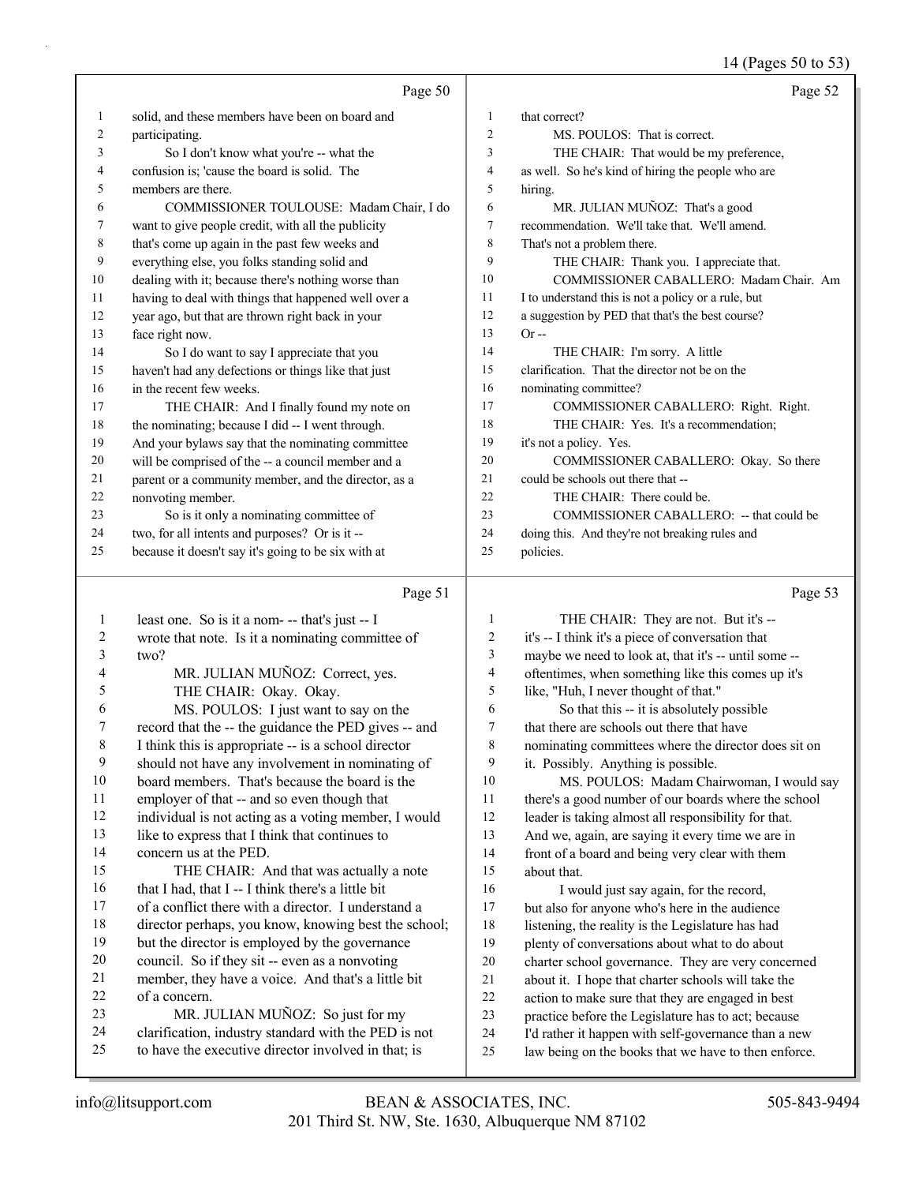Page 50

1 solid, and these members have been on board and
2 participating.
3 So I don't know what you're -- what the
4 confusion is; 'cause the board is solid. The
5 members are there.
6 COMMISSIONER TOULOUSE: Madam Chair, I do
7 want to give people credit, with all the publicity
8 that's come up again in the past few weeks and
9 everything else, you folks standing solid and
10 dealing with it; because there's nothing worse than
11 having to deal with things that happened well over a
12 year ago, but that are thrown right back in your
13 face right now.
14 So I do want to say I appreciate that you
15 haven't had any defections or things like that just
16 in the recent few weeks.
17 THE CHAIR: And I finally found my note on
18 the nominating; because I did -- I went through.
19 And your bylaws say that the nominating committee
20 will be comprised of the -- a council member and a
21 parent or a community member, and the director, as a
22 nonvoting member.
23 So is it only a nominating committee of
24 two, for all intents and purposes? Or is it --
25 because it doesn't say it's going to be six with at

Page 51

1 least one. So is it a nom- -- that's just -- I
2 wrote that note. Is it a nominating committee of
3 two?
4 MR. JULIAN MUÑOZ: Correct, yes.
5 THE CHAIR: Okay. Okay.
6 MS. POULOS: I just want to say on the
7 record that the -- the guidance the PED gives -- and
8 I think this is appropriate -- is a school director
9 should not have any involvement in nominating of
10 board members. That's because the board is the
11 employer of that -- and so even though that
12 individual is not acting as a voting member, I would
13 like to express that I think that continues to
14 concern us at the PED.
15 THE CHAIR: And that was actually a note
16 that I had, that I -- I think there's a little bit
17 of a conflict there with a director. I understand a
18 director perhaps, you know, knowing best the school;
19 but the director is employed by the governance
20 council. So if they sit -- even as a nonvoting
21 member, they have a voice. And that's a little bit
22 of a concern.
23 MR. JULIAN MUÑOZ: So just for my
24 clarification, industry standard with the PED is not
25 to have the executive director involved in that; is

Page 52

1 that correct?
2 MS. POULOS: That is correct.
3 THE CHAIR: That would be my preference,
4 as well. So he's kind of hiring the people who are
5 hiring.
6 MR. JULIAN MUÑOZ: That's a good
7 recommendation. We'll take that. We'll amend.
8 That's not a problem there.
9 THE CHAIR: Thank you. I appreciate that.
10 COMMISSIONER CABALLERO: Madam Chair. Am
11 I to understand this is not a policy or a rule, but
12 a suggestion by PED that that's the best course?
13 Or --
14 THE CHAIR: I'm sorry. A little
15 clarification. That the director not be on the
16 nominating committee?
17 COMMISSIONER CABALLERO: Right. Right.
18 THE CHAIR: Yes. It's a recommendation;
19 it's not a policy. Yes.
20 COMMISSIONER CABALLERO: Okay. So there
21 could be schools out there that --
22 THE CHAIR: There could be.
23 COMMISSIONER CABALLERO: -- that could be
24 doing this. And they're not breaking rules and
25 policies.

Page 53

1 THE CHAIR: They are not. But it's --
2 it's -- I think it's a piece of conversation that
3 maybe we need to look at, that it's -- until some --
4 oftentimes, when something like this comes up it's
5 like, "Huh, I never thought of that."
6 So that this -- it is absolutely possible
7 that there are schools out there that have
8 nominating committees where the director does sit on
9 it. Possibly. Anything is possible.
10 MS. POULOS: Madam Chairwoman, I would say
11 there's a good number of our boards where the school
12 leader is taking almost all responsibility for that.
13 And we, again, are saying it every time we are in
14 front of a board and being very clear with them
15 about that.
16 I would just say again, for the record,
17 but also for anyone who's here in the audience
18 listening, the reality is the Legislature has had
19 plenty of conversations about what to do about
20 charter school governance. They are very concerned
21 about it. I hope that charter schools will take the
22 action to make sure that they are engaged in best
23 practice before the Legislature has to act; because
24 I'd rather it happen with self-governance than a new
25 law being on the books that we have to then enforce.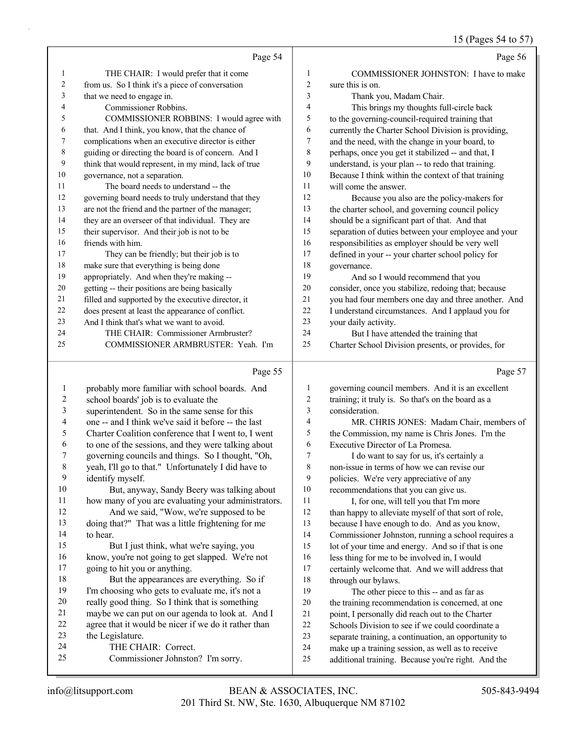Page 54

THE CHAIR: I would prefer that it come from us. So I think it's a piece of conversation that we need to engage in.

Commissioner Robbins.

COMMISSIONER ROBBINS: I would agree with that. And I think, you know, that the chance of complications when an executive director is either guiding or directing the board is of concern. And I think that would represent, in my mind, lack of true governance, not a separation.

The board needs to understand -- the governing board needs to truly understand that they are not the friend and the partner of the manager; they are an overseer of that individual. They are their supervisor. And their job is not to be friends with him.

They can be friendly; but their job is to make sure that everything is being done appropriately. And when they're making -- getting -- their positions are being basically filled and supported by the executive director, it does present at least the appearance of conflict. And I think that's what we want to avoid.

THE CHAIR: Commissioner Armbruster?

COMMISSIONER ARMBRUSTER: Yeah. I'm

Page 55

probably more familiar with school boards. And school boards' job is to evaluate the superintendent. So in the same sense for this one -- and I think we've said it before -- the last Charter Coalition conference that I went to, I went to one of the sessions, and they were talking about governing councils and things. So I thought, "Oh, yeah, I'll go to that." Unfortunately I did have to identify myself.

But, anyway, Sandy Beery was talking about how many of you are evaluating your administrators.

And we said, "Wow, we're supposed to be doing that?" That was a little frightening for me to hear.

But I just think, what we're saying, you know, you're not going to get slapped. We're not going to hit you or anything.

But the appearances are everything. So if I'm choosing who gets to evaluate me, it's not a really good thing. So I think that is something maybe we can put on our agenda to look at. And I agree that it would be nicer if we do it rather than the Legislature.

THE CHAIR: Correct.

Commissioner Johnston? I'm sorry.

Page 56

COMMISSIONER JOHNSTON: I have to make sure this is on.

Thank you, Madam Chair.

This brings my thoughts full-circle back to the governing-council-required training that currently the Charter School Division is providing, and the need, with the change in your board, to perhaps, once you get it stabilized -- and that, I understand, is your plan -- to redo that training. Because I think within the context of that training will come the answer.

Because you also are the policy-makers for the charter school, and governing council policy should be a significant part of that. And that separation of duties between your employee and your responsibilities as employer should be very well defined in your -- your charter school policy for governance.

And so I would recommend that you consider, once you stabilize, redoing that; because you had four members one day and three another. And I understand circumstances. And I applaud you for your daily activity.

But I have attended the training that Charter School Division presents, or provides, for

Page 57

governing council members. And it is an excellent training; it truly is. So that's on the board as a consideration.

MR. CHRIS JONES: Madam Chair, members of the Commission, my name is Chris Jones. I'm the Executive Director of La Promesa.

I do want to say for us, it's certainly a non-issue in terms of how we can revise our policies. We're very appreciative of any recommendations that you can give us.

I, for one, will tell you that I'm more than happy to alleviate myself of that sort of role, because I have enough to do. And as you know, Commissioner Johnston, running a school requires a lot of your time and energy. And so if that is one less thing for me to be involved in, I would certainly welcome that. And we will address that through our bylaws.

The other piece to this -- and as far as the training recommendation is concerned, at one point, I personally did reach out to the Charter Schools Division to see if we could coordinate a separate training, a continuation, an opportunity to make up a training session, as well as to receive additional training. Because you're right. And the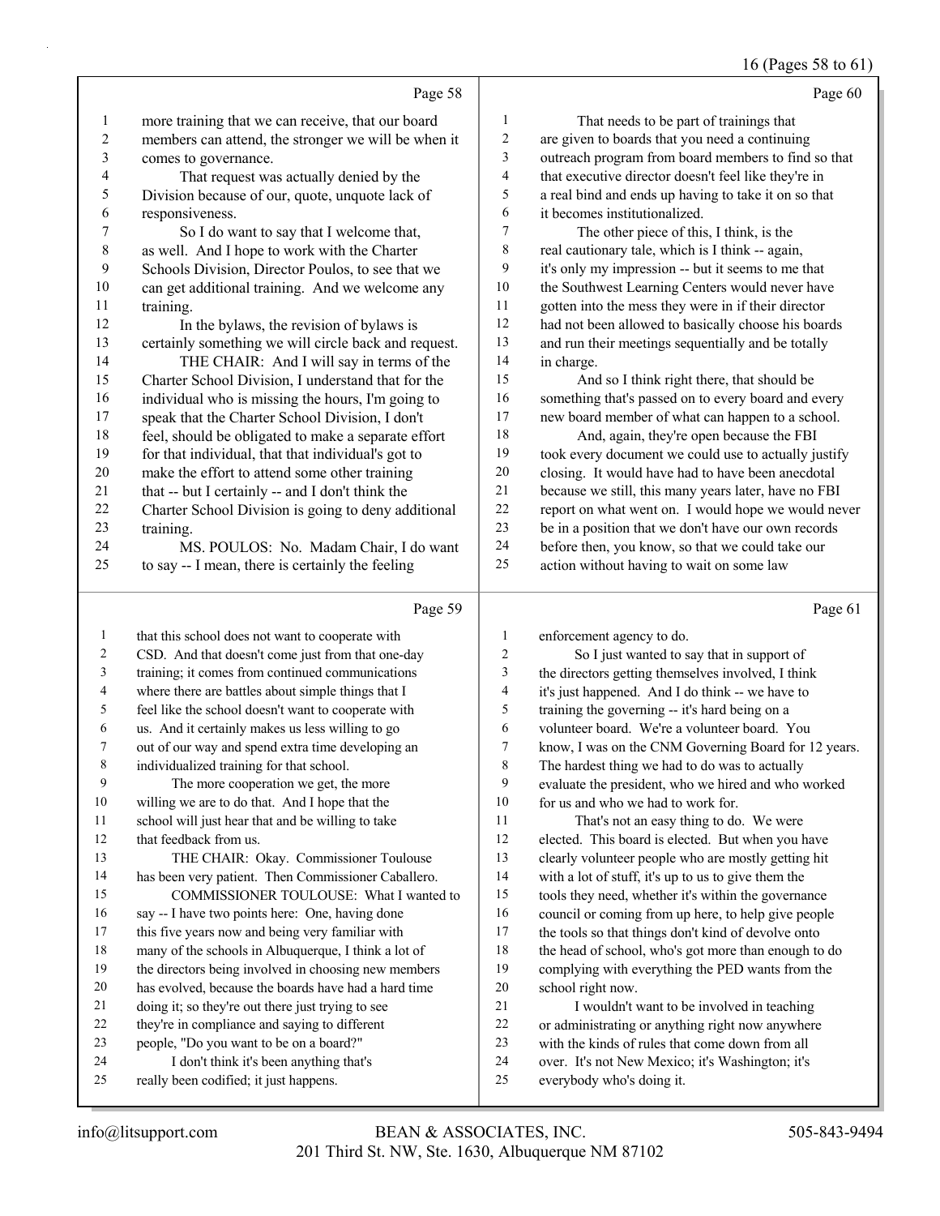16 (Pages 58 to 61)

Page 58

1 more training that we can receive, that our board
2 members can attend, the stronger we will be when it
3 comes to governance.
4 That request was actually denied by the
5 Division because of our, quote, unquote lack of
6 responsiveness.
7 So I do want to say that I welcome that,
8 as well. And I hope to work with the Charter
9 Schools Division, Director Poulos, to see that we
10 can get additional training. And we welcome any
11 training.
12 In the bylaws, the revision of bylaws is
13 certainly something we will circle back and request.
14 THE CHAIR: And I will say in terms of the
15 Charter School Division, I understand that for the
16 individual who is missing the hours, I'm going to
17 speak that the Charter School Division, I don't
18 feel, should be obligated to make a separate effort
19 for that individual, that that individual's got to
20 make the effort to attend some other training
21 that -- but I certainly -- and I don't think the
22 Charter School Division is going to deny additional
23 training.
24 MS. POULOS: No. Madam Chair, I do want
25 to say -- I mean, there is certainly the feeling

Page 59

1 that this school does not want to cooperate with
2 CSD. And that doesn't come just from that one-day
3 training; it comes from continued communications
4 where there are battles about simple things that I
5 feel like the school doesn't want to cooperate with
6 us. And it certainly makes us less willing to go
7 out of our way and spend extra time developing an
8 individualized training for that school.
9 The more cooperation we get, the more
10 willing we are to do that. And I hope that the
11 school will just hear that and be willing to take
12 that feedback from us.
13 THE CHAIR: Okay. Commissioner Toulouse
14 has been very patient. Then Commissioner Caballero.
15 COMMISSIONER TOULOUSE: What I wanted to
16 say -- I have two points here: One, having done
17 this five years now and being very familiar with
18 many of the schools in Albuquerque, I think a lot of
19 the directors being involved in choosing new members
20 has evolved, because the boards have had a hard time
21 doing it; so they're out there just trying to see
22 they're in compliance and saying to different
23 people, "Do you want to be on a board?"
24 I don't think it's been anything that's
25 really been codified; it just happens.

Page 60

1 That needs to be part of trainings that
2 are given to boards that you need a continuing
3 outreach program from board members to find so that
4 that executive director doesn't feel like they're in
5 a real bind and ends up having to take it on so that
6 it becomes institutionalized.
7 The other piece of this, I think, is the
8 real cautionary tale, which is I think -- again,
9 it's only my impression -- but it seems to me that
10 the Southwest Learning Centers would never have
11 gotten into the mess they were in if their director
12 had not been allowed to basically choose his boards
13 and run their meetings sequentially and be totally
14 in charge.
15 And so I think right there, that should be
16 something that's passed on to every board and every
17 new board member of what can happen to a school.
18 And, again, they're open because the FBI
19 took every document we could use to actually justify
20 closing. It would have had to have been anecdotal
21 because we still, this many years later, have no FBI
22 report on what went on. I would hope we would never
23 be in a position that we don't have our own records
24 before then, you know, so that we could take our
25 action without having to wait on some law

Page 61

1 enforcement agency to do.
2 So I just wanted to say that in support of
3 the directors getting themselves involved, I think
4 it's just happened. And I do think -- we have to
5 training the governing -- it's hard being on a
6 volunteer board. We're a volunteer board. You
7 know, I was on the CNM Governing Board for 12 years.
8 The hardest thing we had to do was to actually
9 evaluate the president, who we hired and who worked
10 for us and who we had to work for.
11 That's not an easy thing to do. We were
12 elected. This board is elected. But when you have
13 clearly volunteer people who are mostly getting hit
14 with a lot of stuff, it's up to us to give them the
15 tools they need, whether it's within the governance
16 council or coming from up here, to help give people
17 the tools so that things don't kind of devolve onto
18 the head of school, who's got more than enough to do
19 complying with everything the PED wants from the
20 school right now.
21 I wouldn't want to be involved in teaching
22 or administrating or anything right now anywhere
23 with the kinds of rules that come down from all
24 over. It's not New Mexico; it's Washington; it's
25 everybody who's doing it.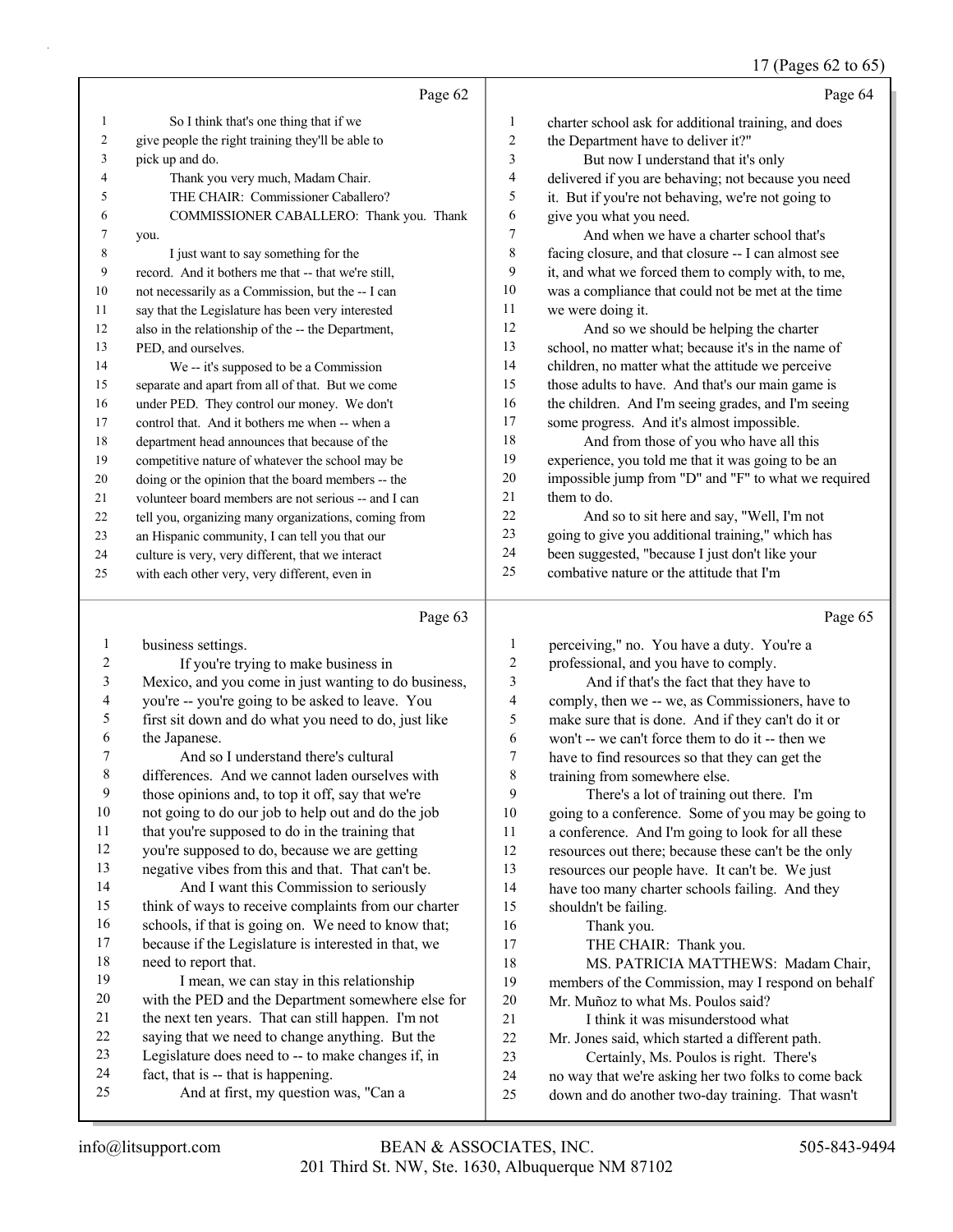Page 62

So I think that's one thing that if we give people the right training they'll be able to pick up and do.

Thank you very much, Madam Chair.

THE CHAIR: Commissioner Caballero?

COMMISSIONER CABALLERO: Thank you. Thank you.

I just want to say something for the record. And it bothers me that -- that we're still, not necessarily as a Commission, but the -- I can say that the Legislature has been very interested also in the relationship of the -- the Department, PED, and ourselves.

We -- it's supposed to be a Commission separate and apart from all of that. But we come under PED. They control our money. We don't control that. And it bothers me when -- when a department head announces that because of the competitive nature of whatever the school may be doing or the opinion that the board members -- the volunteer board members are not serious -- and I can tell you, organizing many organizations, coming from an Hispanic community, I can tell you that our culture is very, very different, that we interact with each other very, very different, even in

Page 63

business settings.

If you're trying to make business in Mexico, and you come in just wanting to do business, you're -- you're going to be asked to leave. You first sit down and do what you need to do, just like the Japanese.

And so I understand there's cultural differences. And we cannot laden ourselves with those opinions and, to top it off, say that we're not going to do our job to help out and do the job that you're supposed to do in the training that you're supposed to do, because we are getting negative vibes from this and that. That can't be.

And I want this Commission to seriously think of ways to receive complaints from our charter schools, if that is going on. We need to know that; because if the Legislature is interested in that, we need to report that.

I mean, we can stay in this relationship with the PED and the Department somewhere else for the next ten years. That can still happen. I'm not saying that we need to change anything. But the Legislature does need to -- to make changes if, in fact, that is -- that is happening.

And at first, my question was, "Can a

Page 64

charter school ask for additional training, and does the Department have to deliver it?"

But now I understand that it's only delivered if you are behaving; not because you need it. But if you're not behaving, we're not going to give you what you need.

And when we have a charter school that's facing closure, and that closure -- I can almost see it, and what we forced them to comply with, to me, was a compliance that could not be met at the time we were doing it.

And so we should be helping the charter school, no matter what; because it's in the name of children, no matter what the attitude we perceive those adults to have. And that's our main game is the children. And I'm seeing grades, and I'm seeing some progress. And it's almost impossible.

And from those of you who have all this experience, you told me that it was going to be an impossible jump from "D" and "F" to what we required them to do.

And so to sit here and say, "Well, I'm not going to give you additional training," which has been suggested, "because I just don't like your combative nature or the attitude that I'm

Page 65

perceiving," no. You have a duty. You're a professional, and you have to comply.

And if that's the fact that they have to comply, then we -- we, as Commissioners, have to make sure that is done. And if they can't do it or won't -- we can't force them to do it -- then we have to find resources so that they can get the training from somewhere else.

There's a lot of training out there. I'm going to a conference. Some of you may be going to a conference. And I'm going to look for all these resources out there; because these can't be the only resources our people have. It can't be. We just have too many charter schools failing. And they shouldn't be failing.

Thank you.

THE CHAIR: Thank you.

MS. PATRICIA MATTHEWS: Madam Chair, members of the Commission, may I respond on behalf Mr. Muñoz to what Ms. Poulos said?

I think it was misunderstood what Mr. Jones said, which started a different path.

Certainly, Ms. Poulos is right. There's no way that we're asking her two folks to come back down and do another two-day training. That wasn't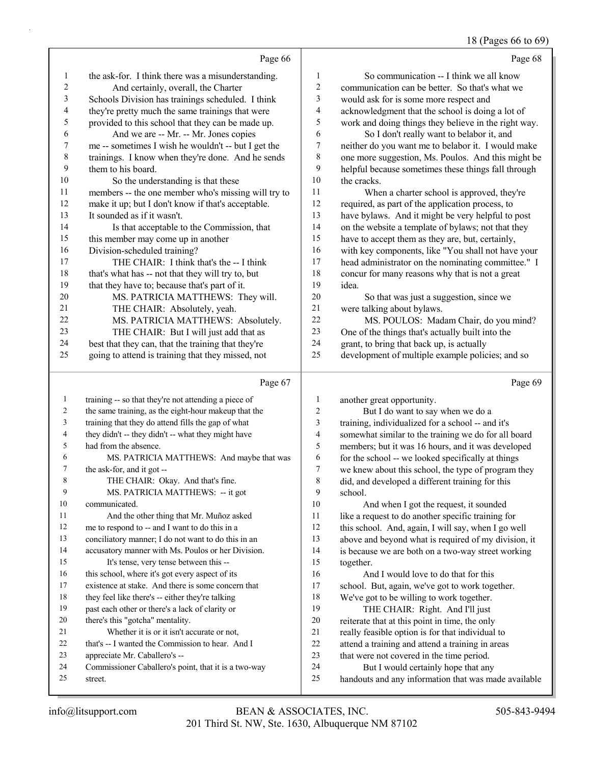Page 66

1 the ask-for. I think there was a misunderstanding.
2 And certainly, overall, the Charter
3 Schools Division has trainings scheduled. I think
4 they're pretty much the same trainings that were
5 provided to this school that they can be made up.
6 And we are -- Mr. -- Mr. Jones copies
7 me -- sometimes I wish he wouldn't -- but I get the
8 trainings. I know when they're done. And he sends
9 them to his board.
10 So the understanding is that these
11 members -- the one member who's missing will try to
12 make it up; but I don't know if that's acceptable.
13 It sounded as if it wasn't.
14 Is that acceptable to the Commission, that
15 this member may come up in another
16 Division-scheduled training?
17 THE CHAIR: I think that's the -- I think
18 that's what has -- not that they will try to, but
19 that they have to; because that's part of it.
20 MS. PATRICIA MATTHEWS: They will.
21 THE CHAIR: Absolutely, yeah.
22 MS. PATRICIA MATTHEWS: Absolutely.
23 THE CHAIR: But I will just add that as
24 best that they can, that the training that they're
25 going to attend is training that they missed, not

Page 67

1 training -- so that they're not attending a piece of
2 the same training, as the eight-hour makeup that the
3 training that they do attend fills the gap of what
4 they didn't -- they didn't -- what they might have
5 had from the absence.
6 MS. PATRICIA MATTHEWS: And maybe that was
7 the ask-for, and it got --
8 THE CHAIR: Okay. And that's fine.
9 MS. PATRICIA MATTHEWS: -- it got
10 communicated.
11 And the other thing that Mr. Muñoz asked
12 me to respond to -- and I want to do this in a
13 conciliatory manner; I do not want to do this in an
14 accusatory manner with Ms. Poulos or her Division.
15 It's tense, very tense between this --
16 this school, where it's got every aspect of its
17 existence at stake. And there is some concern that
18 they feel like there's -- either they're talking
19 past each other or there's a lack of clarity or
20 there's this "gotcha" mentality.
21 Whether it is or it isn't accurate or not,
22 that's -- I wanted the Commission to hear. And I
23 appreciate Mr. Caballero's --
24 Commissioner Caballero's point, that it is a two-way
25 street.

Page 68

1 So communication -- I think we all know
2 communication can be better. So that's what we
3 would ask for is some more respect and
4 acknowledgment that the school is doing a lot of
5 work and doing things they believe in the right way.
6 So I don't really want to belabor it, and
7 neither do you want me to belabor it. I would make
8 one more suggestion, Ms. Poulos. And this might be
9 helpful because sometimes these things fall through
10 the cracks.
11 When a charter school is approved, they're
12 required, as part of the application process, to
13 have bylaws. And it might be very helpful to post
14 on the website a template of bylaws; not that they
15 have to accept them as they are, but, certainly,
16 with key components, like "You shall not have your
17 head administrator on the nominating committee." I
18 concur for many reasons why that is not a great
19 idea.
20 So that was just a suggestion, since we
21 were talking about bylaws.
22 MS. POULOS: Madam Chair, do you mind?
23 One of the things that's actually built into the
24 grant, to bring that back up, is actually
25 development of multiple example policies; and so

Page 69

1 another great opportunity.
2 But I do want to say when we do a
3 training, individualized for a school -- and it's
4 somewhat similar to the training we do for all board
5 members; but it was 16 hours, and it was developed
6 for the school -- we looked specifically at things
7 we knew about this school, the type of program they
8 did, and developed a different training for this
9 school.
10 And when I got the request, it sounded
11 like a request to do another specific training for
12 this school. And, again, I will say, when I go well
13 above and beyond what is required of my division, it
14 is because we are both on a two-way street working
15 together.
16 And I would love to do that for this
17 school. But, again, we've got to work together.
18 We've got to be willing to work together.
19 THE CHAIR: Right. And I'll just
20 reiterate that at this point in time, the only
21 really feasible option is for that individual to
22 attend a training and attend a training in areas
23 that were not covered in the time period.
24 But I would certainly hope that any
25 handouts and any information that was made available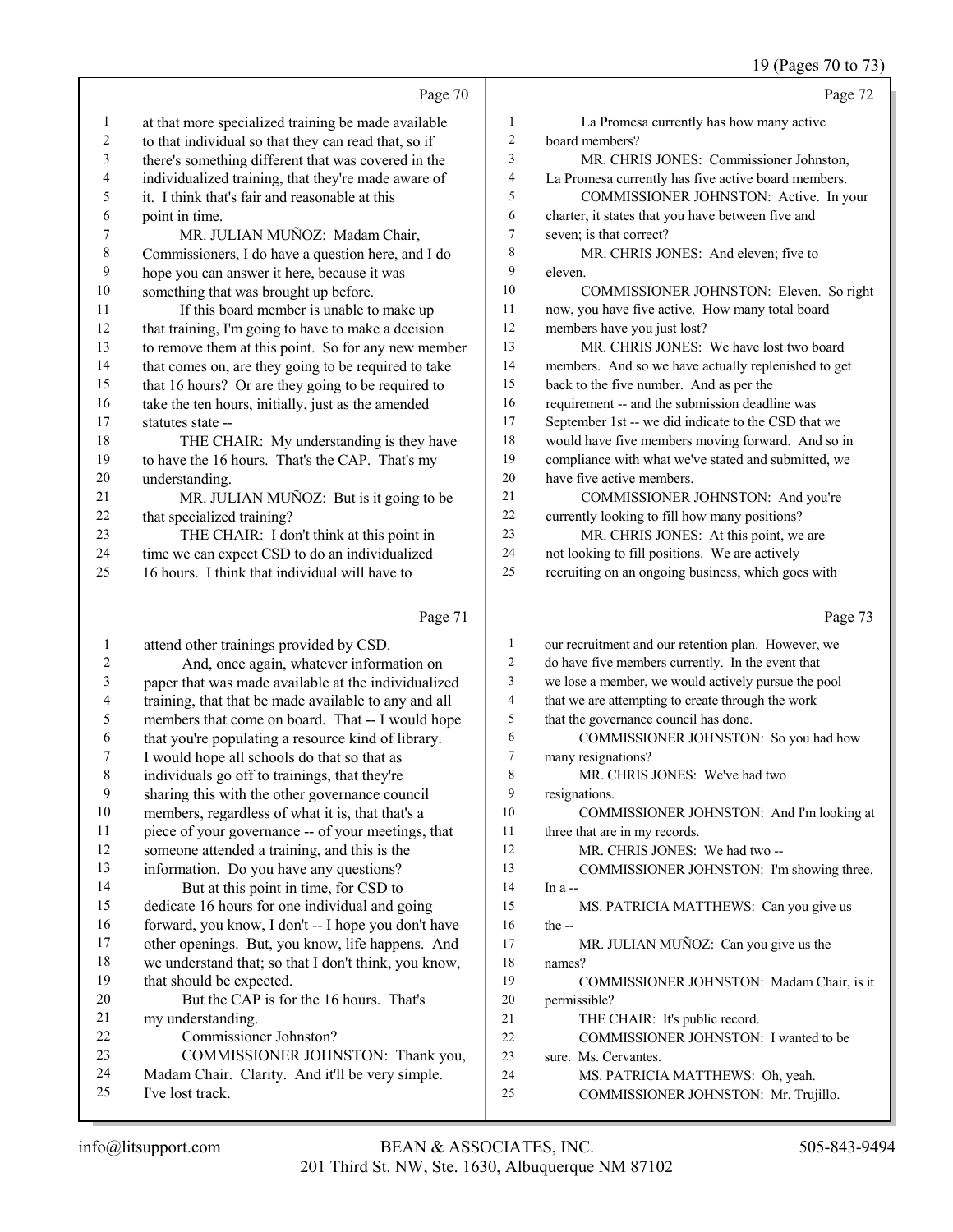Page 70

1 at that more specialized training be made available
2 to that individual so that they can read that, so if
3 there's something different that was covered in the
4 individualized training, that they're made aware of
5 it. I think that's fair and reasonable at this
6 point in time.
7 MR. JULIAN MUÑOZ: Madam Chair,
8 Commissioners, I do have a question here, and I do
9 hope you can answer it here, because it was
10 something that was brought up before.
11 If this board member is unable to make up
12 that training, I'm going to have to make a decision
13 to remove them at this point. So for any new member
14 that comes on, are they going to be required to take
15 that 16 hours? Or are they going to be required to
16 take the ten hours, initially, just as the amended
17 statutes state --
18 THE CHAIR: My understanding is they have
19 to have the 16 hours. That's the CAP. That's my
20 understanding.
21 MR. JULIAN MUÑOZ: But is it going to be
22 that specialized training?
23 THE CHAIR: I don't think at this point in
24 time we can expect CSD to do an individualized
25 16 hours. I think that individual will have to

Page 71

1 attend other trainings provided by CSD.
2 And, once again, whatever information on
3 paper that was made available at the individualized
4 training, that that be made available to any and all
5 members that come on board. That -- I would hope
6 that you're populating a resource kind of library.
7 I would hope all schools do that so that as
8 individuals go off to trainings, that they're
9 sharing this with the other governance council
10 members, regardless of what it is, that that's a
11 piece of your governance -- of your meetings, that
12 someone attended a training, and this is the
13 information. Do you have any questions?
14 But at this point in time, for CSD to
15 dedicate 16 hours for one individual and going
16 forward, you know, I don't -- I hope you don't have
17 other openings. But, you know, life happens. And
18 we understand that; so that I don't think, you know,
19 that should be expected.
20 But the CAP is for the 16 hours. That's
21 my understanding.
22 Commissioner Johnston?
23 COMMISSIONER JOHNSTON: Thank you,
24 Madam Chair. Clarity. And it'll be very simple.
25 I've lost track.

Page 72

1 La Promesa currently has how many active
2 board members?
3 MR. CHRIS JONES: Commissioner Johnston,
4 La Promesa currently has five active board members.
5 COMMISSIONER JOHNSTON: Active. In your
6 charter, it states that you have between five and
7 seven; is that correct?
8 MR. CHRIS JONES: And eleven; five to
9 eleven.
10 COMMISSIONER JOHNSTON: Eleven. So right
11 now, you have five active. How many total board
12 members have you just lost?
13 MR. CHRIS JONES: We have lost two board
14 members. And so we have actually replenished to get
15 back to the five number. And as per the
16 requirement -- and the submission deadline was
17 September 1st -- we did indicate to the CSD that we
18 would have five members moving forward. And so in
19 compliance with what we've stated and submitted, we
20 have five active members.
21 COMMISSIONER JOHNSTON: And you're
22 currently looking to fill how many positions?
23 MR. CHRIS JONES: At this point, we are
24 not looking to fill positions. We are actively
25 recruiting on an ongoing business, which goes with

Page 73

1 our recruitment and our retention plan. However, we
2 do have five members currently. In the event that
3 we lose a member, we would actively pursue the pool
4 that we are attempting to create through the work
5 that the governance council has done.
6 COMMISSIONER JOHNSTON: So you had how
7 many resignations?
8 MR. CHRIS JONES: We've had two
9 resignations.
10 COMMISSIONER JOHNSTON: And I'm looking at
11 three that are in my records.
12 MR. CHRIS JONES: We had two --
13 COMMISSIONER JOHNSTON: I'm showing three.
14 In a --
15 MS. PATRICIA MATTHEWS: Can you give us
16 the --
17 MR. JULIAN MUÑOZ: Can you give us the
18 names?
19 COMMISSIONER JOHNSTON: Madam Chair, is it
20 permissible?
21 THE CHAIR: It's public record.
22 COMMISSIONER JOHNSTON: I wanted to be
23 sure. Ms. Cervantes.
24 MS. PATRICIA MATTHEWS: Oh, yeah.
25 COMMISSIONER JOHNSTON: Mr. Trujillo.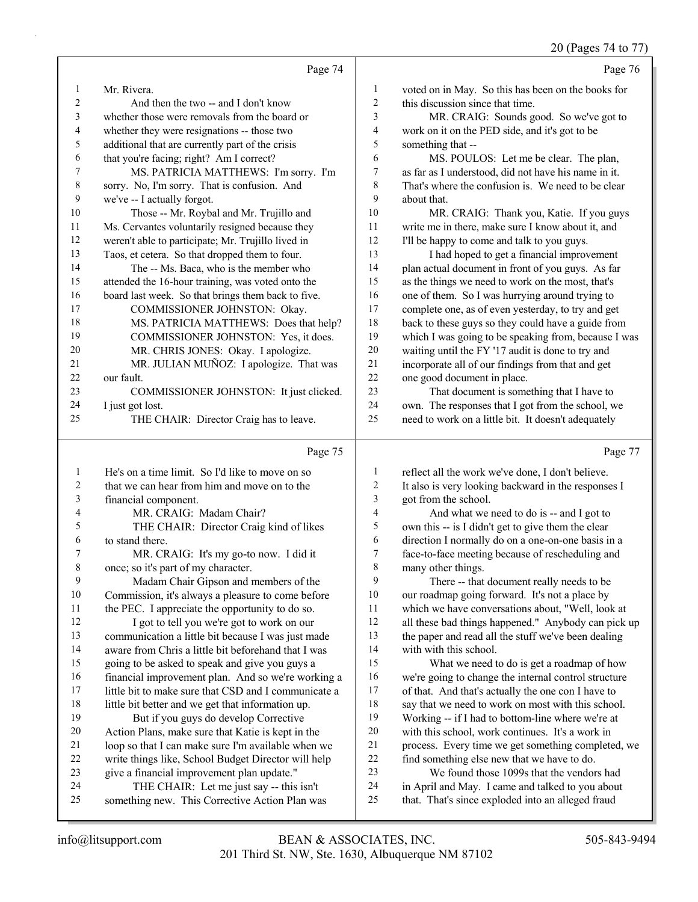Page 74

1 Mr. Rivera.
2 And then the two -- and I don't know
3 whether those were removals from the board or
4 whether they were resignations -- those two
5 additional that are currently part of the crisis
6 that you're facing; right? Am I correct?
7 MS. PATRICIA MATTHEWS: I'm sorry. I'm
8 sorry. No, I'm sorry. That is confusion. And
9 we've -- I actually forgot.
10 Those -- Mr. Roybal and Mr. Trujillo and
11 Ms. Cervantes voluntarily resigned because they
12 weren't able to participate; Mr. Trujillo lived in
13 Taos, et cetera. So that dropped them to four.
14 The -- Ms. Baca, who is the member who
15 attended the 16-hour training, was voted onto the
16 board last week. So that brings them back to five.
17 COMMISSIONER JOHNSTON: Okay.
18 MS. PATRICIA MATTHEWS: Does that help?
19 COMMISSIONER JOHNSTON: Yes, it does.
20 MR. CHRIS JONES: Okay. I apologize.
21 MR. JULIAN MUÑOZ: I apologize. That was
22 our fault.
23 COMMISSIONER JOHNSTON: It just clicked.
24 I just got lost.
25 THE CHAIR: Director Craig has to leave.

Page 75

1 He's on a time limit. So I'd like to move on so
2 that we can hear from him and move on to the
3 financial component.
4 MR. CRAIG: Madam Chair?
5 THE CHAIR: Director Craig kind of likes
6 to stand there.
7 MR. CRAIG: It's my go-to now. I did it
8 once; so it's part of my character.
9 Madam Chair Gipson and members of the
10 Commission, it's always a pleasure to come before
11 the PEC. I appreciate the opportunity to do so.
12 I got to tell you we're got to work on our
13 communication a little bit because I was just made
14 aware from Chris a little bit beforehand that I was
15 going to be asked to speak and give you guys a
16 financial improvement plan. And so we're working a
17 little bit to make sure that CSD and I communicate a
18 little bit better and we get that information up.
19 But if you guys do develop Corrective
20 Action Plans, make sure that Katie is kept in the
21 loop so that I can make sure I'm available when we
22 write things like, School Budget Director will help
23 give a financial improvement plan update."
24 THE CHAIR: Let me just say -- this isn't
25 something new. This Corrective Action Plan was

Page 76

1 voted on in May. So this has been on the books for
2 this discussion since that time.
3 MR. CRAIG: Sounds good. So we've got to
4 work on it on the PED side, and it's got to be
5 something that --
6 MS. POULOS: Let me be clear. The plan,
7 as far as I understood, did not have his name in it.
8 That's where the confusion is. We need to be clear
9 about that.
10 MR. CRAIG: Thank you, Katie. If you guys
11 write me in there, make sure I know about it, and
12 I'll be happy to come and talk to you guys.
13 I had hoped to get a financial improvement
14 plan actual document in front of you guys. As far
15 as the things we need to work on the most, that's
16 one of them. So I was hurrying around trying to
17 complete one, as of even yesterday, to try and get
18 back to these guys so they could have a guide from
19 which I was going to be speaking from, because I was
20 waiting until the FY '17 audit is done to try and
21 incorporate all of our findings from that and get
22 one good document in place.
23 That document is something that I have to
24 own. The responses that I got from the school, we
25 need to work on a little bit. It doesn't adequately

Page 77

1 reflect all the work we've done, I don't believe.
2 It also is very looking backward in the responses I
3 got from the school.
4 And what we need to do is -- and I got to
5 own this -- is I didn't get to give them the clear
6 direction I normally do on a one-on-one basis in a
7 face-to-face meeting because of rescheduling and
8 many other things.
9 There -- that document really needs to be
10 our roadmap going forward. It's not a place by
11 which we have conversations about, "Well, look at
12 all these bad things happened." Anybody can pick up
13 the paper and read all the stuff we've been dealing
14 with with this school.
15 What we need to do is get a roadmap of how
16 we're going to change the internal control structure
17 of that. And that's actually the one con I have to
18 say that we need to work on most with this school.
19 Working -- if I had to bottom-line where we're at
20 with this school, work continues. It's a work in
21 process. Every time we get something completed, we
22 find something else new that we have to do.
23 We found those 1099s that the vendors had
24 in April and May. I came and talked to you about
25 that. That's since exploded into an alleged fraud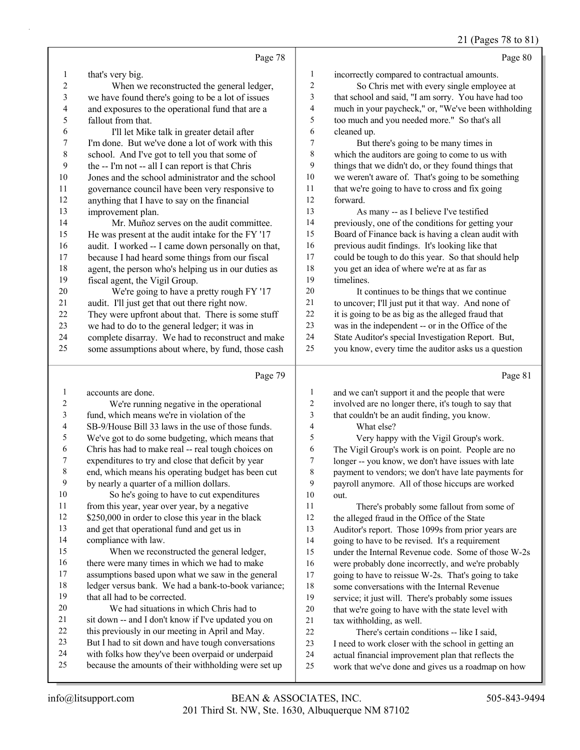Page 78

1 that's very big.
2 When we reconstructed the general ledger,
3 we have found there's going to be a lot of issues
4 and exposures to the operational fund that are a
5 fallout from that.
6 I'll let Mike talk in greater detail after
7 I'm done. But we've done a lot of work with this
8 school. And I've got to tell you that some of
9 the -- I'm not -- all I can report is that Chris
10 Jones and the school administrator and the school
11 governance council have been very responsive to
12 anything that I have to say on the financial
13 improvement plan.
14 Mr. Muñoz serves on the audit committee.
15 He was present at the audit intake for the FY '17
16 audit. I worked -- I came down personally on that,
17 because I had heard some things from our fiscal
18 agent, the person who's helping us in our duties as
19 fiscal agent, the Vigil Group.
20 We're going to have a pretty rough FY '17
21 audit. I'll just get that out there right now.
22 They were upfront about that. There is some stuff
23 we had to do to the general ledger; it was in
24 complete disarray. We had to reconstruct and make
25 some assumptions about where, by fund, those cash

Page 79

1 accounts are done.
2 We're running negative in the operational
3 fund, which means we're in violation of the
4 SB-9/House Bill 33 laws in the use of those funds.
5 We've got to do some budgeting, which means that
6 Chris has had to make real -- real tough choices on
7 expenditures to try and close that deficit by year
8 end, which means his operating budget has been cut
9 by nearly a quarter of a million dollars.
10 So he's going to have to cut expenditures
11 from this year, year over year, by a negative
12 $250,000 in order to close this year in the black
13 and get that operational fund and get us in
14 compliance with law.
15 When we reconstructed the general ledger,
16 there were many times in which we had to make
17 assumptions based upon what we saw in the general
18 ledger versus bank. We had a bank-to-book variance;
19 that all had to be corrected.
20 We had situations in which Chris had to
21 sit down -- and I don't know if I've updated you on
22 this previously in our meeting in April and May.
23 But I had to sit down and have tough conversations
24 with folks how they've been overpaid or underpaid
25 because the amounts of their withholding were set up

Page 80

1 incorrectly compared to contractual amounts.
2 So Chris met with every single employee at
3 that school and said, "I am sorry. You have had too
4 much in your paycheck," or, "We've been withholding
5 too much and you needed more." So that's all
6 cleaned up.
7 But there's going to be many times in
8 which the auditors are going to come to us with
9 things that we didn't do, or they found things that
10 we weren't aware of. That's going to be something
11 that we're going to have to cross and fix going
12 forward.
13 As many -- as I believe I've testified
14 previously, one of the conditions for getting your
15 Board of Finance back is having a clean audit with
16 previous audit findings. It's looking like that
17 could be tough to do this year. So that should help
18 you get an idea of where we're at as far as
19 timelines.
20 It continues to be things that we continue
21 to uncover; I'll just put it that way. And none of
22 it is going to be as big as the alleged fraud that
23 was in the independent -- or in the Office of the
24 State Auditor's special Investigation Report. But,
25 you know, every time the auditor asks us a question

Page 81

1 and we can't support it and the people that were
2 involved are no longer there, it's tough to say that
3 that couldn't be an audit finding, you know.
4 What else?
5 Very happy with the Vigil Group's work.
6 The Vigil Group's work is on point. People are no
7 longer -- you know, we don't have issues with late
8 payment to vendors; we don't have late payments for
9 payroll anymore. All of those hiccups are worked
10 out.
11 There's probably some fallout from some of
12 the alleged fraud in the Office of the State
13 Auditor's report. Those 1099s from prior years are
14 going to have to be revised. It's a requirement
15 under the Internal Revenue code. Some of those W-2s
16 were probably done incorrectly, and we're probably
17 going to have to reissue W-2s. That's going to take
18 some conversations with the Internal Revenue
19 service; it just will. There's probably some issues
20 that we're going to have with the state level with
21 tax withholding, as well.
22 There's certain conditions -- like I said,
23 I need to work closer with the school in getting an
24 actual financial improvement plan that reflects the
25 work that we've done and gives us a roadmap on how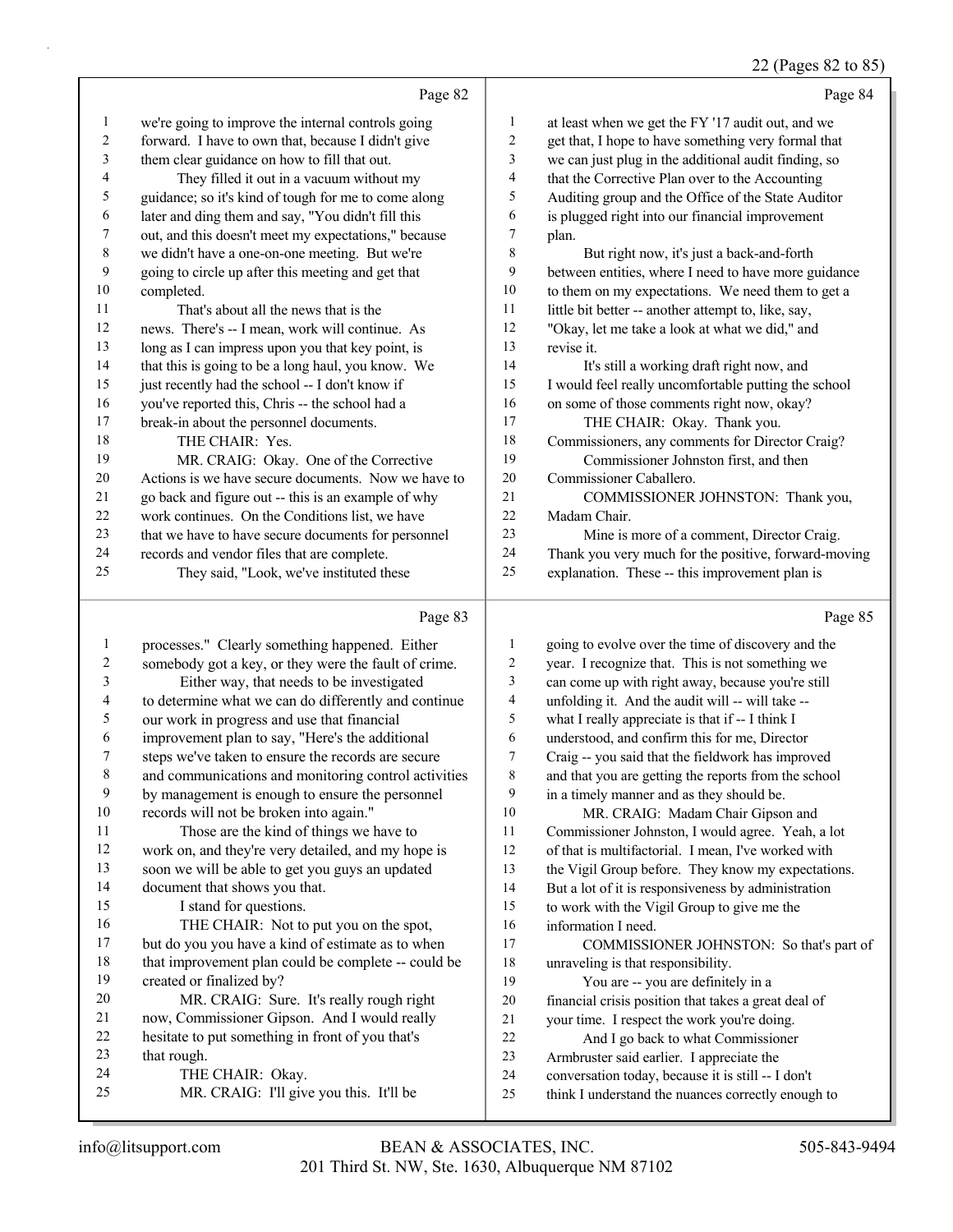Page 82

1 we're going to improve the internal controls going
2 forward. I have to own that, because I didn't give
3 them clear guidance on how to fill that out.
4 They filled it out in a vacuum without my
5 guidance; so it's kind of tough for me to come along
6 later and ding them and say, "You didn't fill this
7 out, and this doesn't meet my expectations," because
8 we didn't have a one-on-one meeting. But we're
9 going to circle up after this meeting and get that
10 completed.
11 That's about all the news that is the
12 news. There's -- I mean, work will continue. As
13 long as I can impress upon you that key point, is
14 that this is going to be a long haul, you know. We
15 just recently had the school -- I don't know if
16 you've reported this, Chris -- the school had a
17 break-in about the personnel documents.
18 THE CHAIR: Yes.
19 MR. CRAIG: Okay. One of the Corrective
20 Actions is we have secure documents. Now we have to
21 go back and figure out -- this is an example of why
22 work continues. On the Conditions list, we have
23 that we have to have secure documents for personnel
24 records and vendor files that are complete.
25 They said, "Look, we've instituted these

Page 83

1 processes." Clearly something happened. Either
2 somebody got a key, or they were the fault of crime.
3 Either way, that needs to be investigated
4 to determine what we can do differently and continue
5 our work in progress and use that financial
6 improvement plan to say, "Here's the additional
7 steps we've taken to ensure the records are secure
8 and communications and monitoring control activities
9 by management is enough to ensure the personnel
10 records will not be broken into again."
11 Those are the kind of things we have to
12 work on, and they're very detailed, and my hope is
13 soon we will be able to get you guys an updated
14 document that shows you that.
15 I stand for questions.
16 THE CHAIR: Not to put you on the spot,
17 but do you have a kind of estimate as to when
18 that improvement plan could be complete -- could be
19 created or finalized by?
20 MR. CRAIG: Sure. It's really rough right
21 now, Commissioner Gipson. And I would really
22 hesitate to put something in front of you that's
23 that rough.
24 THE CHAIR: Okay.
25 MR. CRAIG: I'll give you this. It'll be

Page 84

1 at least when we get the FY '17 audit out, and we
2 get that, I hope to have something very formal that
3 we can just plug in the additional audit finding, so
4 that the Corrective Plan over to the Accounting
5 Auditing group and the Office of the State Auditor
6 is plugged right into our financial improvement
7 plan.
8 But right now, it's just a back-and-forth
9 between entities, where I need to have more guidance
10 to them on my expectations. We need them to get a
11 little bit better -- another attempt to, like, say,
12 "Okay, let me take a look at what we did," and
13 revise it.
14 It's still a working draft right now, and
15 I would feel really uncomfortable putting the school
16 on some of those comments right now, okay?
17 THE CHAIR: Okay. Thank you.
18 Commissioners, any comments for Director Craig?
19 Commissioner Johnston first, and then
20 Commissioner Caballero.
21 COMMISSIONER JOHNSTON: Thank you,
22 Madam Chair.
23 Mine is more of a comment, Director Craig.
24 Thank you very much for the positive, forward-moving
25 explanation. These -- this improvement plan is

Page 85

1 going to evolve over the time of discovery and the
2 year. I recognize that. This is not something we
3 can come up with right away, because you're still
4 unfolding it. And the audit will -- will take --
5 what I really appreciate is that if -- I think I
6 understood, and confirm this for me, Director
7 Craig -- you said that the fieldwork has improved
8 and that you are getting the reports from the school
9 in a timely manner and as they should be.
10 MR. CRAIG: Madam Chair Gipson and
11 Commissioner Johnston, I would agree. Yeah, a lot
12 of that is multifactorial. I mean, I've worked with
13 the Vigil Group before. They know my expectations.
14 But a lot of it is responsiveness by administration
15 to work with the Vigil Group to give me the
16 information I need.
17 COMMISSIONER JOHNSTON: So that's part of
18 unraveling is that responsibility.
19 You are -- you are definitely in a
20 financial crisis position that takes a great deal of
21 your time. I respect the work you're doing.
22 And I go back to what Commissioner
23 Armbruster said earlier. I appreciate the
24 conversation today, because it is still -- I don't
25 think I understand the nuances correctly enough to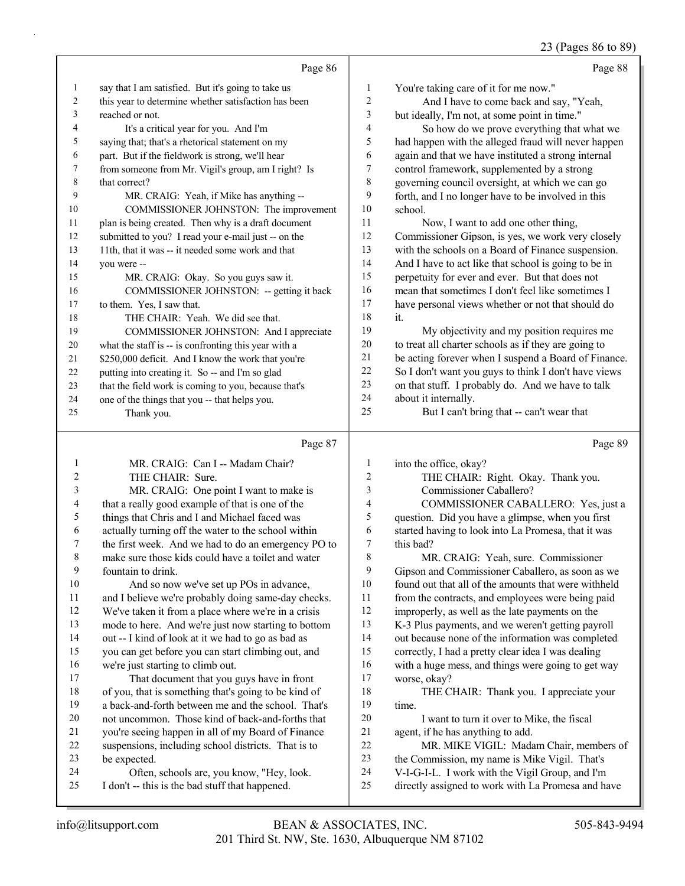Page 86

say that I am satisfied. But it's going to take us this year to determine whether satisfaction has been reached or not.

It's a critical year for you. And I'm saying that; that's a rhetorical statement on my part. But if the fieldwork is strong, we'll hear from someone from Mr. Vigil's group, am I right? Is that correct?

MR. CRAIG: Yeah, if Mike has anything --

COMMISSIONER JOHNSTON: The improvement plan is being created. Then why is a draft document submitted to you? I read your e-mail just -- on the 11th, that it was -- it needed some work and that you were --

MR. CRAIG: Okay. So you guys saw it.

COMMISSIONER JOHNSTON: -- getting it back to them. Yes, I saw that.

THE CHAIR: Yeah. We did see that.

COMMISSIONER JOHNSTON: And I appreciate what the staff is -- is confronting this year with a $250,000 deficit. And I know the work that you're putting into creating it. So -- and I'm so glad that the field work is coming to you, because that's one of the things that you -- that helps you.

Thank you.

Page 87

MR. CRAIG: Can I -- Madam Chair?

THE CHAIR: Sure.

MR. CRAIG: One point I want to make is that a really good example of that is one of the things that Chris and I and Michael faced was actually turning off the water to the school within the first week. And we had to do an emergency PO to make sure those kids could have a toilet and water fountain to drink.

And so now we've set up POs in advance, and I believe we're probably doing same-day checks. We've taken it from a place where we're in a crisis mode to here. And we're just now starting to bottom out -- I kind of look at it we had to go as bad as you can get before you can start climbing out, and we're just starting to climb out.

That document that you guys have in front of you, that is something that's going to be kind of a back-and-forth between me and the school. That's not uncommon. Those kind of back-and-forths that you're seeing happen in all of my Board of Finance suspensions, including school districts. That is to be expected.

Often, schools are, you know, "Hey, look. I don't -- this is the bad stuff that happened. You're taking care of it for me now."

Page 88

And I have to come back and say, "Yeah, but ideally, I'm not, at some point in time."

So how do we prove everything that what we had happen with the alleged fraud will never happen again and that we have instituted a strong internal control framework, supplemented by a strong governing council oversight, at which we can go forth, and I no longer have to be involved in this school.

Now, I want to add one other thing, Commissioner Gipson, is yes, we work very closely with the schools on a Board of Finance suspension. And I have to act like that school is going to be in perpetuity for ever and ever. But that does not mean that sometimes I don't feel like sometimes I have personal views whether or not that should do it.

My objectivity and my position requires me to treat all charter schools as if they are going to be acting forever when I suspend a Board of Finance. So I don't want you guys to think I don't have views on that stuff. I probably do. And we have to talk about it internally.

But I can't bring that -- can't wear that into the office, okay?

Page 89

THE CHAIR: Right. Okay. Thank you.

Commissioner Caballero?

COMMISSIONER CABALLERO: Yes, just a question. Did you have a glimpse, when you first started having to look into La Promesa, that it was this bad?

MR. CRAIG: Yeah, sure. Commissioner Gipson and Commissioner Caballero, as soon as we found out that all of the amounts that were withheld from the contracts, and employees were being paid improperly, as well as the late payments on the K-3 Plus payments, and we weren't getting payroll out because none of the information was completed correctly, I had a pretty clear idea I was dealing with a huge mess, and things were going to get way worse, okay?

THE CHAIR: Thank you. I appreciate your time.

I want to turn it over to Mike, the fiscal agent, if he has anything to add.

MR. MIKE VIGIL: Madam Chair, members of the Commission, my name is Mike Vigil. That's V-I-G-I-L. I work with the Vigil Group, and I'm directly assigned to work with La Promesa and have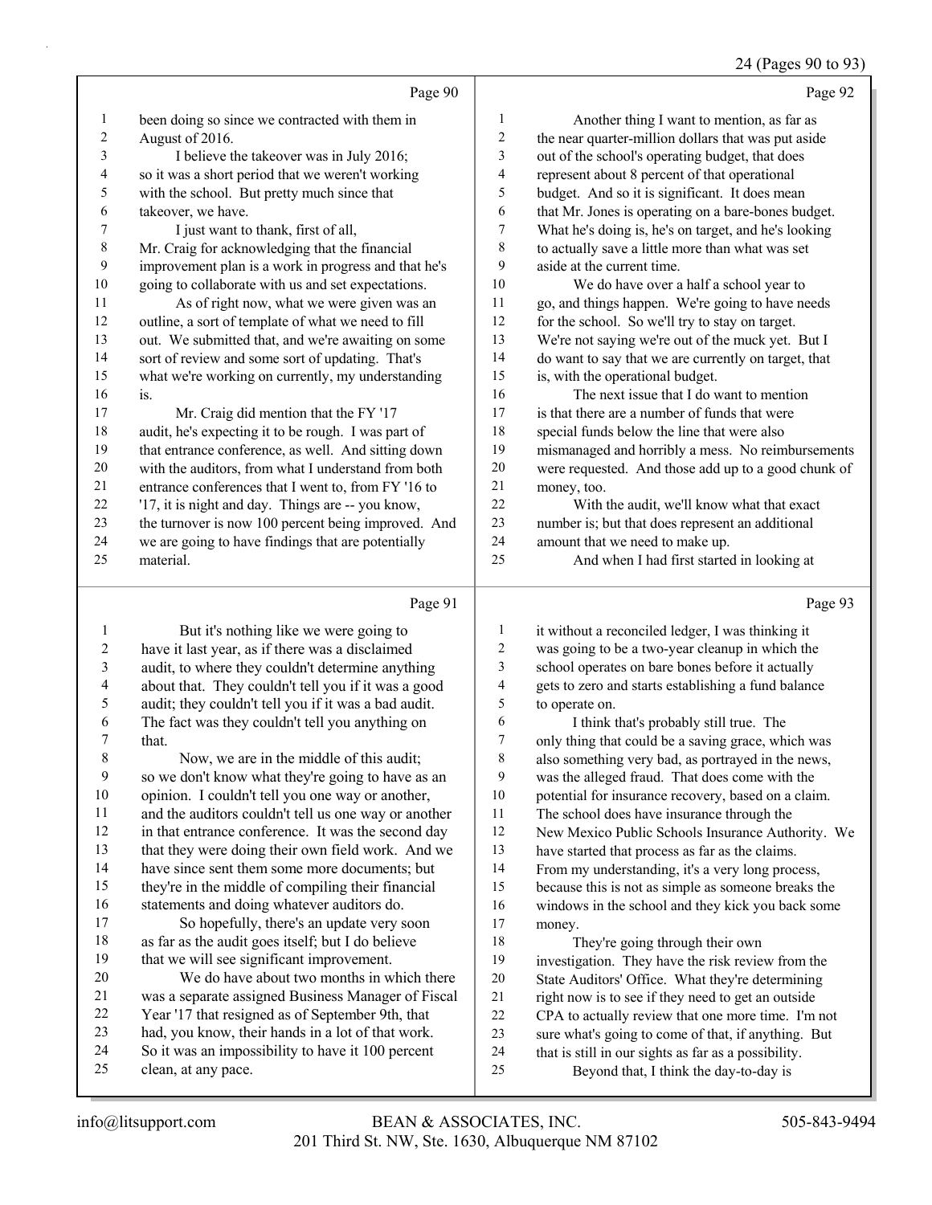Page 90

been doing so since we contracted with them in August of 2016.

I believe the takeover was in July 2016; so it was a short period that we weren't working with the school. But pretty much since that takeover, we have.

I just want to thank, first of all, Mr. Craig for acknowledging that the financial improvement plan is a work in progress and that he's going to collaborate with us and set expectations.

As of right now, what we were given was an outline, a sort of template of what we need to fill out. We submitted that, and we're awaiting on some sort of review and some sort of updating. That's what we're working on currently, my understanding is.

Mr. Craig did mention that the FY '17 audit, he's expecting it to be rough. I was part of that entrance conference, as well. And sitting down with the auditors, from what I understand from both entrance conferences that I went to, from FY '16 to '17, it is night and day. Things are -- you know, the turnover is now 100 percent being improved. And we are going to have findings that are potentially material.

Page 91

But it's nothing like we were going to have it last year, as if there was a disclaimed audit, to where they couldn't determine anything about that. They couldn't tell you if it was a good audit; they couldn't tell you if it was a bad audit. The fact was they couldn't tell you anything on that.

Now, we are in the middle of this audit; so we don't know what they're going to have as an opinion. I couldn't tell you one way or another, and the auditors couldn't tell us one way or another in that entrance conference. It was the second day that they were doing their own field work. And we have since sent them some more documents; but they're in the middle of compiling their financial statements and doing whatever auditors do.

So hopefully, there's an update very soon as far as the audit goes itself; but I do believe that we will see significant improvement.

We do have about two months in which there was a separate assigned Business Manager of Fiscal Year '17 that resigned as of September 9th, that had, you know, their hands in a lot of that work. So it was an impossibility to have it 100 percent clean, at any pace.

Page 92

Another thing I want to mention, as far as the near quarter-million dollars that was put aside out of the school's operating budget, that does represent about 8 percent of that operational budget. And so it is significant. It does mean that Mr. Jones is operating on a bare-bones budget. What he's doing is, he's on target, and he's looking to actually save a little more than what was set aside at the current time.

We do have over a half a school year to go, and things happen. We're going to have needs for the school. So we'll try to stay on target. We're not saying we're out of the muck yet. But I do want to say that we are currently on target, that is, with the operational budget.

The next issue that I do want to mention is that there are a number of funds that were special funds below the line that were also mismanaged and horribly a mess. No reimbursements were requested. And those add up to a good chunk of money, too.

With the audit, we'll know what that exact number is; but that does represent an additional amount that we need to make up.

And when I had first started in looking at

Page 93

it without a reconciled ledger, I was thinking it was going to be a two-year cleanup in which the school operates on bare bones before it actually gets to zero and starts establishing a fund balance to operate on.

I think that's probably still true. The only thing that could be a saving grace, which was also something very bad, as portrayed in the news, was the alleged fraud. That does come with the potential for insurance recovery, based on a claim. The school does have insurance through the New Mexico Public Schools Insurance Authority. We have started that process as far as the claims. From my understanding, it's a very long process, because this is not as simple as someone breaks the windows in the school and they kick you back some money.

They're going through their own investigation. They have the risk review from the State Auditors' Office. What they're determining right now is to see if they need to get an outside CPA to actually review that one more time. I'm not sure what's going to come of that, if anything. But that is still in our sights as far as a possibility.

Beyond that, I think the day-to-day is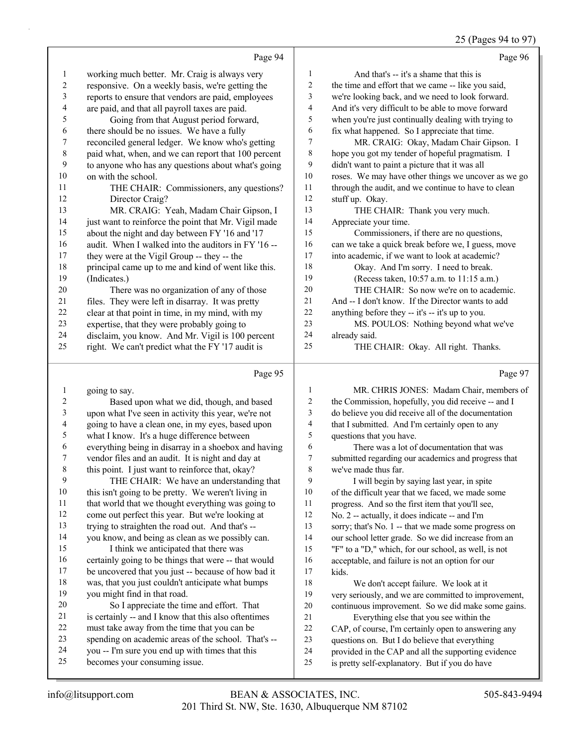Page 94

working much better. Mr. Craig is always very responsive. On a weekly basis, we're getting the reports to ensure that vendors are paid, employees are paid, and that all payroll taxes are paid.

Going from that August period forward, there should be no issues. We have a fully reconciled general ledger. We know who's getting paid what, when, and we can report that 100 percent to anyone who has any questions about what's going on with the school.

THE CHAIR: Commissioners, any questions? Director Craig?

MR. CRAIG: Yeah, Madam Chair Gipson, I just want to reinforce the point that Mr. Vigil made about the night and day between FY '16 and '17 audit. When I walked into the auditors in FY '16 -- they were at the Vigil Group -- they -- the principal came up to me and kind of went like this. (Indicates.)

There was no organization of any of those files. They were left in disarray. It was pretty clear at that point in time, in my mind, with my expertise, that they were probably going to disclaim, you know. And Mr. Vigil is 100 percent right. We can't predict what the FY '17 audit is

Page 95

going to say.

Based upon what we did, though, and based upon what I've seen in activity this year, we're not going to have a clean one, in my eyes, based upon what I know. It's a huge difference between everything being in disarray in a shoebox and having vendor files and an audit. It is night and day at this point. I just want to reinforce that, okay?

THE CHAIR: We have an understanding that this isn't going to be pretty. We weren't living in that world that we thought everything was going to come out perfect this year. But we're looking at trying to straighten the road out. And that's -- you know, and being as clean as we possibly can.

I think we anticipated that there was certainly going to be things that were -- that would be uncovered that you just -- because of how bad it was, that you just couldn't anticipate what bumps you might find in that road.

So I appreciate the time and effort. That is certainly -- and I know that this also oftentimes must take away from the time that you can be spending on academic areas of the school. That's -- you -- I'm sure you end up with times that this becomes your consuming issue.

Page 96

And that's -- it's a shame that this is the time and effort that we came -- like you said, we're looking back, and we need to look forward. And it's very difficult to be able to move forward when you're just continually dealing with trying to fix what happened. So I appreciate that time.

MR. CRAIG: Okay, Madam Chair Gipson. I hope you got my tender of hopeful pragmatism. I didn't want to paint a picture that it was all roses. We may have other things we uncover as we go through the audit, and we continue to have to clean stuff up. Okay.

THE CHAIR: Thank you very much. Appreciate your time.

Commissioners, if there are no questions, can we take a quick break before we, I guess, move into academic, if we want to look at academic?

Okay. And I'm sorry. I need to break.

(Recess taken, 10:57 a.m. to 11:15 a.m.)

THE CHAIR: So now we're on to academic. And -- I don't know. If the Director wants to add anything before they -- it's -- it's up to you.

MS. POULOS: Nothing beyond what we've already said.

THE CHAIR: Okay. All right. Thanks.

Page 97

MR. CHRIS JONES: Madam Chair, members of the Commission, hopefully, you did receive -- and I do believe you did receive all of the documentation that I submitted. And I'm certainly open to any questions that you have.

There was a lot of documentation that was submitted regarding our academics and progress that we've made thus far.

I will begin by saying last year, in spite of the difficult year that we faced, we made some progress. And so the first item that you'll see, No. 2 -- actually, it does indicate -- and I'm sorry; that's No. 1 -- that we made some progress on our school letter grade. So we did increase from an "F" to a "D," which, for our school, as well, is not acceptable, and failure is not an option for our kids.

We don't accept failure. We look at it very seriously, and we are committed to improvement, continuous improvement. So we did make some gains.

Everything else that you see within the CAP, of course, I'm certainly open to answering any questions on. But I do believe that everything provided in the CAP and all the supporting evidence is pretty self-explanatory. But if you do have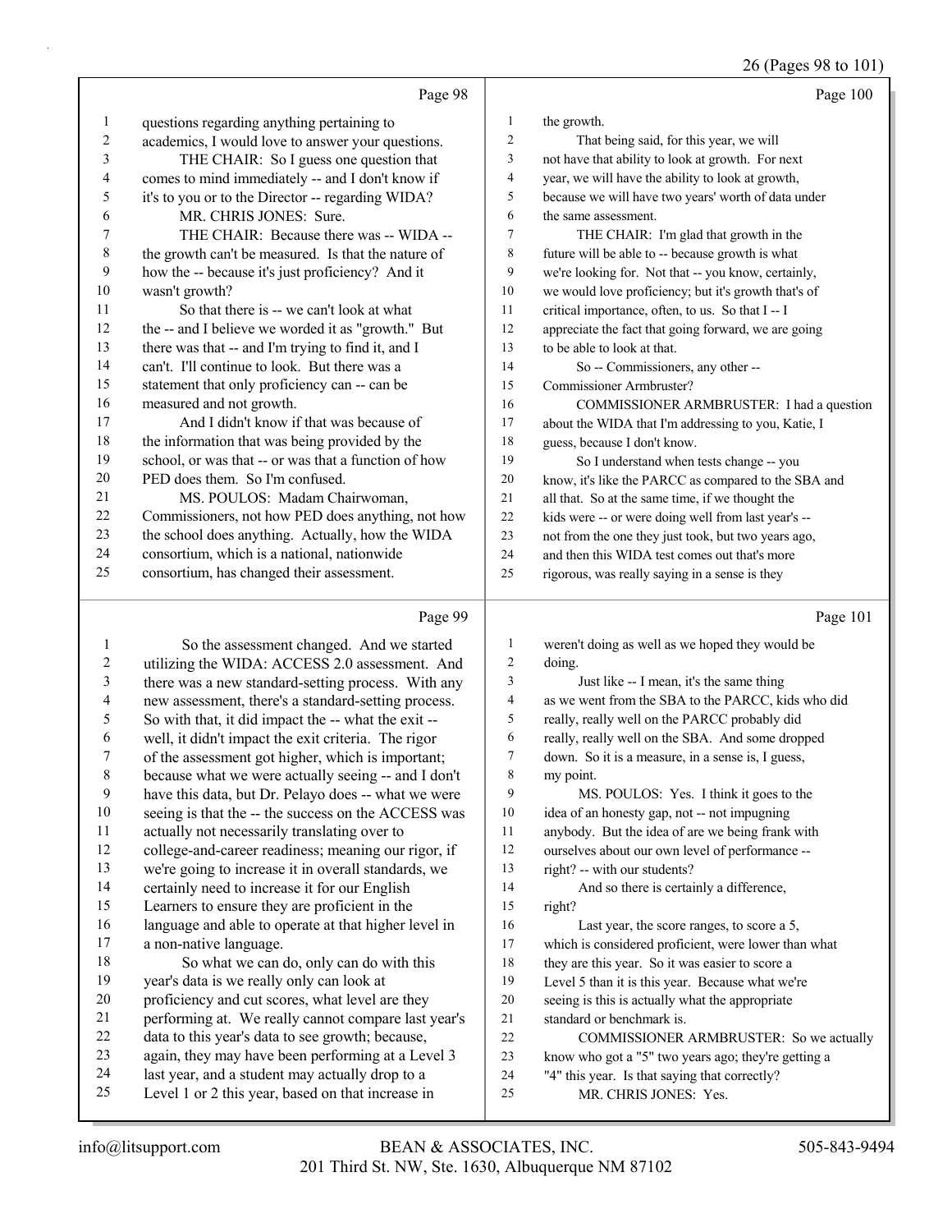Page 98

questions regarding anything pertaining to academics, I would love to answer your questions.

THE CHAIR: So I guess one question that comes to mind immediately -- and I don't know if it's to you or to the Director -- regarding WIDA?

MR. CHRIS JONES: Sure.

THE CHAIR: Because there was -- WIDA -- the growth can't be measured. Is that the nature of how the -- because it's just proficiency? And it wasn't growth?

So that there is -- we can't look at what the -- and I believe we worded it as "growth." But there was that -- and I'm trying to find it, and I can't. I'll continue to look. But there was a statement that only proficiency can -- can be measured and not growth.

And I didn't know if that was because of the information that was being provided by the school, or was that -- or was that a function of how PED does them. So I'm confused.

MS. POULOS: Madam Chairwoman, Commissioners, not how PED does anything, not how the school does anything. Actually, how the WIDA consortium, which is a national, nationwide consortium, has changed their assessment.

Page 99

So the assessment changed. And we started utilizing the WIDA: ACCESS 2.0 assessment. And there was a new standard-setting process. With any new assessment, there's a standard-setting process. So with that, it did impact the -- what the exit -- well, it didn't impact the exit criteria. The rigor of the assessment got higher, which is important; because what we were actually seeing -- and I don't have this data, but Dr. Pelayo does -- what we were seeing is that the -- the success on the ACCESS was actually not necessarily translating over to college-and-career readiness; meaning our rigor, if we're going to increase it in overall standards, we certainly need to increase it for our English Learners to ensure they are proficient in the language and able to operate at that higher level in a non-native language.

So what we can do, only can do with this year's data is we really only can look at proficiency and cut scores, what level are they performing at. We really cannot compare last year's data to this year's data to see growth; because, again, they may have been performing at a Level 3 last year, and a student may actually drop to a Level 1 or 2 this year, based on that increase in

Page 100

the growth.

That being said, for this year, we will not have that ability to look at growth. For next year, we will have the ability to look at growth, because we will have two years' worth of data under the same assessment.

THE CHAIR: I'm glad that growth in the future will be able to -- because growth is what we're looking for. Not that -- you know, certainly, we would love proficiency; but it's growth that's of critical importance, often, to us. So that I -- I appreciate the fact that going forward, we are going to be able to look at that.

So -- Commissioners, any other -- Commissioner Armbruster?

COMMISSIONER ARMBRUSTER: I had a question about the WIDA that I'm addressing to you, Katie, I guess, because I don't know.

So I understand when tests change -- you know, it's like the PARCC as compared to the SBA and all that. So at the same time, if we thought the kids were -- or were doing well from last year's -- not from the one they just took, but two years ago, and then this WIDA test comes out that's more rigorous, was really saying in a sense is they

Page 101

weren't doing as well as we hoped they would be doing.

Just like -- I mean, it's the same thing as we went from the SBA to the PARCC, kids who did really, really well on the PARCC probably did really, really well on the SBA. And some dropped down. So it is a measure, in a sense is, I guess, my point.

MS. POULOS: Yes. I think it goes to the idea of an honesty gap, not -- not impugning anybody. But the idea of are we being frank with ourselves about our own level of performance -- right? -- with our students?

And so there is certainly a difference, right?

Last year, the score ranges, to score a 5, which is considered proficient, were lower than what they are this year. So it was easier to score a Level 5 than it is this year. Because what we're seeing is this is actually what the appropriate standard or benchmark is.

COMMISSIONER ARMBRUSTER: So we actually know who got a "5" two years ago; they're getting a "4" this year. Is that saying that correctly?

MR. CHRIS JONES: Yes.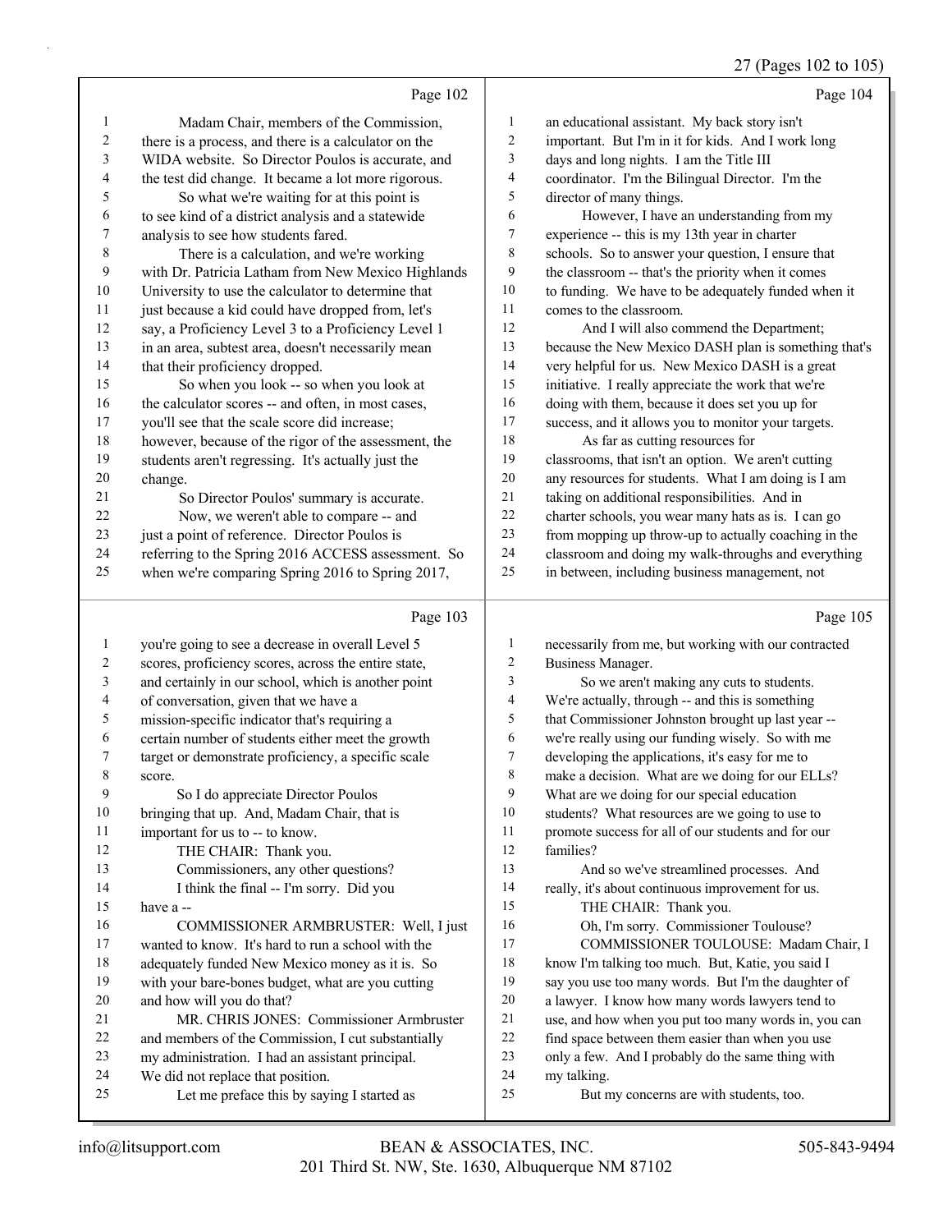## Page 102

Madam Chair, members of the Commission, there is a process, and there is a calculator on the WIDA website. So Director Poulos is accurate, and the test did change. It became a lot more rigorous.

So what we're waiting for at this point is to see kind of a district analysis and a statewide analysis to see how students fared.

There is a calculation, and we're working with Dr. Patricia Latham from New Mexico Highlands University to use the calculator to determine that just because a kid could have dropped from, let's say, a Proficiency Level 3 to a Proficiency Level 1 in an area, subtest area, doesn't necessarily mean that their proficiency dropped.

So when you look -- so when you look at the calculator scores -- and often, in most cases, you'll see that the scale score did increase; however, because of the rigor of the assessment, the students aren't regressing. It's actually just the change.

So Director Poulos' summary is accurate.

Now, we weren't able to compare -- and just a point of reference. Director Poulos is referring to the Spring 2016 ACCESS assessment. So when we're comparing Spring 2016 to Spring 2017,

## Page 103

you're going to see a decrease in overall Level 5 scores, proficiency scores, across the entire state, and certainly in our school, which is another point of conversation, given that we have a mission-specific indicator that's requiring a certain number of students either meet the growth target or demonstrate proficiency, a specific scale score.

So I do appreciate Director Poulos bringing that up. And, Madam Chair, that is important for us to -- to know.

THE CHAIR: Thank you.

Commissioners, any other questions?

I think the final -- I'm sorry. Did you have a --

COMMISSIONER ARMBRUSTER: Well, I just wanted to know. It's hard to run a school with the adequately funded New Mexico money as it is. So with your bare-bones budget, what are you cutting and how will you do that?

MR. CHRIS JONES: Commissioner Armbruster and members of the Commission, I cut substantially my administration. I had an assistant principal. We did not replace that position.

Let me preface this by saying I started as

## Page 104

an educational assistant. My back story isn't important. But I'm in it for kids. And I work long days and long nights. I am the Title III coordinator. I'm the Bilingual Director. I'm the director of many things.

However, I have an understanding from my experience -- this is my 13th year in charter schools. So to answer your question, I ensure that the classroom -- that's the priority when it comes to funding. We have to be adequately funded when it comes to the classroom.

And I will also commend the Department; because the New Mexico DASH plan is something that's very helpful for us. New Mexico DASH is a great initiative. I really appreciate the work that we're doing with them, because it does set you up for success, and it allows you to monitor your targets.

As far as cutting resources for classrooms, that isn't an option. We aren't cutting any resources for students. What I am doing is I am taking on additional responsibilities. And in charter schools, you wear many hats as is. I can go from mopping up throw-up to actually coaching in the classroom and doing my walk-throughs and everything in between, including business management, not

## Page 105

necessarily from me, but working with our contracted Business Manager.

So we aren't making any cuts to students. We're actually, through -- and this is something that Commissioner Johnston brought up last year -- we're really using our funding wisely. So with me developing the applications, it's easy for me to make a decision. What are we doing for our ELLs? What are we doing for our special education students? What resources are we going to use to promote success for all of our students and for our families?

And so we've streamlined processes. And really, it's about continuous improvement for us.

THE CHAIR: Thank you.

Oh, I'm sorry. Commissioner Toulouse?

COMMISSIONER TOULOUSE: Madam Chair, I know I'm talking too much. But, Katie, you said I say you use too many words. But I'm the daughter of a lawyer. I know how many words lawyers tend to use, and how when you put too many words in, you can find space between them easier than when you use only a few. And I probably do the same thing with my talking.

But my concerns are with students, too.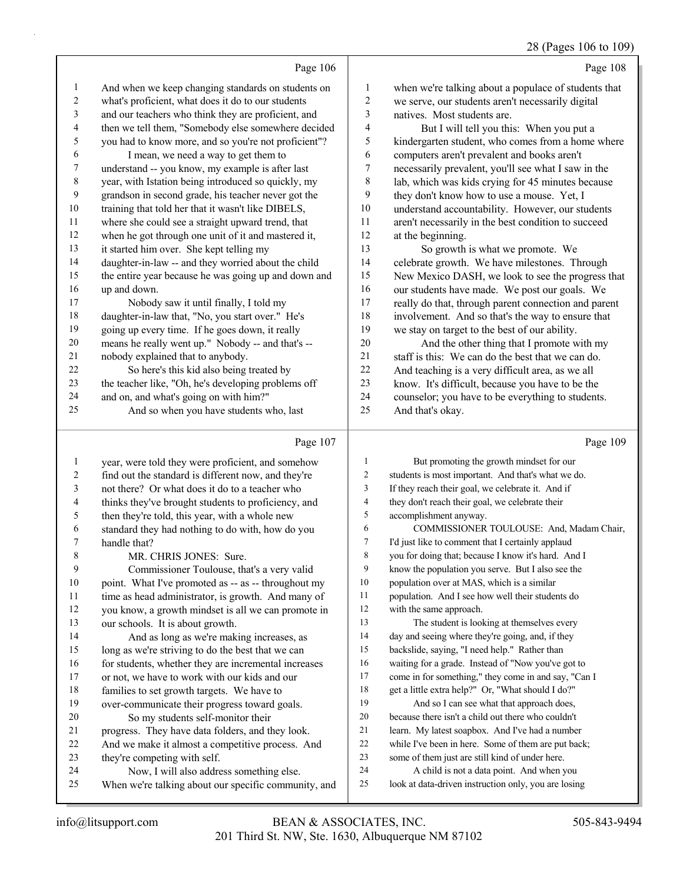Page 106

And when we keep changing standards on students on what's proficient, what does it do to our students and our teachers who think they are proficient, and then we tell them, "Somebody else somewhere decided you had to know more, and so you're not proficient"?

I mean, we need a way to get them to understand -- you know, my example is after last year, with Istation being introduced so quickly, my grandson in second grade, his teacher never got the training that told her that it wasn't like DIBELS, where she could see a straight upward trend, that when he got through one unit of it and mastered it, it started him over. She kept telling my daughter-in-law -- and they worried about the child the entire year because he was going up and down and up and down.

Nobody saw it until finally, I told my daughter-in-law that, "No, you start over." He's going up every time. If he goes down, it really means he really went up." Nobody -- and that's -- nobody explained that to anybody.

So here's this kid also being treated by the teacher like, "Oh, he's developing problems off and on, and what's going on with him?"

And so when you have students who, last

Page 107

year, were told they were proficient, and somehow find out the standard is different now, and they're not there? Or what does it do to a teacher who thinks they've brought students to proficiency, and then they're told, this year, with a whole new standard they had nothing to do with, how do you handle that?

MR. CHRIS JONES: Sure.

Commissioner Toulouse, that's a very valid point. What I've promoted as -- as -- throughout my time as head administrator, is growth. And many of you know, a growth mindset is all we can promote in our schools. It is about growth.

And as long as we're making increases, as long as we're striving to do the best that we can for students, whether they are incremental increases or not, we have to work with our kids and our families to set growth targets. We have to over-communicate their progress toward goals.

So my students self-monitor their progress. They have data folders, and they look. And we make it almost a competitive process. And they're competing with self.

Now, I will also address something else. When we're talking about our specific community, and

Page 108

when we're talking about a populace of students that we serve, our students aren't necessarily digital natives. Most students are.

But I will tell you this: When you put a kindergarten student, who comes from a home where computers aren't prevalent and books aren't necessarily prevalent, you'll see what I saw in the lab, which was kids crying for 45 minutes because they don't know how to use a mouse. Yet, I understand accountability. However, our students aren't necessarily in the best condition to succeed at the beginning.

So growth is what we promote. We celebrate growth. We have milestones. Through New Mexico DASH, we look to see the progress that our students have made. We post our goals. We really do that, through parent connection and parent involvement. And so that's the way to ensure that we stay on target to the best of our ability.

And the other thing that I promote with my staff is this: We can do the best that we can do. And teaching is a very difficult area, as we all know. It's difficult, because you have to be the counselor; you have to be everything to students. And that's okay.

Page 109

But promoting the growth mindset for our students is most important. And that's what we do. If they reach their goal, we celebrate it. And if they don't reach their goal, we celebrate their accomplishment anyway.

COMMISSIONER TOULOUSE: And, Madam Chair, I'd just like to comment that I certainly applaud you for doing that; because I know it's hard. And I know the population you serve. But I also see the population over at MAS, which is a similar population. And I see how well their students do with the same approach.

The student is looking at themselves every day and seeing where they're going, and, if they backslide, saying, "I need help." Rather than waiting for a grade. Instead of "Now you've got to come in for something," they come in and say, "Can I get a little extra help?" Or, "What should I do?"

And so I can see what that approach does, because there isn't a child out there who couldn't learn. My latest soapbox. And I've had a number while I've been in here. Some of them are put back; some of them just are still kind of under here.

A child is not a data point. And when you look at data-driven instruction only, you are losing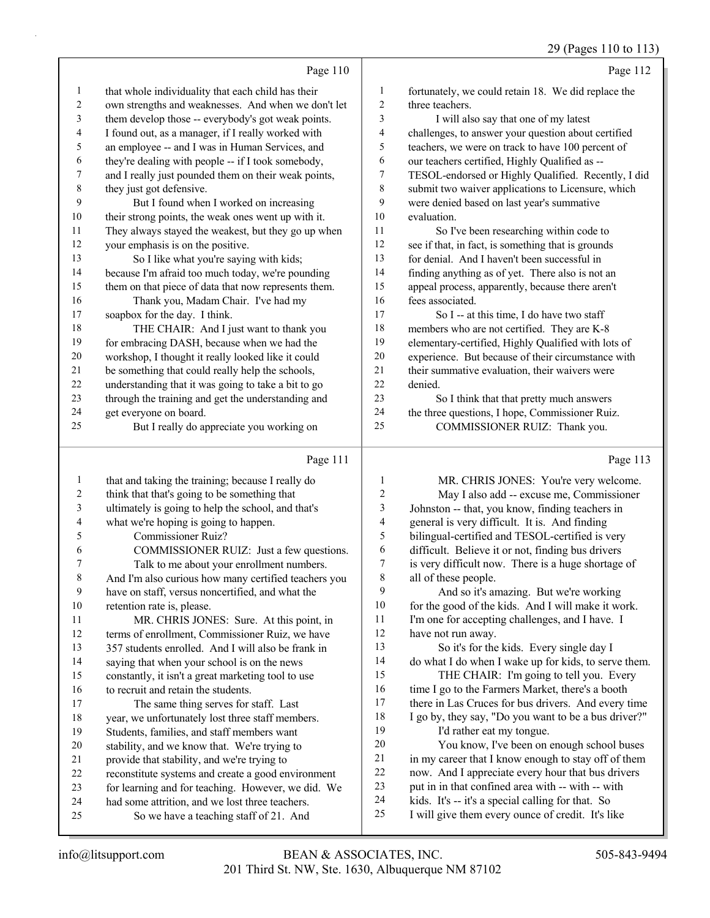Page 110

1 that whole individuality that each child has their
2 own strengths and weaknesses. And when we don't let
3 them develop those -- everybody's got weak points.
4 I found out, as a manager, if I really worked with
5 an employee -- and I was in Human Services, and
6 they're dealing with people -- if I took somebody,
7 and I really just pounded them on their weak points,
8 they just got defensive.
9 But I found when I worked on increasing
10 their strong points, the weak ones went up with it.
11 They always stayed the weakest, but they go up when
12 your emphasis is on the positive.
13 So I like what you're saying with kids;
14 because I'm afraid too much today, we're pounding
15 them on that piece of data that now represents them.
16 Thank you, Madam Chair. I've had my
17 soapbox for the day. I think.
18 THE CHAIR: And I just want to thank you
19 for embracing DASH, because when we had the
20 workshop, I thought it really looked like it could
21 be something that could really help the schools,
22 understanding that it was going to take a bit to go
23 through the training and get the understanding and
24 get everyone on board.
25 But I really do appreciate you working on

Page 111

1 that and taking the training; because I really do
2 think that that's going to be something that
3 ultimately is going to help the school, and that's
4 what we're hoping is going to happen.
5 Commissioner Ruiz?
6 COMMISSIONER RUIZ: Just a few questions.
7 Talk to me about your enrollment numbers.
8 And I'm also curious how many certified teachers you
9 have on staff, versus noncertified, and what the
10 retention rate is, please.
11 MR. CHRIS JONES: Sure. At this point, in
12 terms of enrollment, Commissioner Ruiz, we have
13 357 students enrolled. And I will also be frank in
14 saying that when your school is on the news
15 constantly, it isn't a great marketing tool to use
16 to recruit and retain the students.
17 The same thing serves for staff. Last
18 year, we unfortunately lost three staff members.
19 Students, families, and staff members want
20 stability, and we know that. We're trying to
21 provide that stability, and we're trying to
22 reconstitute systems and create a good environment
23 for learning and for teaching. However, we did. We
24 had some attrition, and we lost three teachers.
25 So we have a teaching staff of 21. And

Page 112

1 fortunately, we could retain 18. We did replace the
2 three teachers.
3 I will also say that one of my latest
4 challenges, to answer your question about certified
5 teachers, we were on track to have 100 percent of
6 our teachers certified, Highly Qualified as --
7 TESOL-endorsed or Highly Qualified. Recently, I did
8 submit two waiver applications to Licensure, which
9 were denied based on last year's summative
10 evaluation.
11 So I've been researching within code to
12 see if that, in fact, is something that is grounds
13 for denial. And I haven't been successful in
14 finding anything as of yet. There also is not an
15 appeal process, apparently, because there aren't
16 fees associated.
17 So I -- at this time, I do have two staff
18 members who are not certified. They are K-8
19 elementary-certified, Highly Qualified with lots of
20 experience. But because of their circumstance with
21 their summative evaluation, their waivers were
22 denied.
23 So I think that that pretty much answers
24 the three questions, I hope, Commissioner Ruiz.
25 COMMISSIONER RUIZ: Thank you.

Page 113

1 MR. CHRIS JONES: You're very welcome.
2 May I also add -- excuse me, Commissioner
3 Johnston -- that, you know, finding teachers in
4 general is very difficult. It is. And finding
5 bilingual-certified and TESOL-certified is very
6 difficult. Believe it or not, finding bus drivers
7 is very difficult now. There is a huge shortage of
8 all of these people.
9 And so it's amazing. But we're working
10 for the good of the kids. And I will make it work.
11 I'm one for accepting challenges, and I have. I
12 have not run away.
13 So it's for the kids. Every single day I
14 do what I do when I wake up for kids, to serve them.
15 THE CHAIR: I'm going to tell you. Every
16 time I go to the Farmers Market, there's a booth
17 there in Las Cruces for bus drivers. And every time
18 I go by, they say, "Do you want to be a bus driver?"
19 I'd rather eat my tongue.
20 You know, I've been on enough school buses
21 in my career that I know enough to stay off of them
22 now. And I appreciate every hour that bus drivers
23 put in in that confined area with -- with -- with
24 kids. It's -- it's a special calling for that. So
25 I will give them every ounce of credit. It's like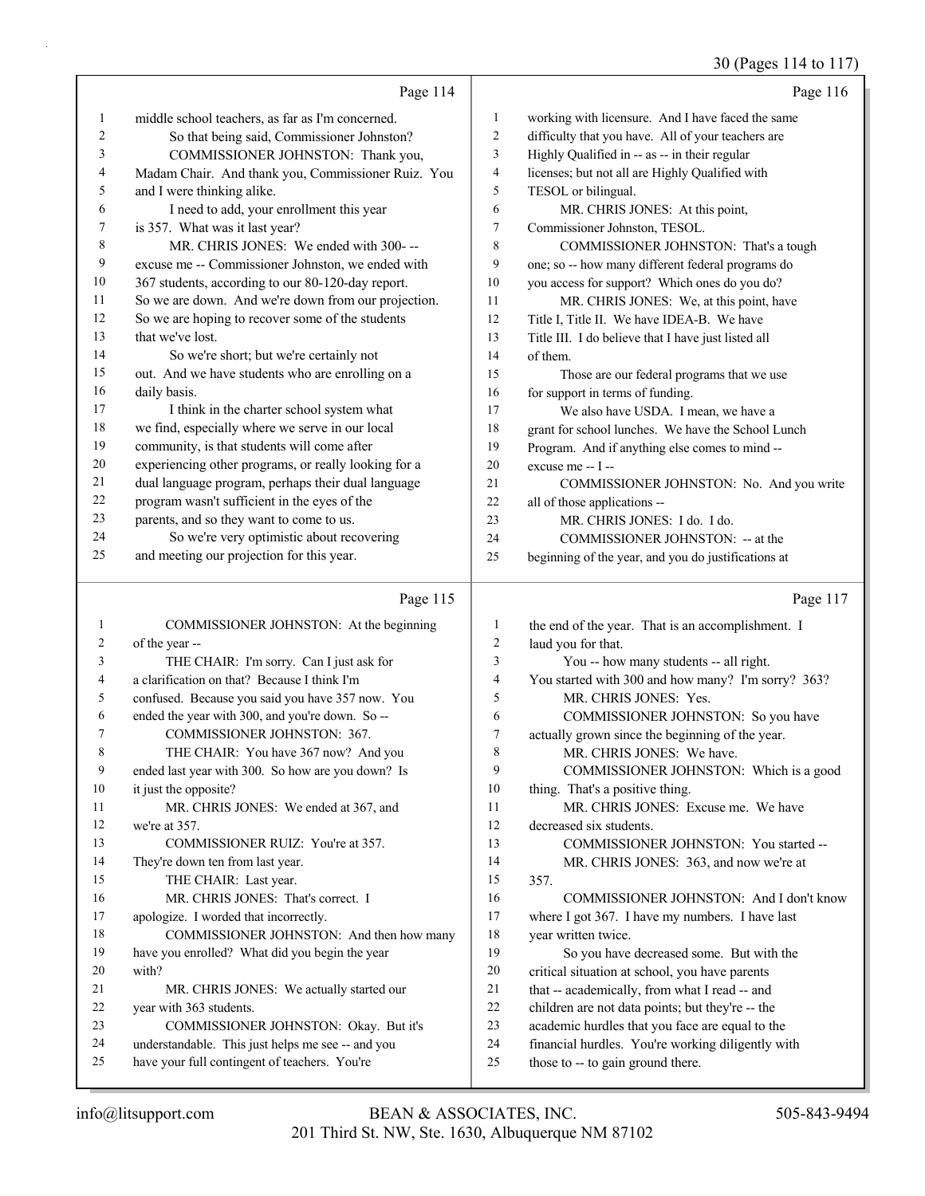## Page 114

1 middle school teachers, as far as I'm concerned.
2 So that being said, Commissioner Johnston?
3 COMMISSIONER JOHNSTON: Thank you,
4 Madam Chair. And thank you, Commissioner Ruiz. You
5 and I were thinking alike.
6 I need to add, your enrollment this year
7 is 357. What was it last year?
8 MR. CHRIS JONES: We ended with 300- --
9 excuse me -- Commissioner Johnston, we ended with
10 367 students, according to our 80-120-day report.
11 So we are down. And we're down from our projection.
12 So we are hoping to recover some of the students
13 that we've lost.
14 So we're short; but we're certainly not
15 out. And we have students who are enrolling on a
16 daily basis.
17 I think in the charter school system what
18 we find, especially where we serve in our local
19 community, is that students will come after
20 experiencing other programs, or really looking for a
21 dual language program, perhaps their dual language
22 program wasn't sufficient in the eyes of the
23 parents, and so they want to come to us.
24 So we're very optimistic about recovering
25 and meeting our projection for this year.

## Page 115

1 COMMISSIONER JOHNSTON: At the beginning
2 of the year --
3 THE CHAIR: I'm sorry. Can I just ask for
4 a clarification on that? Because I think I'm
5 confused. Because you said you have 357 now. You
6 ended the year with 300, and you're down. So --
7 COMMISSIONER JOHNSTON: 367.
8 THE CHAIR: You have 367 now? And you
9 ended last year with 300. So how are you down? Is
10 it just the opposite?
11 MR. CHRIS JONES: We ended at 367, and
12 we're at 357.
13 COMMISSIONER RUIZ: You're at 357.
14 They're down ten from last year.
15 THE CHAIR: Last year.
16 MR. CHRIS JONES: That's correct. I
17 apologize. I worded that incorrectly.
18 COMMISSIONER JOHNSTON: And then how many
19 have you enrolled? What did you begin the year
20 with?
21 MR. CHRIS JONES: We actually started our
22 year with 363 students.
23 COMMISSIONER JOHNSTON: Okay. But it's
24 understandable. This just helps me see -- and you
25 have your full contingent of teachers. You're

## Page 116

1 working with licensure. And I have faced the same
2 difficulty that you have. All of your teachers are
3 Highly Qualified in -- as -- in their regular
4 licenses; but not all are Highly Qualified with
5 TESOL or bilingual.
6 MR. CHRIS JONES: At this point,
7 Commissioner Johnston, TESOL.
8 COMMISSIONER JOHNSTON: That's a tough
9 one; so -- how many different federal programs do
10 you access for support? Which ones do you do?
11 MR. CHRIS JONES: We, at this point, have
12 Title I, Title II. We have IDEA-B. We have
13 Title III. I do believe that I have just listed all
14 of them.
15 Those are our federal programs that we use
16 for support in terms of funding.
17 We also have USDA. I mean, we have a
18 grant for school lunches. We have the School Lunch
19 Program. And if anything else comes to mind --
20 excuse me -- I --
21 COMMISSIONER JOHNSTON: No. And you write
22 all of those applications --
23 MR. CHRIS JONES: I do. I do.
24 COMMISSIONER JOHNSTON: -- at the
25 beginning of the year, and you do justifications at

## Page 117

1 the end of the year. That is an accomplishment. I
2 laud you for that.
3 You -- how many students -- all right.
4 You started with 300 and how many? I'm sorry? 363?
5 MR. CHRIS JONES: Yes.
6 COMMISSIONER JOHNSTON: So you have
7 actually grown since the beginning of the year.
8 MR. CHRIS JONES: We have.
9 COMMISSIONER JOHNSTON: Which is a good
10 thing. That's a positive thing.
11 MR. CHRIS JONES: Excuse me. We have
12 decreased six students.
13 COMMISSIONER JOHNSTON: You started --
14 MR. CHRIS JONES: 363, and now we're at
15 357.
16 COMMISSIONER JOHNSTON: And I don't know
17 where I got 367. I have my numbers. I have last
18 year written twice.
19 So you have decreased some. But with the
20 critical situation at school, you have parents
21 that -- academically, from what I read -- and
22 children are not data points; but they're -- the
23 academic hurdles that you face are equal to the
24 financial hurdles. You're working diligently with
25 those to -- to gain ground there.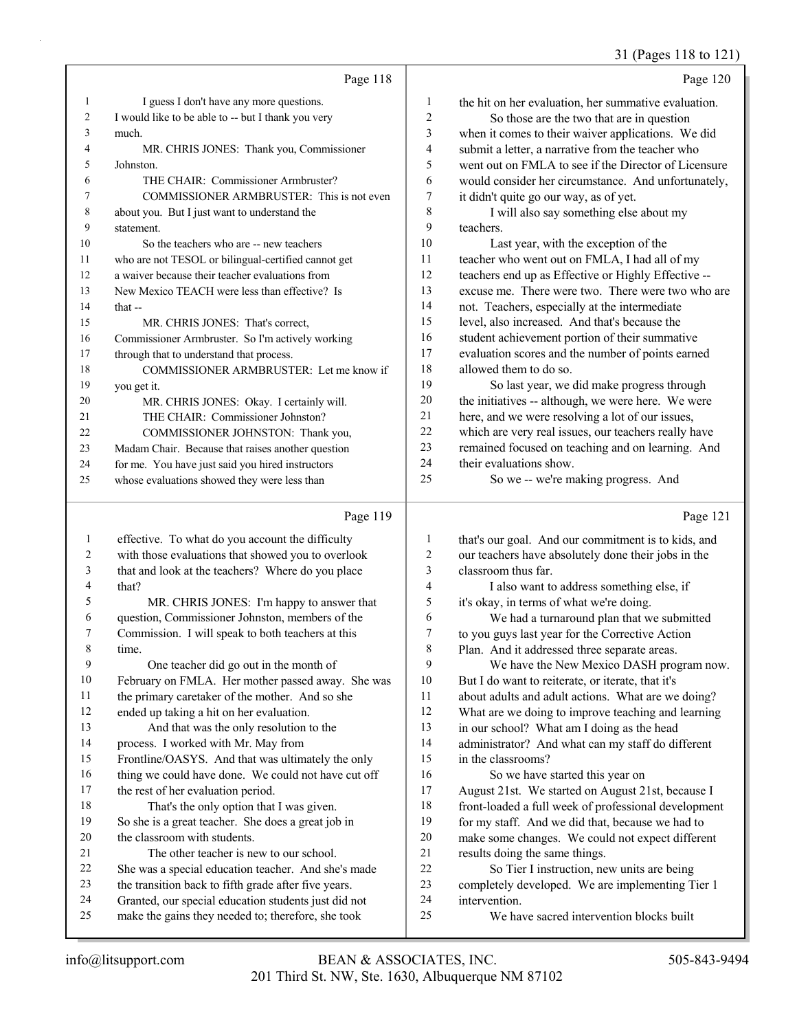## Page 118

I guess I don't have any more questions. I would like to be able to -- but I thank you very much.

MR. CHRIS JONES: Thank you, Commissioner Johnston.

THE CHAIR: Commissioner Armbruster?

COMMISSIONER ARMBRUSTER: This is not even about you. But I just want to understand the statement.

So the teachers who are -- new teachers who are not TESOL or bilingual-certified cannot get a waiver because their teacher evaluations from New Mexico TEACH were less than effective? Is that --

MR. CHRIS JONES: That's correct, Commissioner Armbruster. So I'm actively working through that to understand that process.

COMMISSIONER ARMBRUSTER: Let me know if you get it.

MR. CHRIS JONES: Okay. I certainly will.

THE CHAIR: Commissioner Johnston?

COMMISSIONER JOHNSTON: Thank you, Madam Chair. Because that raises another question for me. You have just said you hired instructors whose evaluations showed they were less than

## Page 119

effective. To what do you account the difficulty with those evaluations that showed you to overlook that and look at the teachers? Where do you place that?

MR. CHRIS JONES: I'm happy to answer that question, Commissioner Johnston, members of the Commission. I will speak to both teachers at this time.

One teacher did go out in the month of February on FMLA. Her mother passed away. She was the primary caretaker of the mother. And so she ended up taking a hit on her evaluation.

And that was the only resolution to the process. I worked with Mr. May from Frontline/OASYS. And that was ultimately the only thing we could have done. We could not have cut off the rest of her evaluation period.

That's the only option that I was given. So she is a great teacher. She does a great job in the classroom with students.

The other teacher is new to our school. She was a special education teacher. And she's made the transition back to fifth grade after five years. Granted, our special education students just did not make the gains they needed to; therefore, she took

## Page 120

the hit on her evaluation, her summative evaluation.

So those are the two that are in question when it comes to their waiver applications. We did submit a letter, a narrative from the teacher who went out on FMLA to see if the Director of Licensure would consider her circumstance. And unfortunately, it didn't quite go our way, as of yet.

I will also say something else about my teachers.

Last year, with the exception of the teacher who went out on FMLA, I had all of my teachers end up as Effective or Highly Effective -- excuse me. There were two. There were two who are not. Teachers, especially at the intermediate level, also increased. And that's because the student achievement portion of their summative evaluation scores and the number of points earned allowed them to do so.

So last year, we did make progress through the initiatives -- although, we were here. We were here, and we were resolving a lot of our issues, which are very real issues, our teachers really have remained focused on teaching and on learning. And their evaluations show.

So we -- we're making progress. And

## Page 121

that's our goal. And our commitment is to kids, and our teachers have absolutely done their jobs in the classroom thus far.

I also want to address something else, if it's okay, in terms of what we're doing.

We had a turnaround plan that we submitted to you guys last year for the Corrective Action Plan. And it addressed three separate areas.

We have the New Mexico DASH program now. But I do want to reiterate, or iterate, that it's about adults and adult actions. What are we doing? What are we doing to improve teaching and learning in our school? What am I doing as the head administrator? And what can my staff do different in the classrooms?

So we have started this year on August 21st. We started on August 21st, because I front-loaded a full week of professional development for my staff. And we did that, because we had to make some changes. We could not expect different results doing the same things.

So Tier I instruction, new units are being completely developed. We are implementing Tier 1 intervention.

We have sacred intervention blocks built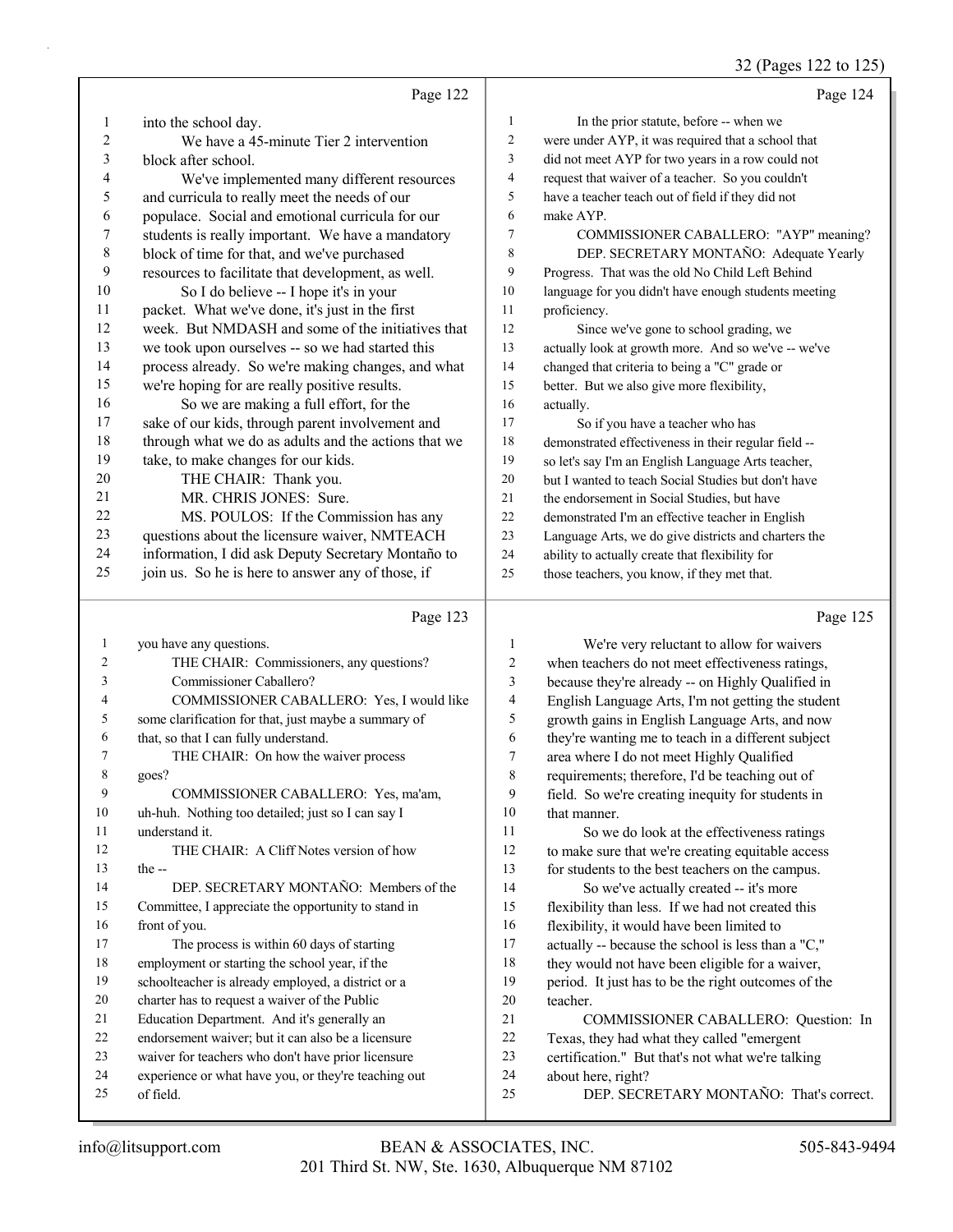Page 122

into the school day.

We have a 45-minute Tier 2 intervention block after school.

We've implemented many different resources and curricula to really meet the needs of our populace. Social and emotional curricula for our students is really important. We have a mandatory block of time for that, and we've purchased resources to facilitate that development, as well.

So I do believe -- I hope it's in your packet. What we've done, it's just in the first week. But NMDASH and some of the initiatives that we took upon ourselves -- so we had started this process already. So we're making changes, and what we're hoping for are really positive results.

So we are making a full effort, for the sake of our kids, through parent involvement and through what we do as adults and the actions that we take, to make changes for our kids.

THE CHAIR: Thank you.

MR. CHRIS JONES: Sure.

MS. POULOS: If the Commission has any questions about the licensure waiver, NMTEACH information, I did ask Deputy Secretary Montaño to join us. So he is here to answer any of those, if

Page 123

you have any questions.

THE CHAIR: Commissioners, any questions? Commissioner Caballero?

COMMISSIONER CABALLERO: Yes, I would like some clarification for that, just maybe a summary of that, so that I can fully understand.

THE CHAIR: On how the waiver process goes?

COMMISSIONER CABALLERO: Yes, ma'am, uh-huh. Nothing too detailed; just so I can say I understand it.

THE CHAIR: A Cliff Notes version of how the --

DEP. SECRETARY MONTAÑO: Members of the Committee, I appreciate the opportunity to stand in front of you.

The process is within 60 days of starting employment or starting the school year, if the schoolteacher is already employed, a district or a charter has to request a waiver of the Public Education Department. And it's generally an endorsement waiver; but it can also be a licensure waiver for teachers who don't have prior licensure experience or what have you, or they're teaching out of field.

Page 124

In the prior statute, before -- when we were under AYP, it was required that a school that did not meet AYP for two years in a row could not request that waiver of a teacher. So you couldn't have a teacher teach out of field if they did not make AYP.

COMMISSIONER CABALLERO: "AYP" meaning?

DEP. SECRETARY MONTAÑO: Adequate Yearly Progress. That was the old No Child Left Behind language for you didn't have enough students meeting proficiency.

Since we've gone to school grading, we actually look at growth more. And so we've -- we've changed that criteria to being a "C" grade or better. But we also give more flexibility, actually.

So if you have a teacher who has demonstrated effectiveness in their regular field -- so let's say I'm an English Language Arts teacher, but I wanted to teach Social Studies but don't have the endorsement in Social Studies, but have demonstrated I'm an effective teacher in English Language Arts, we do give districts and charters the ability to actually create that flexibility for those teachers, you know, if they met that.

Page 125

We're very reluctant to allow for waivers when teachers do not meet effectiveness ratings, because they're already -- on Highly Qualified in English Language Arts, I'm not getting the student growth gains in English Language Arts, and now they're wanting me to teach in a different subject area where I do not meet Highly Qualified requirements; therefore, I'd be teaching out of field. So we're creating inequity for students in that manner.

So we do look at the effectiveness ratings to make sure that we're creating equitable access for students to the best teachers on the campus.

So we've actually created -- it's more flexibility than less. If we had not created this flexibility, it would have been limited to actually -- because the school is less than a "C," they would not have been eligible for a waiver, period. It just has to be the right outcomes of the teacher.

COMMISSIONER CABALLERO: Question: In Texas, they had what they called "emergent certification." But that's not what we're talking about here, right?

DEP. SECRETARY MONTAÑO: That's correct.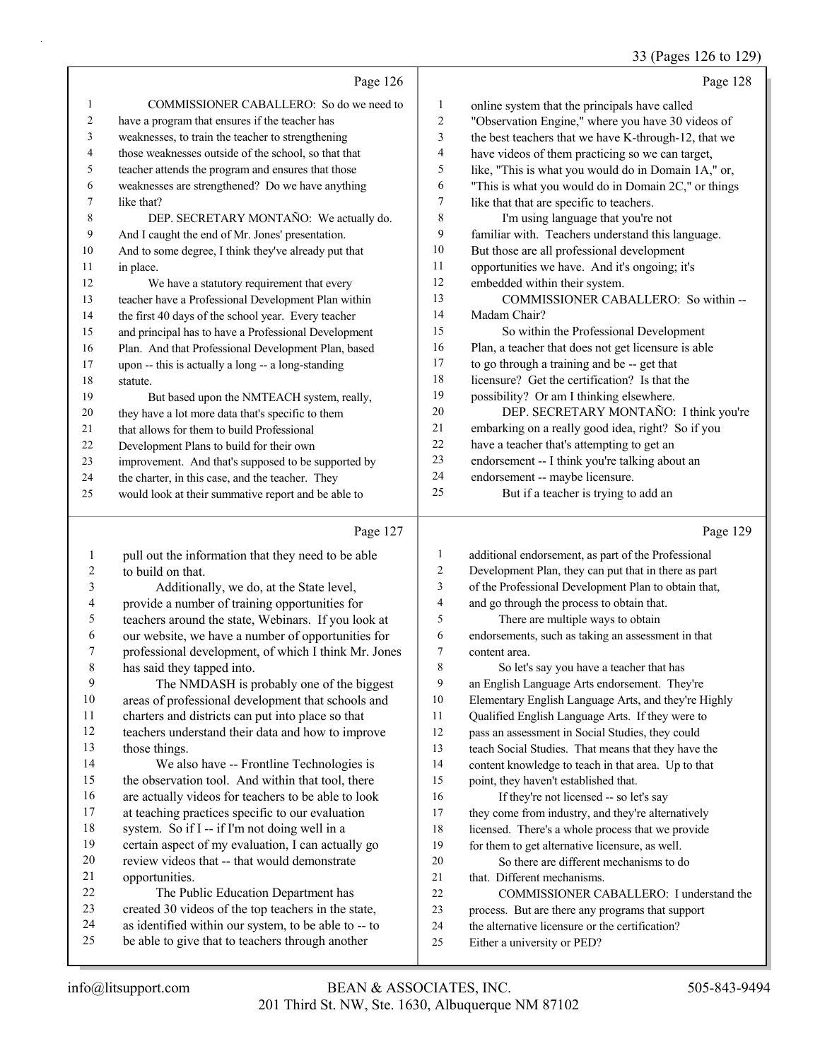Page 126

COMMISSIONER CABALLERO: So do we need to have a program that ensures if the teacher has weaknesses, to train the teacher to strengthening those weaknesses outside of the school, so that that teacher attends the program and ensures that those weaknesses are strengthened? Do we have anything like that?

DEP. SECRETARY MONTAÑO: We actually do. And I caught the end of Mr. Jones' presentation. And to some degree, I think they've already put that in place.

We have a statutory requirement that every teacher have a Professional Development Plan within the first 40 days of the school year. Every teacher and principal has to have a Professional Development Plan. And that Professional Development Plan, based upon -- this is actually a long -- a long-standing statute.

But based upon the NMTEACH system, really, they have a lot more data that's specific to them that allows for them to build Professional Development Plans to build for their own improvement. And that's supposed to be supported by the charter, in this case, and the teacher. They would look at their summative report and be able to

Page 127

pull out the information that they need to be able to build on that.

Additionally, we do, at the State level, provide a number of training opportunities for teachers around the state, Webinars. If you look at our website, we have a number of opportunities for professional development, of which I think Mr. Jones has said they tapped into.

The NMDASH is probably one of the biggest areas of professional development that schools and charters and districts can put into place so that teachers understand their data and how to improve those things.

We also have -- Frontline Technologies is the observation tool. And within that tool, there are actually videos for teachers to be able to look at teaching practices specific to our evaluation system. So if I -- if I'm not doing well in a certain aspect of my evaluation, I can actually go review videos that -- that would demonstrate opportunities.

The Public Education Department has created 30 videos of the top teachers in the state, as identified within our system, to be able to -- to be able to give that to teachers through another

Page 128

online system that the principals have called "Observation Engine," where you have 30 videos of the best teachers that we have K-through-12, that we have videos of them practicing so we can target, like, "This is what you would do in Domain 1A," or, "This is what you would do in Domain 2C," or things like that that are specific to teachers.

I'm using language that you're not familiar with. Teachers understand this language. But those are all professional development opportunities we have. And it's ongoing; it's embedded within their system.

COMMISSIONER CABALLERO: So within -- Madam Chair?

So within the Professional Development Plan, a teacher that does not get licensure is able to go through a training and be -- get that licensure? Get the certification? Is that the possibility? Or am I thinking elsewhere.

DEP. SECRETARY MONTAÑO: I think you're embarking on a really good idea, right? So if you have a teacher that's attempting to get an endorsement -- I think you're talking about an endorsement -- maybe licensure.

But if a teacher is trying to add an

Page 129

additional endorsement, as part of the Professional Development Plan, they can put that in there as part of the Professional Development Plan to obtain that, and go through the process to obtain that.

There are multiple ways to obtain endorsements, such as taking an assessment in that content area.

So let's say you have a teacher that has an English Language Arts endorsement. They're Elementary English Language Arts, and they're Highly Qualified English Language Arts. If they were to pass an assessment in Social Studies, they could teach Social Studies. That means that they have the content knowledge to teach in that area. Up to that point, they haven't established that.

If they're not licensed -- so let's say they come from industry, and they're alternatively licensed. There's a whole process that we provide for them to get alternative licensure, as well.

So there are different mechanisms to do that. Different mechanisms.

COMMISSIONER CABALLERO: I understand the process. But are there any programs that support the alternative licensure or the certification? Either a university or PED?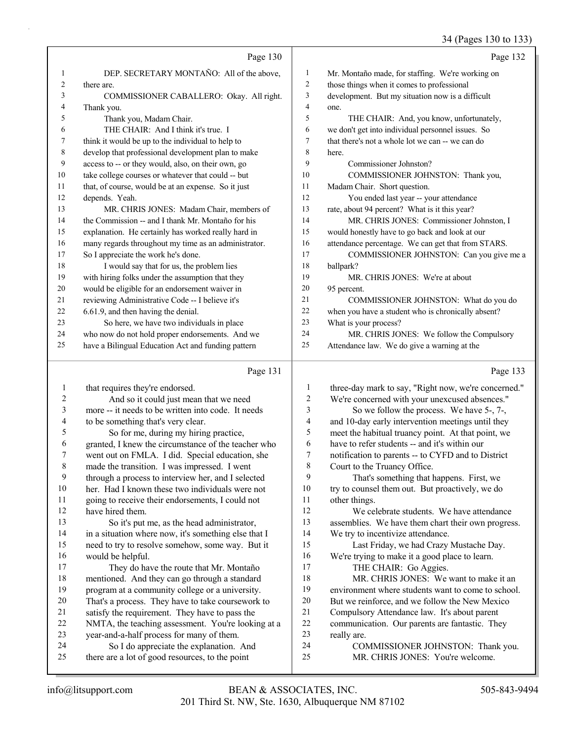Page 130

1 DEP. SECRETARY MONTAÑO: All of the above,
2 there are.
3 COMMISSIONER CABALLERO: Okay. All right.
4 Thank you.
5 Thank you, Madam Chair.
6 THE CHAIR: And I think it's true. I
7 think it would be up to the individual to help to
8 develop that professional development plan to make
9 access to -- or they would, also, on their own, go
10 take college courses or whatever that could -- but
11 that, of course, would be at an expense. So it just
12 depends. Yeah.
13 MR. CHRIS JONES: Madam Chair, members of
14 the Commission -- and I thank Mr. Montaño for his
15 explanation. He certainly has worked really hard in
16 many regards throughout my time as an administrator.
17 So I appreciate the work he's done.
18 I would say that for us, the problem lies
19 with hiring folks under the assumption that they
20 would be eligible for an endorsement waiver in
21 reviewing Administrative Code -- I believe it's
22 6.61.9, and then having the denial.
23 So here, we have two individuals in place
24 who now do not hold proper endorsements. And we
25 have a Bilingual Education Act and funding pattern

Page 131

1 that requires they're endorsed.
2 And so it could just mean that we need
3 more -- it needs to be written into code. It needs
4 to be something that's very clear.
5 So for me, during my hiring practice,
6 granted, I knew the circumstance of the teacher who
7 went out on FMLA. I did. Special education, she
8 made the transition. I was impressed. I went
9 through a process to interview her, and I selected
10 her. Had I known these two individuals were not
11 going to receive their endorsements, I could not
12 have hired them.
13 So it's put me, as the head administrator,
14 in a situation where now, it's something else that I
15 need to try to resolve somehow, some way. But it
16 would be helpful.
17 They do have the route that Mr. Montaño
18 mentioned. And they can go through a standard
19 program at a community college or a university.
20 That's a process. They have to take coursework to
21 satisfy the requirement. They have to pass the
22 NMTA, the teaching assessment. You're looking at a
23 year-and-a-half process for many of them.
24 So I do appreciate the explanation. And
25 there are a lot of good resources, to the point

Page 132

1 Mr. Montaño made, for staffing. We're working on
2 those things when it comes to professional
3 development. But my situation now is a difficult
4 one.
5 THE CHAIR: And, you know, unfortunately,
6 we don't get into individual personnel issues. So
7 that there's not a whole lot we can -- we can do
8 here.
9 Commissioner Johnston?
10 COMMISSIONER JOHNSTON: Thank you,
11 Madam Chair. Short question.
12 You ended last year -- your attendance
13 rate, about 94 percent? What is it this year?
14 MR. CHRIS JONES: Commissioner Johnston, I
15 would honestly have to go back and look at our
16 attendance percentage. We can get that from STARS.
17 COMMISSIONER JOHNSTON: Can you give me a
18 ballpark?
19 MR. CHRIS JONES: We're at about
20 95 percent.
21 COMMISSIONER JOHNSTON: What do you do
22 when you have a student who is chronically absent?
23 What is your process?
24 MR. CHRIS JONES: We follow the Compulsory
25 Attendance law. We do give a warning at the

Page 133

1 three-day mark to say, "Right now, we're concerned."
2 We're concerned with your unexcused absences."
3 So we follow the process. We have 5-, 7-,
4 and 10-day early intervention meetings until they
5 meet the habitual truancy point. At that point, we
6 have to refer students -- and it's within our
7 notification to parents -- to CYFD and to District
8 Court to the Truancy Office.
9 That's something that happens. First, we
10 try to counsel them out. But proactively, we do
11 other things.
12 We celebrate students. We have attendance
13 assemblies. We have them chart their own progress.
14 We try to incentivize attendance.
15 Last Friday, we had Crazy Mustache Day.
16 We're trying to make it a good place to learn.
17 THE CHAIR: Go Aggies.
18 MR. CHRIS JONES: We want to make it an
19 environment where students want to come to school.
20 But we reinforce, and we follow the New Mexico
21 Compulsory Attendance law. It's about parent
22 communication. Our parents are fantastic. They
23 really are.
24 COMMISSIONER JOHNSTON: Thank you.
25 MR. CHRIS JONES: You're welcome.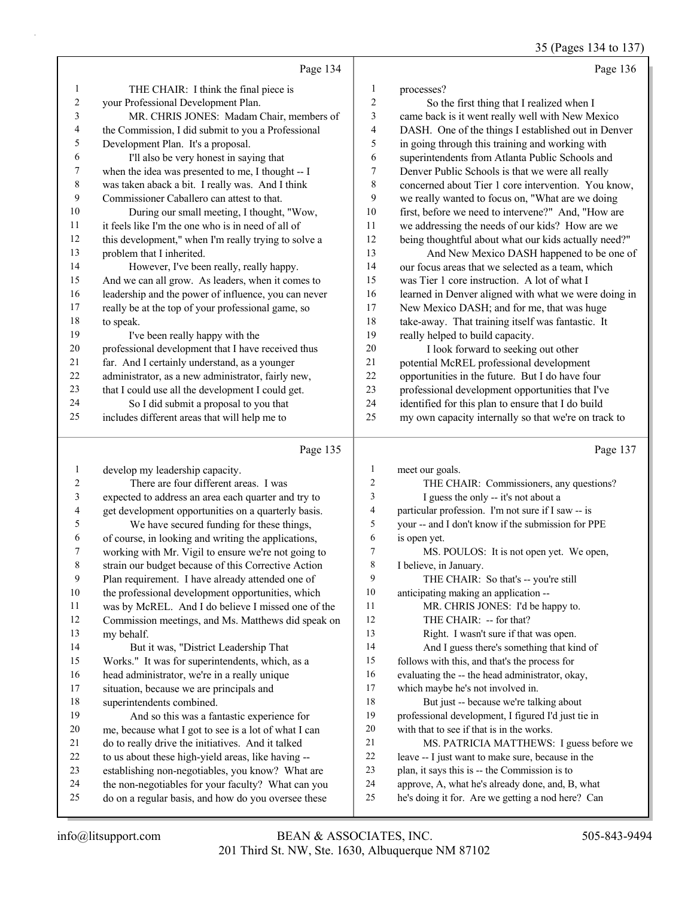Page 134

1 THE CHAIR: I think the final piece is
2 your Professional Development Plan.
3 MR. CHRIS JONES: Madam Chair, members of
4 the Commission, I did submit to you a Professional
5 Development Plan. It's a proposal.
6 I'll also be very honest in saying that
7 when the idea was presented to me, I thought -- I
8 was taken aback a bit. I really was. And I think
9 Commissioner Caballero can attest to that.
10 During our small meeting, I thought, "Wow,
11 it feels like I'm the one who is in need of all of
12 this development," when I'm really trying to solve a
13 problem that I inherited.
14 However, I've been really, really happy.
15 And we can all grow. As leaders, when it comes to
16 leadership and the power of influence, you can never
17 really be at the top of your professional game, so
18 to speak.
19 I've been really happy with the
20 professional development that I have received thus
21 far. And I certainly understand, as a younger
22 administrator, as a new administrator, fairly new,
23 that I could use all the development I could get.
24 So I did submit a proposal to you that
25 includes different areas that will help me to

Page 135

1 develop my leadership capacity.
2 There are four different areas. I was
3 expected to address an area each quarter and try to
4 get development opportunities on a quarterly basis.
5 We have secured funding for these things,
6 of course, in looking and writing the applications,
7 working with Mr. Vigil to ensure we're not going to
8 strain our budget because of this Corrective Action
9 Plan requirement. I have already attended one of
10 the professional development opportunities, which
11 was by McREL. And I do believe I missed one of the
12 Commission meetings, and Ms. Matthews did speak on
13 my behalf.
14 But it was, "District Leadership That
15 Works." It was for superintendents, which, as a
16 head administrator, we're in a really unique
17 situation, because we are principals and
18 superintendents combined.
19 And so this was a fantastic experience for
20 me, because what I got to see is a lot of what I can
21 do to really drive the initiatives. And it talked
22 to us about these high-yield areas, like having --
23 establishing non-negotiables, you know? What are
24 the non-negotiables for your faculty? What can you
25 do on a regular basis, and how do you oversee these

Page 136

1 processes?
2 So the first thing that I realized when I
3 came back is it went really well with New Mexico
4 DASH. One of the things I established out in Denver
5 in going through this training and working with
6 superintendents from Atlanta Public Schools and
7 Denver Public Schools is that we were all really
8 concerned about Tier 1 core intervention. You know,
9 we really wanted to focus on, "What are we doing
10 first, before we need to intervene?" And, "How are
11 we addressing the needs of our kids? How are we
12 being thoughtful about what our kids actually need?"
13 And New Mexico DASH happened to be one of
14 our focus areas that we selected as a team, which
15 was Tier 1 core instruction. A lot of what I
16 learned in Denver aligned with what we were doing in
17 New Mexico DASH; and for me, that was huge
18 take-away. That training itself was fantastic. It
19 really helped to build capacity.
20 I look forward to seeking out other
21 potential McREL professional development
22 opportunities in the future. But I do have four
23 professional development opportunities that I've
24 identified for this plan to ensure that I do build
25 my own capacity internally so that we're on track to

Page 137

1 meet our goals.
2 THE CHAIR: Commissioners, any questions?
3 I guess the only -- it's not about a
4 particular profession. I'm not sure if I saw -- is
5 your -- and I don't know if the submission for PPE
6 is open yet.
7 MS. POULOS: It is not open yet. We open,
8 I believe, in January.
9 THE CHAIR: So that's -- you're still
10 anticipating making an application --
11 MR. CHRIS JONES: I'd be happy to.
12 THE CHAIR: -- for that?
13 Right. I wasn't sure if that was open.
14 And I guess there's something that kind of
15 follows with this, and that's the process for
16 evaluating the -- the head administrator, okay,
17 which maybe he's not involved in.
18 But just -- because we're talking about
19 professional development, I figured I'd just tie in
20 with that to see if that is in the works.
21 MS. PATRICIA MATTHEWS: I guess before we
22 leave -- I just want to make sure, because in the
23 plan, it says this is -- the Commission is to
24 approve, A, what he's already done, and, B, what
25 he's doing it for. Are we getting a nod here? Can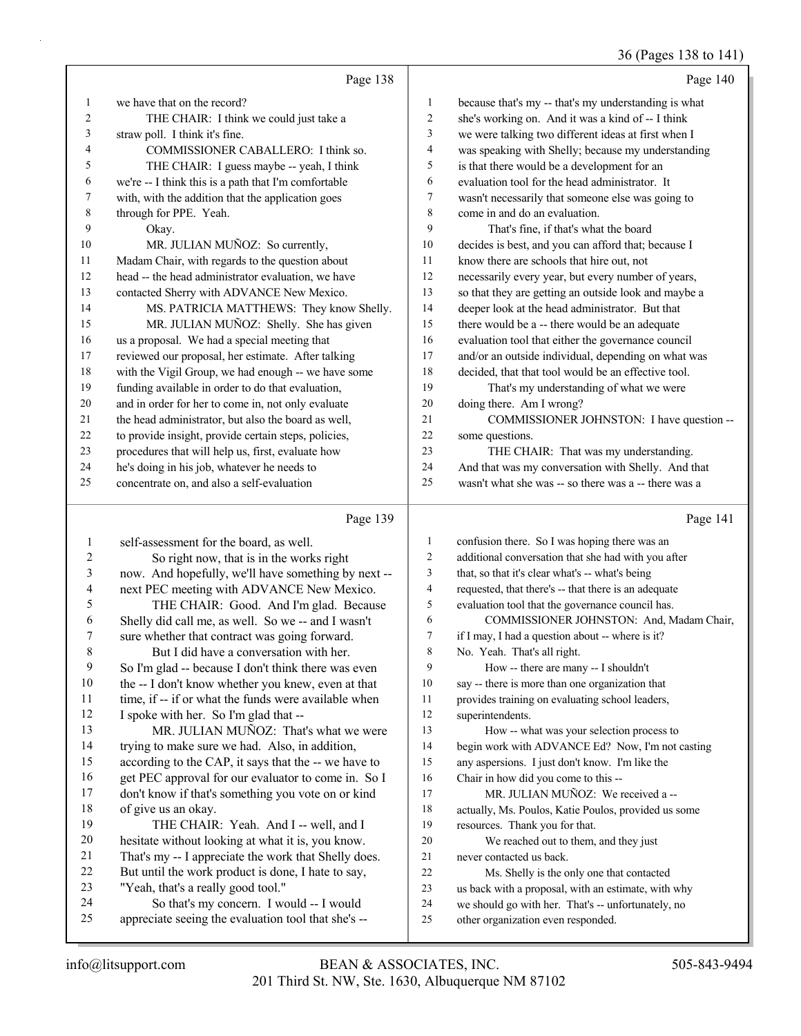Page 138

1 we have that on the record?
2 THE CHAIR: I think we could just take a
3 straw poll. I think it's fine.
4 COMMISSIONER CABALLERO: I think so.
5 THE CHAIR: I guess maybe -- yeah, I think
6 we're -- I think this is a path that I'm comfortable
7 with, with the addition that the application goes
8 through for PPE. Yeah.
9 Okay.
10 MR. JULIAN MUÑOZ: So currently,
11 Madam Chair, with regards to the question about
12 head -- the head administrator evaluation, we have
13 contacted Sherry with ADVANCE New Mexico.
14 MS. PATRICIA MATTHEWS: They know Shelly.
15 MR. JULIAN MUÑOZ: Shelly. She has given
16 us a proposal. We had a special meeting that
17 reviewed our proposal, her estimate. After talking
18 with the Vigil Group, we had enough -- we have some
19 funding available in order to do that evaluation,
20 and in order for her to come in, not only evaluate
21 the head administrator, but also the board as well,
22 to provide insight, provide certain steps, policies,
23 procedures that will help us, first, evaluate how
24 he's doing in his job, whatever he needs to
25 concentrate on, and also a self-evaluation

Page 139

1 self-assessment for the board, as well.
2 So right now, that is in the works right
3 now. And hopefully, we'll have something by next --
4 next PEC meeting with ADVANCE New Mexico.
5 THE CHAIR: Good. And I'm glad. Because
6 Shelly did call me, as well. So we -- and I wasn't
7 sure whether that contract was going forward.
8 But I did have a conversation with her.
9 So I'm glad -- because I don't think there was even
10 the -- I don't know whether you knew, even at that
11 time, if -- if or what the funds were available when
12 I spoke with her. So I'm glad that --
13 MR. JULIAN MUÑOZ: That's what we were
14 trying to make sure we had. Also, in addition,
15 according to the CAP, it says that the -- we have to
16 get PEC approval for our evaluator to come in. So I
17 don't know if that's something you vote on or kind
18 of give us an okay.
19 THE CHAIR: Yeah. And I -- well, and I
20 hesitate without looking at what it is, you know.
21 That's my -- I appreciate the work that Shelly does.
22 But until the work product is done, I hate to say,
23 "Yeah, that's a really good tool."
24 So that's my concern. I would -- I would
25 appreciate seeing the evaluation tool that she's --

Page 140

1 because that's my -- that's my understanding is what
2 she's working on. And it was a kind of -- I think
3 we were talking two different ideas at first when I
4 was speaking with Shelly; because my understanding
5 is that there would be a development for an
6 evaluation tool for the head administrator. It
7 wasn't necessarily that someone else was going to
8 come in and do an evaluation.
9 That's fine, if that's what the board
10 decides is best, and you can afford that; because I
11 know there are schools that hire out, not
12 necessarily every year, but every number of years,
13 so that they are getting an outside look and maybe a
14 deeper look at the head administrator. But that
15 there would be a -- there would be an adequate
16 evaluation tool that either the governance council
17 and/or an outside individual, depending on what was
18 decided, that that tool would be an effective tool.
19 That's my understanding of what we were
20 doing there. Am I wrong?
21 COMMISSIONER JOHNSTON: I have question --
22 some questions.
23 THE CHAIR: That was my understanding.
24 And that was my conversation with Shelly. And that
25 wasn't what she was -- so there was a -- there was a

Page 141

1 confusion there. So I was hoping there was an
2 additional conversation that she had with you after
3 that, so that it's clear what's -- what's being
4 requested, that there's -- that there is an adequate
5 evaluation tool that the governance council has.
6 COMMISSIONER JOHNSTON: And, Madam Chair,
7 if I may, I had a question about -- where is it?
8 No. Yeah. That's all right.
9 How -- there are many -- I shouldn't
10 say -- there is more than one organization that
11 provides training on evaluating school leaders,
12 superintendents.
13 How -- what was your selection process to
14 begin work with ADVANCE Ed? Now, I'm not casting
15 any aspersions. I just don't know. I'm like the
16 Chair in how did you come to this --
17 MR. JULIAN MUÑOZ: We received a --
18 actually, Ms. Poulos, Katie Poulos, provided us some
19 resources. Thank you for that.
20 We reached out to them, and they just
21 never contacted us back.
22 Ms. Shelly is the only one that contacted
23 us back with a proposal, with an estimate, with why
24 we should go with her. That's -- unfortunately, no
25 other organization even responded.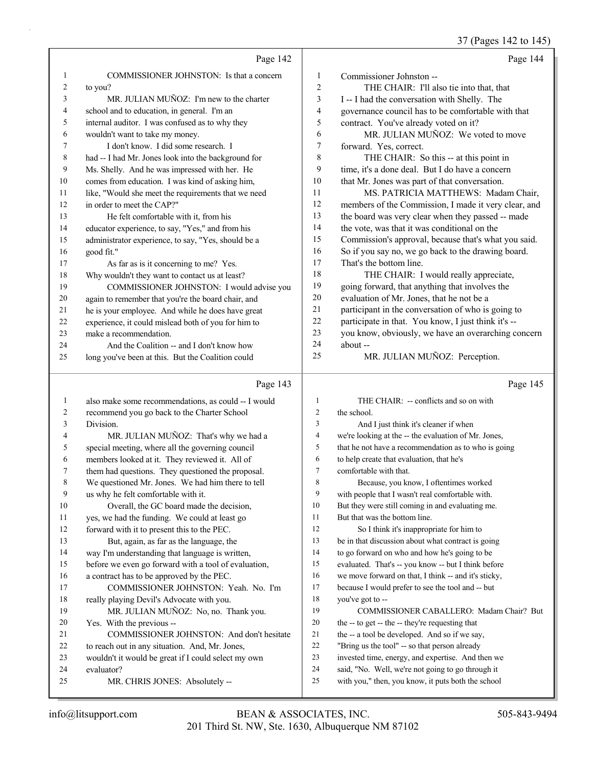Page 142

COMMISSIONER JOHNSTON: Is that a concern to you?

MR. JULIAN MUÑOZ: I'm new to the charter school and to education, in general. I'm an internal auditor. I was confused as to why they wouldn't want to take my money.

I don't know. I did some research. I had -- I had Mr. Jones look into the background for Ms. Shelly. And he was impressed with her. He comes from education. I was kind of asking him, like, "Would she meet the requirements that we need in order to meet the CAP?"

He felt comfortable with it, from his educator experience, to say, "Yes," and from his administrator experience, to say, "Yes, should be a good fit."

As far as is it concerning to me? Yes. Why wouldn't they want to contact us at least?

COMMISSIONER JOHNSTON: I would advise you again to remember that you're the board chair, and he is your employee. And while he does have great experience, it could mislead both of you for him to make a recommendation.

And the Coalition -- and I don't know how long you've been at this. But the Coalition could

Page 143

also make some recommendations, as could -- I would recommend you go back to the Charter School Division.

MR. JULIAN MUÑOZ: That's why we had a special meeting, where all the governing council members looked at it. They reviewed it. All of them had questions. They questioned the proposal. We questioned Mr. Jones. We had him there to tell us why he felt comfortable with it.

Overall, the GC board made the decision, yes, we had the funding. We could at least go forward with it to present this to the PEC.

But, again, as far as the language, the way I'm understanding that language is written, before we even go forward with a tool of evaluation, a contract has to be approved by the PEC.

COMMISSIONER JOHNSTON: Yeah. No. I'm really playing Devil's Advocate with you.

MR. JULIAN MUÑOZ: No, no. Thank you. Yes. With the previous --

COMMISSIONER JOHNSTON: And don't hesitate to reach out in any situation. And, Mr. Jones, wouldn't it be great if I could select my own evaluator?

MR. CHRIS JONES: Absolutely --

Page 144

Commissioner Johnston --

THE CHAIR: I'll also tie into that, that I -- I had the conversation with Shelly. The governance council has to be comfortable with that contract. You've already voted on it?

MR. JULIAN MUÑOZ: We voted to move forward. Yes, correct.

THE CHAIR: So this -- at this point in time, it's a done deal. But I do have a concern that Mr. Jones was part of that conversation.

MS. PATRICIA MATTHEWS: Madam Chair, members of the Commission, I made it very clear, and the board was very clear when they passed -- made the vote, was that it was conditional on the Commission's approval, because that's what you said. So if you say no, we go back to the drawing board. That's the bottom line.

THE CHAIR: I would really appreciate, going forward, that anything that involves the evaluation of Mr. Jones, that he not be a participant in the conversation of who is going to participate in that. You know, I just think it's -- you know, obviously, we have an overarching concern about --

MR. JULIAN MUÑOZ: Perception.

Page 145

THE CHAIR: -- conflicts and so on with the school.

And I just think it's cleaner if when we're looking at the -- the evaluation of Mr. Jones, that he not have a recommendation as to who is going to help create that evaluation, that he's comfortable with that.

Because, you know, I oftentimes worked with people that I wasn't real comfortable with. But they were still coming in and evaluating me. But that was the bottom line.

So I think it's inappropriate for him to be in that discussion about what contract is going to go forward on who and how he's going to be evaluated. That's -- you know -- but I think before we move forward on that, I think -- and it's sticky, because I would prefer to see the tool and -- but you've got to --

COMMISSIONER CABALLERO: Madam Chair? But the -- to get -- the -- they're requesting that the -- a tool be developed. And so if we say, "Bring us the tool" -- so that person already invested time, energy, and expertise. And then we said, "No. Well, we're not going to go through it with you," then, you know, it puts both the school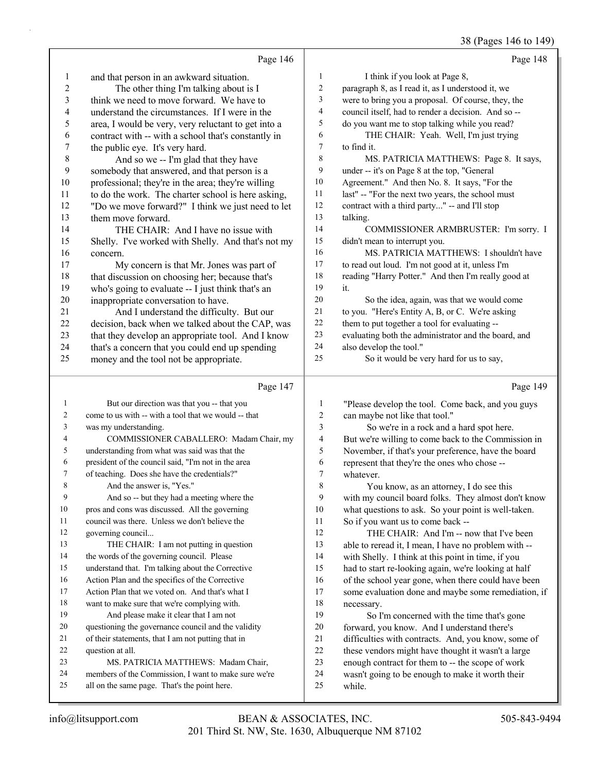Page 146

1 and that person in an awkward situation.
2 The other thing I'm talking about is I
3 think we need to move forward. We have to
4 understand the circumstances. If I were in the
5 area, I would be very, very reluctant to get into a
6 contract with -- with a school that's constantly in
7 the public eye. It's very hard.
8 And so we -- I'm glad that they have
9 somebody that answered, and that person is a
10 professional; they're in the area; they're willing
11 to do the work. The charter school is here asking,
12 "Do we move forward?" I think we just need to let
13 them move forward.
14 THE CHAIR: And I have no issue with
15 Shelly. I've worked with Shelly. And that's not my
16 concern.
17 My concern is that Mr. Jones was part of
18 that discussion on choosing her; because that's
19 who's going to evaluate -- I just think that's an
20 inappropriate conversation to have.
21 And I understand the difficulty. But our
22 decision, back when we talked about the CAP, was
23 that they develop an appropriate tool. And I know
24 that's a concern that you could end up spending
25 money and the tool not be appropriate.

Page 147

1 But our direction was that you -- that you
2 come to us with -- with a tool that we would -- that
3 was my understanding.
4 COMMISSIONER CABALLERO: Madam Chair, my
5 understanding from what was said was that the
6 president of the council said, "I'm not in the area
7 of teaching. Does she have the credentials?"
8 And the answer is, "Yes."
9 And so -- but they had a meeting where the
10 pros and cons was discussed. All the governing
11 council was there. Unless we don't believe the
12 governing council...
13 THE CHAIR: I am not putting in question
14 the words of the governing council. Please
15 understand that. I'm talking about the Corrective
16 Action Plan and the specifics of the Corrective
17 Action Plan that we voted on. And that's what I
18 want to make sure that we're complying with.
19 And please make it clear that I am not
20 questioning the governance council and the validity
21 of their statements, that I am not putting that in
22 question at all.
23 MS. PATRICIA MATTHEWS: Madam Chair,
24 members of the Commission, I want to make sure we're
25 all on the same page. That's the point here.

Page 148

1 I think if you look at Page 8,
2 paragraph 8, as I read it, as I understood it, we
3 were to bring you a proposal. Of course, they, the
4 council itself, had to render a decision. And so --
5 do you want me to stop talking while you read?
6 THE CHAIR: Yeah. Well, I'm just trying
7 to find it.
8 MS. PATRICIA MATTHEWS: Page 8. It says,
9 under -- it's on Page 8 at the top, "General
10 Agreement." And then No. 8. It says, "For the
11 last" -- "For the next two years, the school must
12 contract with a third party..." -- and I'll stop
13 talking.
14 COMMISSIONER ARMBRUSTER: I'm sorry. I
15 didn't mean to interrupt you.
16 MS. PATRICIA MATTHEWS: I shouldn't have
17 to read out loud. I'm not good at it, unless I'm
18 reading "Harry Potter." And then I'm really good at
19 it.
20 So the idea, again, was that we would come
21 to you. "Here's Entity A, B, or C. We're asking
22 them to put together a tool for evaluating --
23 evaluating both the administrator and the board, and
24 also develop the tool."
25 So it would be very hard for us to say,

Page 149

1 "Please develop the tool. Come back, and you guys
2 can maybe not like that tool."
3 So we're in a rock and a hard spot here.
4 But we're willing to come back to the Commission in
5 November, if that's your preference, have the board
6 represent that they're the ones who chose --
7 whatever.
8 You know, as an attorney, I do see this
9 with my council board folks. They almost don't know
10 what questions to ask. So your point is well-taken.
11 So if you want us to come back --
12 THE CHAIR: And I'm -- now that I've been
13 able to reread it, I mean, I have no problem with --
14 with Shelly. I think at this point in time, if you
15 had to start re-looking again, we're looking at half
16 of the school year gone, when there could have been
17 some evaluation done and maybe some remediation, if
18 necessary.
19 So I'm concerned with the time that's gone
20 forward, you know. And I understand there's
21 difficulties with contracts. And, you know, some of
22 these vendors might have thought it wasn't a large
23 enough contract for them to -- the scope of work
24 wasn't going to be enough to make it worth their
25 while.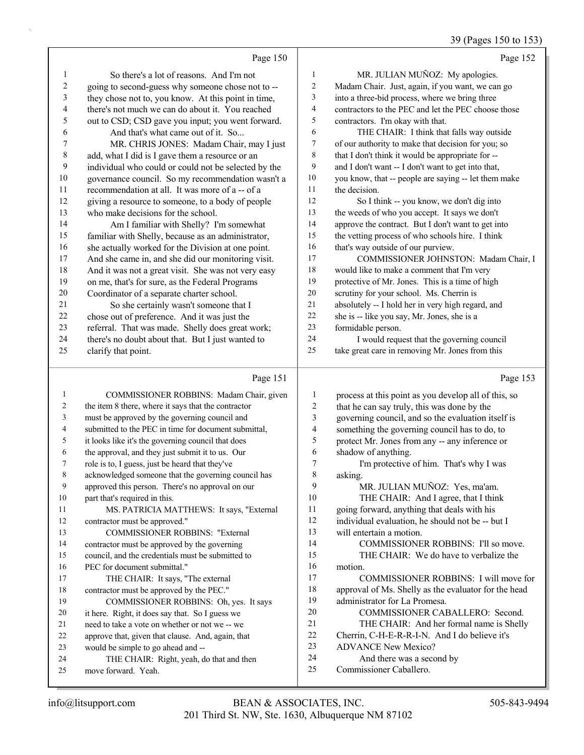Page 150

So there's a lot of reasons. And I'm not going to second-guess why someone chose not to -- they chose not to, you know. At this point in time, there's not much we can do about it. You reached out to CSD; CSD gave you input; you went forward. And that's what came out of it. So...

MR. CHRIS JONES: Madam Chair, may I just add, what I did is I gave them a resource or an individual who could or could not be selected by the governance council. So my recommendation wasn't a recommendation at all. It was more of a -- of a giving a resource to someone, to a body of people who make decisions for the school.

Am I familiar with Shelly? I'm somewhat familiar with Shelly, because as an administrator, she actually worked for the Division at one point. And she came in, and she did our monitoring visit. And it was not a great visit. She was not very easy on me, that's for sure, as the Federal Programs Coordinator of a separate charter school.

So she certainly wasn't someone that I chose out of preference. And it was just the referral. That was made. Shelly does great work; there's no doubt about that. But I just wanted to clarify that point.

Page 151

COMMISSIONER ROBBINS: Madam Chair, given the item 8 there, where it says that the contractor must be approved by the governing council and submitted to the PEC in time for document submittal, it looks like it's the governing council that does the approval, and they just submit it to us. Our role is to, I guess, just be heard that they've acknowledged someone that the governing council has approved this person. There's no approval on our part that's required in this.

MS. PATRICIA MATTHEWS: It says, "External contractor must be approved."

COMMISSIONER ROBBINS: "External contractor must be approved by the governing council, and the credentials must be submitted to PEC for document submittal."

THE CHAIR: It says, "The external contractor must be approved by the PEC."

COMMISSIONER ROBBINS: Oh, yes. It says it here. Right, it does say that. So I guess we need to take a vote on whether or not we -- we approve that, given that clause. And, again, that would be simple to go ahead and --

THE CHAIR: Right, yeah, do that and then move forward. Yeah.

Page 152

MR. JULIAN MUÑOZ: My apologies. Madam Chair. Just, again, if you want, we can go into a three-bid process, where we bring three contractors to the PEC and let the PEC choose those contractors. I'm okay with that.

THE CHAIR: I think that falls way outside of our authority to make that decision for you; so that I don't think it would be appropriate for -- and I don't want -- I don't want to get into that, you know, that -- people are saying -- let them make the decision.

So I think -- you know, we don't dig into the weeds of who you accept. It says we don't approve the contract. But I don't want to get into the vetting process of who schools hire. I think that's way outside of our purview.

COMMISSIONER JOHNSTON: Madam Chair, I would like to make a comment that I'm very protective of Mr. Jones. This is a time of high scrutiny for your school. Ms. Cherrin is absolutely -- I hold her in very high regard, and she is -- like you say, Mr. Jones, she is a formidable person.

I would request that the governing council take great care in removing Mr. Jones from this

Page 153

process at this point as you develop all of this, so that he can say truly, this was done by the governing council, and so the evaluation itself is something the governing council has to do, to protect Mr. Jones from any -- any inference or shadow of anything.

I'm protective of him. That's why I was asking.

MR. JULIAN MUÑOZ: Yes, ma'am.

THE CHAIR: And I agree, that I think going forward, anything that deals with his individual evaluation, he should not be -- but I will entertain a motion.

COMMISSIONER ROBBINS: I'll so move.

THE CHAIR: We do have to verbalize the motion.

COMMISSIONER ROBBINS: I will move for approval of Ms. Shelly as the evaluator for the head administrator for La Promesa.

COMMISSIONER CABALLERO: Second.

THE CHAIR: And her formal name is Shelly Cherrin, C-H-E-R-R-I-N. And I do believe it's ADVANCE New Mexico?

And there was a second by Commissioner Caballero.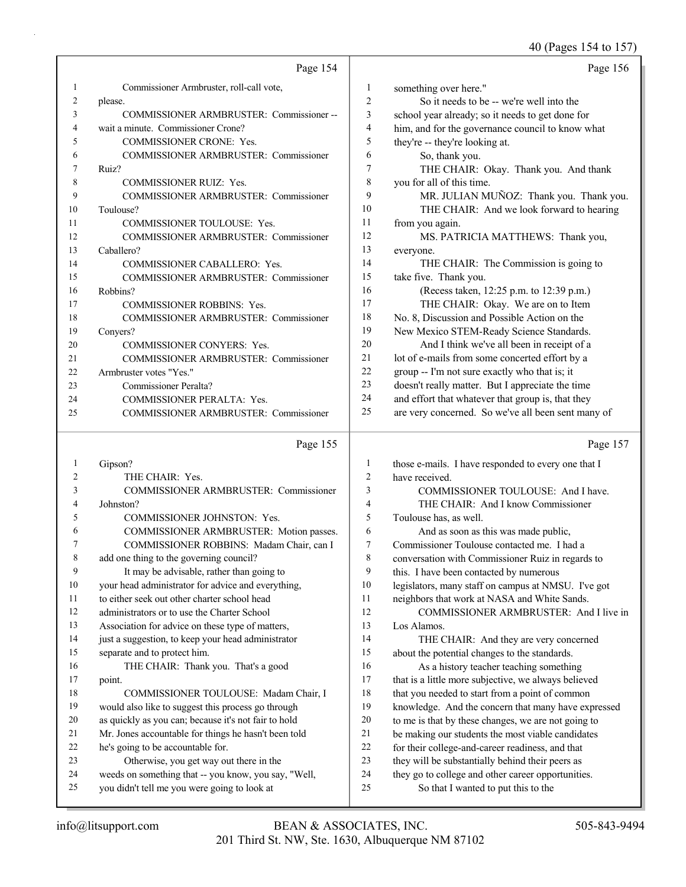Page 154

Commissioner Armbruster, roll-call vote, please.

COMMISSIONER ARMBRUSTER: Commissioner -- wait a minute. Commissioner Crone?

COMMISSIONER CRONE: Yes.

COMMISSIONER ARMBRUSTER: Commissioner Ruiz?

COMMISSIONER RUIZ: Yes.

COMMISSIONER ARMBRUSTER: Commissioner Toulouse?

COMMISSIONER TOULOUSE: Yes.

COMMISSIONER ARMBRUSTER: Commissioner Caballero?

COMMISSIONER CABALLERO: Yes.

COMMISSIONER ARMBRUSTER: Commissioner Robbins?

COMMISSIONER ROBBINS: Yes.

COMMISSIONER ARMBRUSTER: Commissioner Conyers?

COMMISSIONER CONYERS: Yes.

COMMISSIONER ARMBRUSTER: Commissioner Armbruster votes "Yes."

Commissioner Peralta?

COMMISSIONER PERALTA: Yes.

COMMISSIONER ARMBRUSTER: Commissioner

Page 155

Gipson?

THE CHAIR: Yes.

COMMISSIONER ARMBRUSTER: Commissioner Johnston?

COMMISSIONER JOHNSTON: Yes.

COMMISSIONER ARMBRUSTER: Motion passes.

COMMISSIONER ROBBINS: Madam Chair, can I add one thing to the governing council?

It may be advisable, rather than going to your head administrator for advice and everything, to either seek out other charter school head administrators or to use the Charter School Association for advice on these type of matters, just a suggestion, to keep your head administrator separate and to protect him.

THE CHAIR: Thank you. That's a good point.

COMMISSIONER TOULOUSE: Madam Chair, I would also like to suggest this process go through as quickly as you can; because it's not fair to hold Mr. Jones accountable for things he hasn't been told he's going to be accountable for.

Otherwise, you get way out there in the weeds on something that -- you know, you say, "Well, you didn't tell me you were going to look at

Page 156

something over here."

So it needs to be -- we're well into the school year already; so it needs to get done for him, and for the governance council to know what they're -- they're looking at.

So, thank you.

THE CHAIR: Okay. Thank you. And thank you for all of this time.

MR. JULIAN MUÑOZ: Thank you. Thank you.

THE CHAIR: And we look forward to hearing from you again.

MS. PATRICIA MATTHEWS: Thank you, everyone.

THE CHAIR: The Commission is going to take five. Thank you.

(Recess taken, 12:25 p.m. to 12:39 p.m.)

THE CHAIR: Okay. We are on to Item No. 8, Discussion and Possible Action on the New Mexico STEM-Ready Science Standards.

And I think we've all been in receipt of a lot of e-mails from some concerted effort by a group -- I'm not sure exactly who that is; it doesn't really matter. But I appreciate the time and effort that whatever that group is, that they are very concerned. So we've all been sent many of

Page 157

those e-mails. I have responded to every one that I have received.

COMMISSIONER TOULOUSE: And I have.

THE CHAIR: And I know Commissioner Toulouse has, as well.

And as soon as this was made public, Commissioner Toulouse contacted me. I had a conversation with Commissioner Ruiz in regards to this. I have been contacted by numerous legislators, many staff on campus at NMSU. I've got neighbors that work at NASA and White Sands.

COMMISSIONER ARMBRUSTER: And I live in Los Alamos.

THE CHAIR: And they are very concerned about the potential changes to the standards.

As a history teacher teaching something that is a little more subjective, we always believed that you needed to start from a point of common knowledge. And the concern that many have expressed to me is that by these changes, we are not going to be making our students the most viable candidates for their college-and-career readiness, and that they will be substantially behind their peers as they go to college and other career opportunities.

So that I wanted to put this to the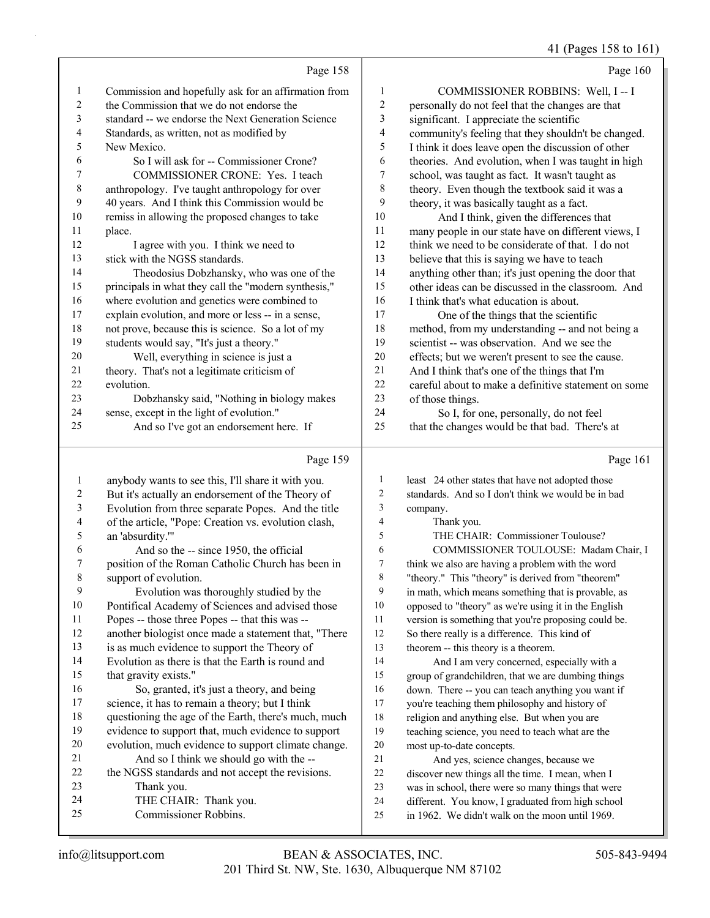Commission and hopefully ask for an affirmation from the Commission that we do not endorse the standard -- we endorse the Next Generation Science Standards, as written, not as modified by New Mexico.

So I will ask for -- Commissioner Crone?

COMMISSIONER CRONE: Yes. I teach anthropology. I've taught anthropology for over 40 years. And I think this Commission would be remiss in allowing the proposed changes to take place.

I agree with you. I think we need to stick with the NGSS standards.

Theodosius Dobzhansky, who was one of the principals in what they call the "modern synthesis," where evolution and genetics were combined to explain evolution, and more or less -- in a sense, not prove, because this is science. So a lot of my students would say, "It's just a theory."

Well, everything in science is just a theory. That's not a legitimate criticism of evolution.

Dobzhansky said, "Nothing in biology makes sense, except in the light of evolution."

And so I've got an endorsement here. If anybody wants to see this, I'll share it with you. But it's actually an endorsement of the Theory of Evolution from three separate Popes. And the title of the article, "Pope: Creation vs. evolution clash, an 'absurdity.'"

And so the -- since 1950, the official position of the Roman Catholic Church has been in support of evolution.

Evolution was thoroughly studied by the Pontifical Academy of Sciences and advised those Popes -- those three Popes -- that this was -- another biologist once made a statement that, "There is as much evidence to support the Theory of Evolution as there is that the Earth is round and that gravity exists."

So, granted, it's just a theory, and being science, it has to remain a theory; but I think questioning the age of the Earth, there's much, much evidence to support that, much evidence to support evolution, much evidence to support climate change.

And so I think we should go with the -- the NGSS standards and not accept the revisions.

Thank you.

THE CHAIR: Thank you.

Commissioner Robbins.

COMMISSIONER ROBBINS: Well, I -- I personally do not feel that the changes are that significant. I appreciate the scientific community's feeling that they shouldn't be changed. I think it does leave open the discussion of other theories. And evolution, when I was taught in high school, was taught as fact. It wasn't taught as theory. Even though the textbook said it was a theory, it was basically taught as a fact.

And I think, given the differences that many people in our state have on different views, I think we need to be considerate of that. I do not believe that this is saying we have to teach anything other than; it's just opening the door that other ideas can be discussed in the classroom. And I think that's what education is about.

One of the things that the scientific method, from my understanding -- and not being a scientist -- was observation. And we see the effects; but we weren't present to see the cause. And I think that's one of the things that I'm careful about to make a definitive statement on some of those things.

So I, for one, personally, do not feel that the changes would be that bad. There's at least 24 other states that have not adopted those standards. And so I don't think we would be in bad company.

Thank you.

THE CHAIR: Commissioner Toulouse?

COMMISSIONER TOULOUSE: Madam Chair, I think we also are having a problem with the word "theory." This "theory" is derived from "theorem" in math, which means something that is provable, as opposed to "theory" as we're using it in the English version is something that you're proposing could be. So there really is a difference. This kind of theorem -- this theory is a theorem.

And I am very concerned, especially with a group of grandchildren, that we are dumbing things down. There -- you can teach anything you want if you're teaching them philosophy and history of religion and anything else. But when you are teaching science, you need to teach what are the most up-to-date concepts.

And yes, science changes, because we discover new things all the time. I mean, when I was in school, there were so many things that were different. You know, I graduated from high school in 1962. We didn't walk on the moon until 1969.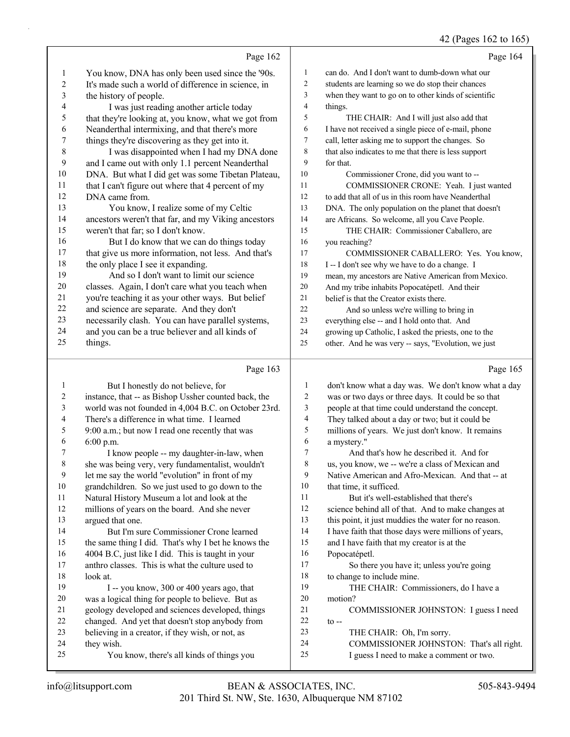Page 162

1 You know, DNA has only been used since the '90s.
2 It's made such a world of difference in science, in
3 the history of people.
4 I was just reading another article today
5 that they're looking at, you know, what we got from
6 Neanderthal intermixing, and that there's more
7 things they're discovering as they get into it.
8 I was disappointed when I had my DNA done
9 and I came out with only 1.1 percent Neanderthal
10 DNA. But what I did get was some Tibetan Plateau,
11 that I can't figure out where that 4 percent of my
12 DNA came from.
13 You know, I realize some of my Celtic
14 ancestors weren't that far, and my Viking ancestors
15 weren't that far; so I don't know.
16 But I do know that we can do things today
17 that give us more information, not less. And that's
18 the only place I see it expanding.
19 And so I don't want to limit our science
20 classes. Again, I don't care what you teach when
21 you're teaching it as your other ways. But belief
22 and science are separate. And they don't
23 necessarily clash. You can have parallel systems,
24 and you can be a true believer and all kinds of
25 things.

Page 163

1 But I honestly do not believe, for
2 instance, that -- as Bishop Ussher counted back, the
3 world was not founded in 4,004 B.C. on October 23rd.
4 There's a difference in what time. I learned
5 9:00 a.m.; but now I read one recently that was
6 6:00 p.m.
7 I know people -- my daughter-in-law, when
8 she was being very, very fundamentalist, wouldn't
9 let me say the world "evolution" in front of my
10 grandchildren. So we just used to go down to the
11 Natural History Museum a lot and look at the
12 millions of years on the board. And she never
13 argued that one.
14 But I'm sure Commissioner Crone learned
15 the same thing I did. That's why I bet he knows the
16 4004 B.C, just like I did. This is taught in your
17 anthro classes. This is what the culture used to
18 look at.
19 I -- you know, 300 or 400 years ago, that
20 was a logical thing for people to believe. But as
21 geology developed and sciences developed, things
22 changed. And yet that doesn't stop anybody from
23 believing in a creator, if they wish, or not, as
24 they wish.
25 You know, there's all kinds of things you

Page 164

1 can do. And I don't want to dumb-down what our
2 students are learning so we do stop their chances
3 when they want to go on to other kinds of scientific
4 things.
5 THE CHAIR: And I will just also add that
6 I have not received a single piece of e-mail, phone
7 call, letter asking me to support the changes. So
8 that also indicates to me that there is less support
9 for that.
10 Commissioner Crone, did you want to --
11 COMMISSIONER CRONE: Yeah. I just wanted
12 to add that all of us in this room have Neanderthal
13 DNA. The only population on the planet that doesn't
14 are Africans. So welcome, all you Cave People.
15 THE CHAIR: Commissioner Caballero, are
16 you reaching?
17 COMMISSIONER CABALLERO: Yes. You know,
18 I -- I don't see why we have to do a change. I
19 mean, my ancestors are Native American from Mexico.
20 And my tribe inhabits Popocatépetl. And their
21 belief is that the Creator exists there.
22 And so unless we're willing to bring in
23 everything else -- and I hold onto that. And
24 growing up Catholic, I asked the priests, one to the
25 other. And he was very -- says, "Evolution, we just

Page 165

1 don't know what a day was. We don't know what a day
2 was or two days or three days. It could be so that
3 people at that time could understand the concept.
4 They talked about a day or two; but it could be
5 millions of years. We just don't know. It remains
6 a mystery."
7 And that's how he described it. And for
8 us, you know, we -- we're a class of Mexican and
9 Native American and Afro-Mexican. And that -- at
10 that time, it sufficed.
11 But it's well-established that there's
12 science behind all of that. And to make changes at
13 this point, it just muddies the water for no reason.
14 I have faith that those days were millions of years,
15 and I have faith that my creator is at the
16 Popocatépetl.
17 So there you have it; unless you're going
18 to change to include mine.
19 THE CHAIR: Commissioners, do I have a
20 motion?
21 COMMISSIONER JOHNSTON: I guess I need
22 to --
23 THE CHAIR: Oh, I'm sorry.
24 COMMISSIONER JOHNSTON: That's all right.
25 I guess I need to make a comment or two.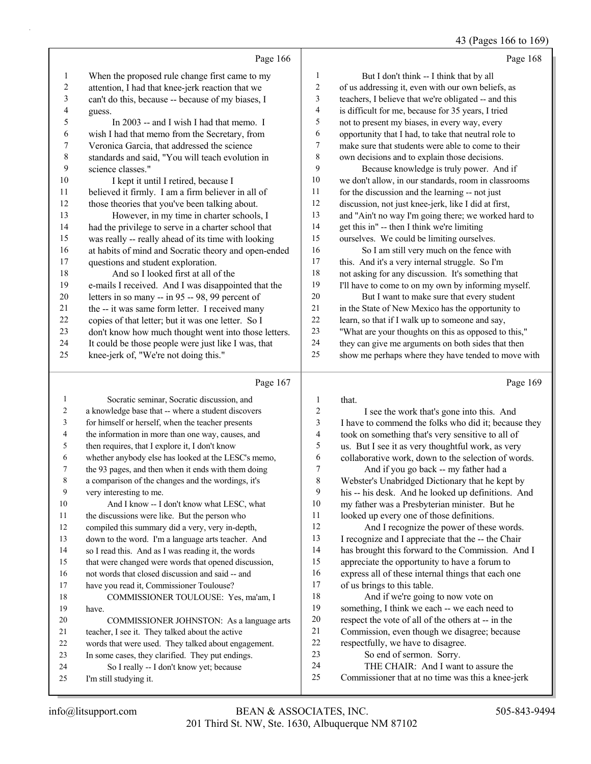Page 166

When the proposed rule change first came to my attention, I had that knee-jerk reaction that we can't do this, because -- because of my biases, I guess.

In 2003 -- and I wish I had that memo. I wish I had that memo from the Secretary, from Veronica Garcia, that addressed the science standards and said, "You will teach evolution in science classes."

I kept it until I retired, because I believed it firmly. I am a firm believer in all of those theories that you've been talking about.

However, in my time in charter schools, I had the privilege to serve in a charter school that was really -- really ahead of its time with looking at habits of mind and Socratic theory and open-ended questions and student exploration.

And so I looked first at all of the e-mails I received. And I was disappointed that the letters in so many -- in 95 -- 98, 99 percent of the -- it was same form letter. I received many copies of that letter; but it was one letter. So I don't know how much thought went into those letters. It could be those people were just like I was, that knee-jerk of, "We're not doing this."

Page 167

Socratic seminar, Socratic discussion, and a knowledge base that -- where a student discovers for himself or herself, when the teacher presents the information in more than one way, causes, and then requires, that I explore it, I don't know whether anybody else has looked at the LESC's memo, the 93 pages, and then when it ends with them doing a comparison of the changes and the wordings, it's very interesting to me.

And I know -- I don't know what LESC, what the discussions were like. But the person who compiled this summary did a very, very in-depth, down to the word. I'm a language arts teacher. And so I read this. And as I was reading it, the words that were changed were words that opened discussion, not words that closed discussion and said -- and have you read it, Commissioner Toulouse?

COMMISSIONER TOULOUSE: Yes, ma'am, I have.

COMMISSIONER JOHNSTON: As a language arts teacher, I see it. They talked about the active words that were used. They talked about engagement. In some cases, they clarified. They put endings.

So I really -- I don't know yet; because I'm still studying it.

Page 168

But I don't think -- I think that by all of us addressing it, even with our own beliefs, as teachers, I believe that we're obligated -- and this is difficult for me, because for 35 years, I tried not to present my biases, in every way, every opportunity that I had, to take that neutral role to make sure that students were able to come to their own decisions and to explain those decisions.

Because knowledge is truly power. And if we don't allow, in our standards, room in classrooms for the discussion and the learning -- not just discussion, not just knee-jerk, like I did at first, and "Ain't no way I'm going there; we worked hard to get this in" -- then I think we're limiting ourselves. We could be limiting ourselves.

So I am still very much on the fence with this. And it's a very internal struggle. So I'm not asking for any discussion. It's something that I'll have to come to on my own by informing myself.

But I want to make sure that every student in the State of New Mexico has the opportunity to learn, so that if I walk up to someone and say, "What are your thoughts on this as opposed to this," they can give me arguments on both sides that then show me perhaps where they have tended to move with

Page 169

that.

I see the work that's gone into this. And I have to commend the folks who did it; because they took on something that's very sensitive to all of us. But I see it as very thoughtful work, as very collaborative work, down to the selection of words.

And if you go back -- my father had a Webster's Unabridged Dictionary that he kept by his -- his desk. And he looked up definitions. And my father was a Presbyterian minister. But he looked up every one of those definitions.

And I recognize the power of these words. I recognize and I appreciate that the -- the Chair has brought this forward to the Commission. And I appreciate the opportunity to have a forum to express all of these internal things that each one of us brings to this table.

And if we're going to now vote on something, I think we each -- we each need to respect the vote of all of the others at -- in the Commission, even though we disagree; because respectfully, we have to disagree.

So end of sermon. Sorry.

THE CHAIR: And I want to assure the Commissioner that at no time was this a knee-jerk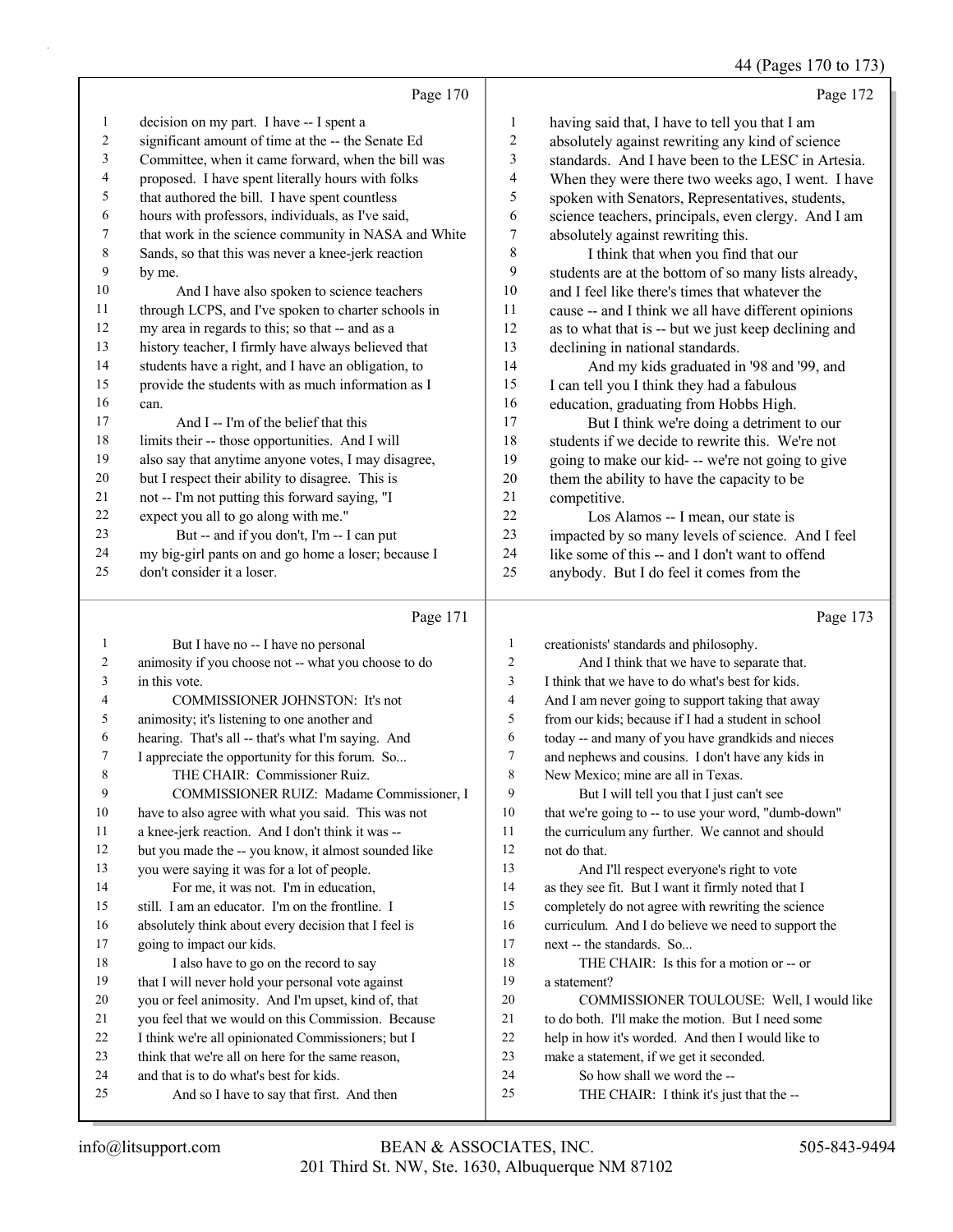Page 170

1 decision on my part. I have -- I spent a
2 significant amount of time at the -- the Senate Ed
3 Committee, when it came forward, when the bill was
4 proposed. I have spent literally hours with folks
5 that authored the bill. I have spent countless
6 hours with professors, individuals, as I've said,
7 that work in the science community in NASA and White
8 Sands, so that this was never a knee-jerk reaction
9 by me.
10 And I have also spoken to science teachers
11 through LCPS, and I've spoken to charter schools in
12 my area in regards to this; so that -- and as a
13 history teacher, I firmly have always believed that
14 students have a right, and I have an obligation, to
15 provide the students with as much information as I
16 can.
17 And I -- I'm of the belief that this
18 limits their -- those opportunities. And I will
19 also say that anytime anyone votes, I may disagree,
20 but I respect their ability to disagree. This is
21 not -- I'm not putting this forward saying, "I
22 expect you all to go along with me."
23 But -- and if you don't, I'm -- I can put
24 my big-girl pants on and go home a loser; because I
25 don't consider it a loser.

Page 171

1 But I have no -- I have no personal
2 animosity if you choose not -- what you choose to do
3 in this vote.
4 COMMISSIONER JOHNSTON: It's not
5 animosity; it's listening to one another and
6 hearing. That's all -- that's what I'm saying. And
7 I appreciate the opportunity for this forum. So...
8 THE CHAIR: Commissioner Ruiz.
9 COMMISSIONER RUIZ: Madame Commissioner, I
10 have to also agree with what you said. This was not
11 a knee-jerk reaction. And I don't think it was --
12 but you made the -- you know, it almost sounded like
13 you were saying it was for a lot of people.
14 For me, it was not. I'm in education,
15 still. I am an educator. I'm on the frontline. I
16 absolutely think about every decision that I feel is
17 going to impact our kids.
18 I also have to go on the record to say
19 that I will never hold your personal vote against
20 you or feel animosity. And I'm upset, kind of, that
21 you feel that we would on this Commission. Because
22 I think we're all opinionated Commissioners; but I
23 think that we're all on here for the same reason,
24 and that is to do what's best for kids.
25 And so I have to say that first. And then

Page 172

1 having said that, I have to tell you that I am
2 absolutely against rewriting any kind of science
3 standards. And I have been to the LESC in Artesia.
4 When they were there two weeks ago, I went. I have
5 spoken with Senators, Representatives, students,
6 science teachers, principals, even clergy. And I am
7 absolutely against rewriting this.
8 I think that when you find that our
9 students are at the bottom of so many lists already,
10 and I feel like there's times that whatever the
11 cause -- and I think we all have different opinions
12 as to what that is -- but we just keep declining and
13 declining in national standards.
14 And my kids graduated in '98 and '99, and
15 I can tell you I think they had a fabulous
16 education, graduating from Hobbs High.
17 But I think we're doing a detriment to our
18 students if we decide to rewrite this. We're not
19 going to make our kid- -- we're not going to give
20 them the ability to have the capacity to be
21 competitive.
22 Los Alamos -- I mean, our state is
23 impacted by so many levels of science. And I feel
24 like some of this -- and I don't want to offend
25 anybody. But I do feel it comes from the

Page 173

1 creationists' standards and philosophy.
2 And I think that we have to separate that.
3 I think that we have to do what's best for kids.
4 And I am never going to support taking that away
5 from our kids; because if I had a student in school
6 today -- and many of you have grandkids and nieces
7 and nephews and cousins. I don't have any kids in
8 New Mexico; mine are all in Texas.
9 But I will tell you that I just can't see
10 that we're going to -- to use your word, "dumb-down"
11 the curriculum any further. We cannot and should
12 not do that.
13 And I'll respect everyone's right to vote
14 as they see fit. But I want it firmly noted that I
15 completely do not agree with rewriting the science
16 curriculum. And I do believe we need to support the
17 next -- the standards. So...
18 THE CHAIR: Is this for a motion or -- or
19 a statement?
20 COMMISSIONER TOULOUSE: Well, I would like
21 to do both. I'll make the motion. But I need some
22 help in how it's worded. And then I would like to
23 make a statement, if we get it seconded.
24 So how shall we word the --
25 THE CHAIR: I think it's just that the --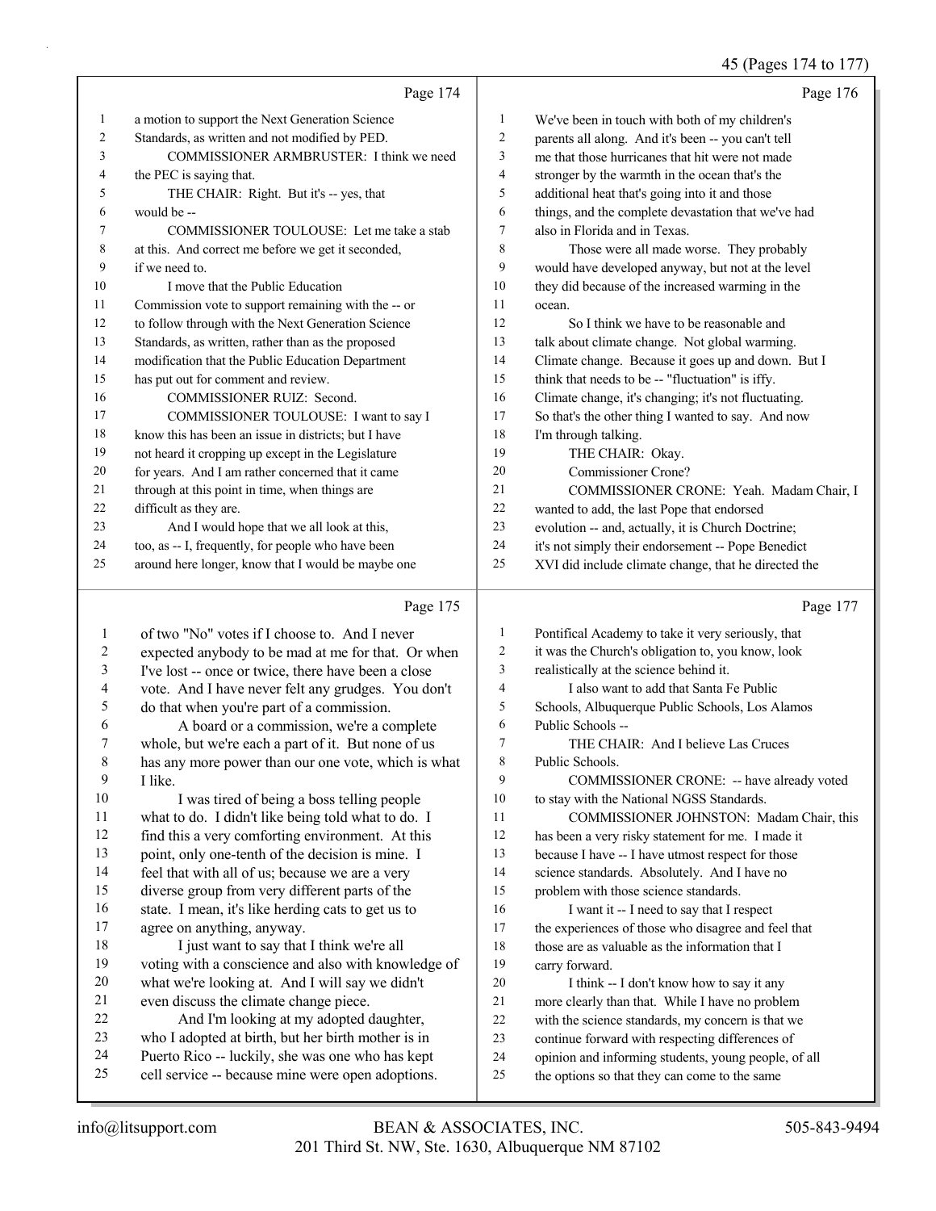Page 174

a motion to support the Next Generation Science Standards, as written and not modified by PED.

COMMISSIONER ARMBRUSTER: I think we need the PEC is saying that.

THE CHAIR: Right. But it's -- yes, that would be --

COMMISSIONER TOULOUSE: Let me take a stab at this. And correct me before we get it seconded, if we need to.

I move that the Public Education Commission vote to support remaining with the -- or to follow through with the Next Generation Science Standards, as written, rather than as the proposed modification that the Public Education Department has put out for comment and review.

COMMISSIONER RUIZ: Second.

COMMISSIONER TOULOUSE: I want to say I know this has been an issue in districts; but I have not heard it cropping up except in the Legislature for years. And I am rather concerned that it came through at this point in time, when things are difficult as they are.

And I would hope that we all look at this, too, as -- I, frequently, for people who have been around here longer, know that I would be maybe one

Page 175

of two "No" votes if I choose to. And I never expected anybody to be mad at me for that. Or when I've lost -- once or twice, there have been a close vote. And I have never felt any grudges. You don't do that when you're part of a commission.

A board or a commission, we're a complete whole, but we're each a part of it. But none of us has any more power than our one vote, which is what I like.

I was tired of being a boss telling people what to do. I didn't like being told what to do. I find this a very comforting environment. At this point, only one-tenth of the decision is mine. I feel that with all of us; because we are a very diverse group from very different parts of the state. I mean, it's like herding cats to get us to agree on anything, anyway.

I just want to say that I think we're all voting with a conscience and also with knowledge of what we're looking at. And I will say we didn't even discuss the climate change piece.

And I'm looking at my adopted daughter, who I adopted at birth, but her birth mother is in Puerto Rico -- luckily, she was one who has kept cell service -- because mine were open adoptions.

Page 176

We've been in touch with both of my children's parents all along. And it's been -- you can't tell me that those hurricanes that hit were not made stronger by the warmth in the ocean that's the additional heat that's going into it and those things, and the complete devastation that we've had also in Florida and in Texas.

Those were all made worse. They probably would have developed anyway, but not at the level they did because of the increased warming in the ocean.

So I think we have to be reasonable and talk about climate change. Not global warming. Climate change. Because it goes up and down. But I think that needs to be -- "fluctuation" is iffy. Climate change, it's changing; it's not fluctuating. So that's the other thing I wanted to say. And now I'm through talking.

THE CHAIR: Okay.

Commissioner Crone?

COMMISSIONER CRONE: Yeah. Madam Chair, I wanted to add, the last Pope that endorsed evolution -- and, actually, it is Church Doctrine; it's not simply their endorsement -- Pope Benedict XVI did include climate change, that he directed the

Page 177

Pontifical Academy to take it very seriously, that it was the Church's obligation to, you know, look realistically at the science behind it.

I also want to add that Santa Fe Public Schools, Albuquerque Public Schools, Los Alamos Public Schools --

THE CHAIR: And I believe Las Cruces Public Schools.

COMMISSIONER CRONE: -- have already voted to stay with the National NGSS Standards.

COMMISSIONER JOHNSTON: Madam Chair, this has been a very risky statement for me. I made it because I have -- I have utmost respect for those science standards. Absolutely. And I have no problem with those science standards.

I want it -- I need to say that I respect the experiences of those who disagree and feel that those are as valuable as the information that I carry forward.

I think -- I don't know how to say it any more clearly than that. While I have no problem with the science standards, my concern is that we continue forward with respecting differences of opinion and informing students, young people, of all the options so that they can come to the same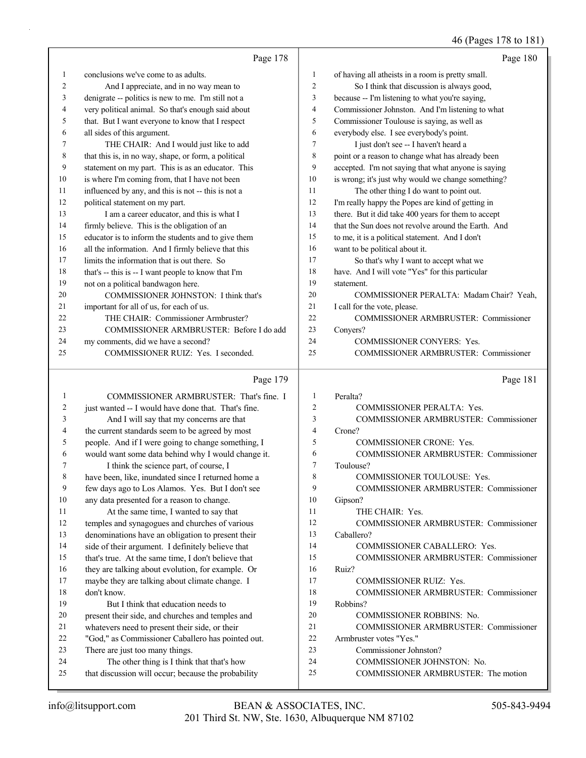## Page 178

1 conclusions we've come to as adults.
2 And I appreciate, and in no way mean to
3 denigrate -- politics is new to me. I'm still not a
4 very political animal. So that's enough said about
5 that. But I want everyone to know that I respect
6 all sides of this argument.
7 THE CHAIR: And I would just like to add
8 that this is, in no way, shape, or form, a political
9 statement on my part. This is as an educator. This
10 is where I'm coming from, that I have not been
11 influenced by any, and this is not -- this is not a
12 political statement on my part.
13 I am a career educator, and this is what I
14 firmly believe. This is the obligation of an
15 educator is to inform the students and to give them
16 all the information. And I firmly believe that this
17 limits the information that is out there. So
18 that's -- this is -- I want people to know that I'm
19 not on a political bandwagon here.
20 COMMISSIONER JOHNSTON: I think that's
21 important for all of us, for each of us.
22 THE CHAIR: Commissioner Armbruster?
23 COMMISSIONER ARMBRUSTER: Before I do add
24 my comments, did we have a second?
25 COMMISSIONER RUIZ: Yes. I seconded.

## Page 179

1 COMMISSIONER ARMBRUSTER: That's fine. I
2 just wanted -- I would have done that. That's fine.
3 And I will say that my concerns are that
4 the current standards seem to be agreed by most
5 people. And if I were going to change something, I
6 would want some data behind why I would change it.
7 I think the science part, of course, I
8 have been, like, inundated since I returned home a
9 few days ago to Los Alamos. Yes. But I don't see
10 any data presented for a reason to change.
11 At the same time, I wanted to say that
12 temples and synagogues and churches of various
13 denominations have an obligation to present their
14 side of their argument. I definitely believe that
15 that's true. At the same time, I don't believe that
16 they are talking about evolution, for example. Or
17 maybe they are talking about climate change. I
18 don't know.
19 But I think that education needs to
20 present their side, and churches and temples and
21 whatevers need to present their side, or their
22 "God," as Commissioner Caballero has pointed out.
23 There are just too many things.
24 The other thing is I think that that's how
25 that discussion will occur; because the probability

## Page 180

1 of having all atheists in a room is pretty small.
2 So I think that discussion is always good,
3 because -- I'm listening to what you're saying,
4 Commissioner Johnston. And I'm listening to what
5 Commissioner Toulouse is saying, as well as
6 everybody else. I see everybody's point.
7 I just don't see -- I haven't heard a
8 point or a reason to change what has already been
9 accepted. I'm not saying that what anyone is saying
10 is wrong; it's just why would we change something?
11 The other thing I do want to point out.
12 I'm really happy the Popes are kind of getting in
13 there. But it did take 400 years for them to accept
14 that the Sun does not revolve around the Earth. And
15 to me, it is a political statement. And I don't
16 want to be political about it.
17 So that's why I want to accept what we
18 have. And I will vote "Yes" for this particular
19 statement.
20 COMMISSIONER PERALTA: Madam Chair? Yeah,
21 I call for the vote, please.
22 COMMISSIONER ARMBRUSTER: Commissioner
23 Conyers?
24 COMMISSIONER CONYERS: Yes.
25 COMMISSIONER ARMBRUSTER: Commissioner

## Page 181

1 Peralta?
2 COMMISSIONER PERALTA: Yes.
3 COMMISSIONER ARMBRUSTER: Commissioner
4 Crone?
5 COMMISSIONER CRONE: Yes.
6 COMMISSIONER ARMBRUSTER: Commissioner
7 Toulouse?
8 COMMISSIONER TOULOUSE: Yes.
9 COMMISSIONER ARMBRUSTER: Commissioner
10 Gipson?
11 THE CHAIR: Yes.
12 COMMISSIONER ARMBRUSTER: Commissioner
13 Caballero?
14 COMMISSIONER CABALLERO: Yes.
15 COMMISSIONER ARMBRUSTER: Commissioner
16 Ruiz?
17 COMMISSIONER RUIZ: Yes.
18 COMMISSIONER ARMBRUSTER: Commissioner
19 Robbins?
20 COMMISSIONER ROBBINS: No.
21 COMMISSIONER ARMBRUSTER: Commissioner
22 Armbruster votes "Yes."
23 Commissioner Johnston?
24 COMMISSIONER JOHNSTON: No.
25 COMMISSIONER ARMBRUSTER: The motion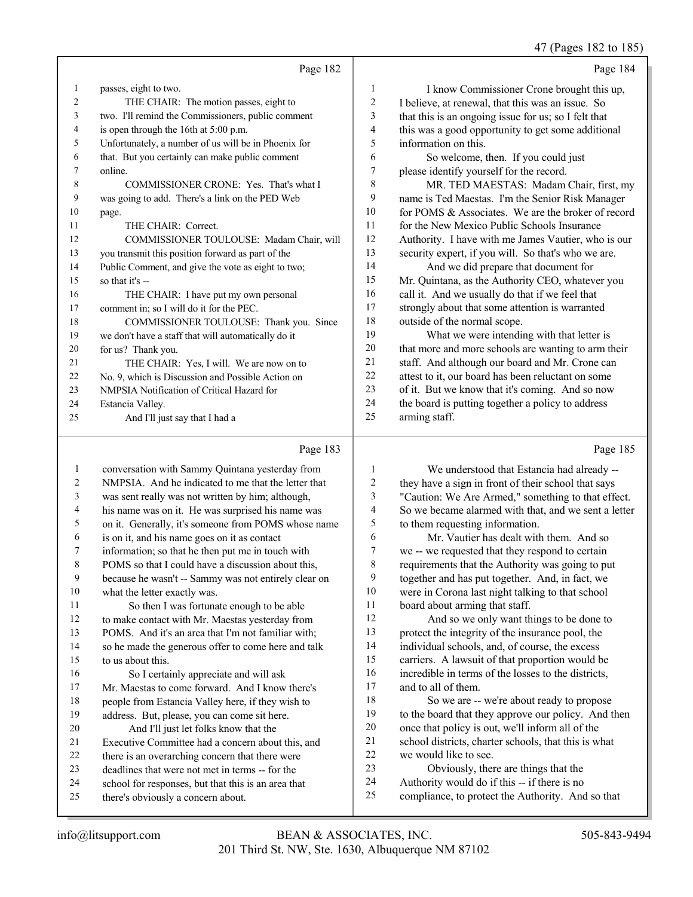Page 182

1 passes, eight to two.
2 THE CHAIR: The motion passes, eight to
3 two. I'll remind the Commissioners, public comment
4 is open through the 16th at 5:00 p.m.
5 Unfortunately, a number of us will be in Phoenix for
6 that. But you certainly can make public comment
7 online.
8 COMMISSIONER CRONE: Yes. That's what I
9 was going to add. There's a link on the PED Web
10 page.
11 THE CHAIR: Correct.
12 COMMISSIONER TOULOUSE: Madam Chair, will
13 you transmit this position forward as part of the
14 Public Comment, and give the vote as eight to two;
15 so that it's --
16 THE CHAIR: I have put my own personal
17 comment in; so I will do it for the PEC.
18 COMMISSIONER TOULOUSE: Thank you. Since
19 we don't have a staff that will automatically do it
20 for us? Thank you.
21 THE CHAIR: Yes, I will. We are now on to
22 No. 9, which is Discussion and Possible Action on
23 NMPSIA Notification of Critical Hazard for
24 Estancia Valley.
25 And I'll just say that I had a

Page 183

1 conversation with Sammy Quintana yesterday from
2 NMPSIA. And he indicated to me that the letter that
3 was sent really was not written by him; although,
4 his name was on it. He was surprised his name was
5 on it. Generally, it's someone from POMS whose name
6 is on it, and his name goes on it as contact
7 information; so that he then put me in touch with
8 POMS so that I could have a discussion about this,
9 because he wasn't -- Sammy was not entirely clear on
10 what the letter exactly was.
11 So then I was fortunate enough to be able
12 to make contact with Mr. Maestas yesterday from
13 POMS. And it's an area that I'm not familiar with;
14 so he made the generous offer to come here and talk
15 to us about this.
16 So I certainly appreciate and will ask
17 Mr. Maestas to come forward. And I know there's
18 people from Estancia Valley here, if they wish to
19 address. But, please, you can come sit here.
20 And I'll just let folks know that the
21 Executive Committee had a concern about this, and
22 there is an overarching concern that there were
23 deadlines that were not met in terms -- for the
24 school for responses, but that this is an area that
25 there's obviously a concern about.

Page 184

1 I know Commissioner Crone brought this up,
2 I believe, at renewal, that this was an issue. So
3 that this is an ongoing issue for us; so I felt that
4 this was a good opportunity to get some additional
5 information on this.
6 So welcome, then. If you could just
7 please identify yourself for the record.
8 MR. TED MAESTAS: Madam Chair, first, my
9 name is Ted Maestas. I'm the Senior Risk Manager
10 for POMS & Associates. We are the broker of record
11 for the New Mexico Public Schools Insurance
12 Authority. I have with me James Vautier, who is our
13 security expert, if you will. So that's who we are.
14 And we did prepare that document for
15 Mr. Quintana, as the Authority CEO, whatever you
16 call it. And we usually do that if we feel that
17 strongly about that some attention is warranted
18 outside of the normal scope.
19 What we were intending with that letter is
20 that more and more schools are wanting to arm their
21 staff. And although our board and Mr. Crone can
22 attest to it, our board has been reluctant on some
23 of it. But we know that it's coming. And so now
24 the board is putting together a policy to address
25 arming staff.

Page 185

1 We understood that Estancia had already --
2 they have a sign in front of their school that says
3 "Caution: We Are Armed," something to that effect.
4 So we became alarmed with that, and we sent a letter
5 to them requesting information.
6 Mr. Vautier has dealt with them. And so
7 we -- we requested that they respond to certain
8 requirements that the Authority was going to put
9 together and has put together. And, in fact, we
10 were in Corona last night talking to that school
11 board about arming that staff.
12 And so we only want things to be done to
13 protect the integrity of the insurance pool, the
14 individual schools, and, of course, the excess
15 carriers. A lawsuit of that proportion would be
16 incredible in terms of the losses to the districts,
17 and to all of them.
18 So we are -- we're about ready to propose
19 to the board that they approve our policy. And then
20 once that policy is out, we'll inform all of the
21 school districts, charter schools, that this is what
22 we would like to see.
23 Obviously, there are things that the
24 Authority would do if this -- if there is no
25 compliance, to protect the Authority. And so that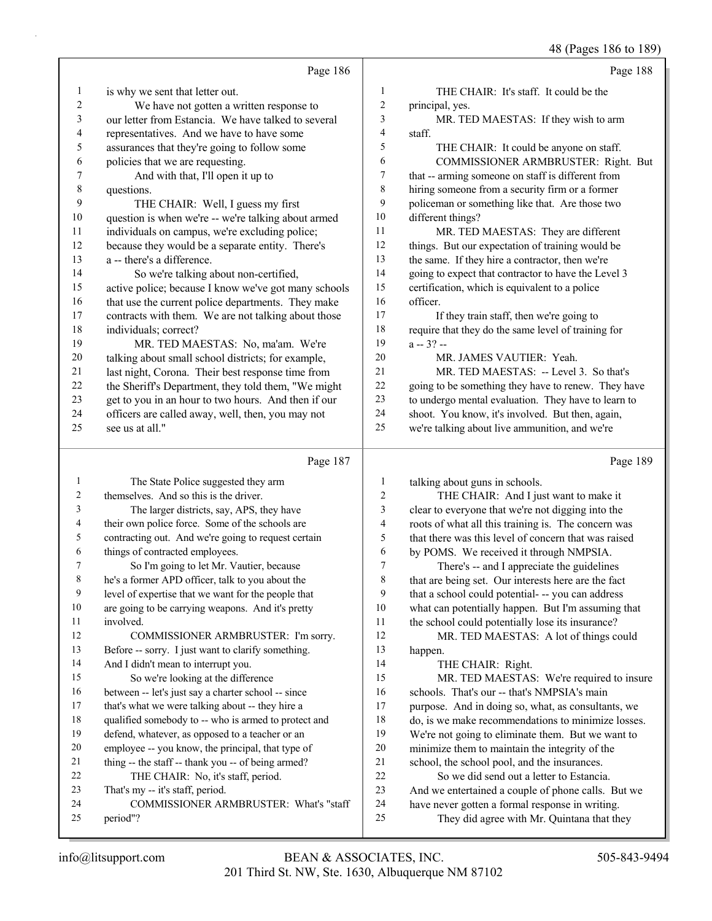Page 186

1 is why we sent that letter out.
2 We have not gotten a written response to
3 our letter from Estancia. We have talked to several
4 representatives. And we have to have some
5 assurances that they're going to follow some
6 policies that we are requesting.
7 And with that, I'll open it up to
8 questions.
9 THE CHAIR: Well, I guess my first
10 question is when we're -- we're talking about armed
11 individuals on campus, we're excluding police;
12 because they would be a separate entity. There's
13 a -- there's a difference.
14 So we're talking about non-certified,
15 active police; because I know we've got many schools
16 that use the current police departments. They make
17 contracts with them. We are not talking about those
18 individuals; correct?
19 MR. TED MAESTAS: No, ma'am. We're
20 talking about small school districts; for example,
21 last night, Corona. Their best response time from
22 the Sheriff's Department, they told them, "We might
23 get to you in an hour to two hours. And then if our
24 officers are called away, well, then, you may not
25 see us at all."

Page 187

1 The State Police suggested they arm
2 themselves. And so this is the driver.
3 The larger districts, say, APS, they have
4 their own police force. Some of the schools are
5 contracting out. And we're going to request certain
6 things of contracted employees.
7 So I'm going to let Mr. Vautier, because
8 he's a former APD officer, talk to you about the
9 level of expertise that we want for the people that
10 are going to be carrying weapons. And it's pretty
11 involved.
12 COMMISSIONER ARMBRUSTER: I'm sorry.
13 Before -- sorry. I just want to clarify something.
14 And I didn't mean to interrupt you.
15 So we're looking at the difference
16 between -- let's just say a charter school -- since
17 that's what we were talking about -- they hire a
18 qualified somebody to -- who is armed to protect and
19 defend, whatever, as opposed to a teacher or an
20 employee -- you know, the principal, that type of
21 thing -- the staff -- thank you -- of being armed?
22 THE CHAIR: No, it's staff, period.
23 That's my -- it's staff, period.
24 COMMISSIONER ARMBRUSTER: What's "staff
25 period"?

Page 188

1 THE CHAIR: It's staff. It could be the
2 principal, yes.
3 MR. TED MAESTAS: If they wish to arm
4 staff.
5 THE CHAIR: It could be anyone on staff.
6 COMMISSIONER ARMBRUSTER: Right. But
7 that -- arming someone on staff is different from
8 hiring someone from a security firm or a former
9 policeman or something like that. Are those two
10 different things?
11 MR. TED MAESTAS: They are different
12 things. But our expectation of training would be
13 the same. If they hire a contractor, then we're
14 going to expect that contractor to have the Level 3
15 certification, which is equivalent to a police
16 officer.
17 If they train staff, then we're going to
18 require that they do the same level of training for
19 a -- 3? --
20 MR. JAMES VAUTIER: Yeah.
21 MR. TED MAESTAS: -- Level 3. So that's
22 going to be something they have to renew. They have
23 to undergo mental evaluation. They have to learn to
24 shoot. You know, it's involved. But then, again,
25 we're talking about live ammunition, and we're

Page 189

1 talking about guns in schools.
2 THE CHAIR: And I just want to make it
3 clear to everyone that we're not digging into the
4 roots of what all this training is. The concern was
5 that there was this level of concern that was raised
6 by POMS. We received it through NMPSIA.
7 There's -- and I appreciate the guidelines
8 that are being set. Our interests here are the fact
9 that a school could potential- -- you can address
10 what can potentially happen. But I'm assuming that
11 the school could potentially lose its insurance?
12 MR. TED MAESTAS: A lot of things could
13 happen.
14 THE CHAIR: Right.
15 MR. TED MAESTAS: We're required to insure
16 schools. That's our -- that's NMPSIA's main
17 purpose. And in doing so, what, as consultants, we
18 do, is we make recommendations to minimize losses.
19 We're not going to eliminate them. But we want to
20 minimize them to maintain the integrity of the
21 school, the school pool, and the insurances.
22 So we did send out a letter to Estancia.
23 And we entertained a couple of phone calls. But we
24 have never gotten a formal response in writing.
25 They did agree with Mr. Quintana that they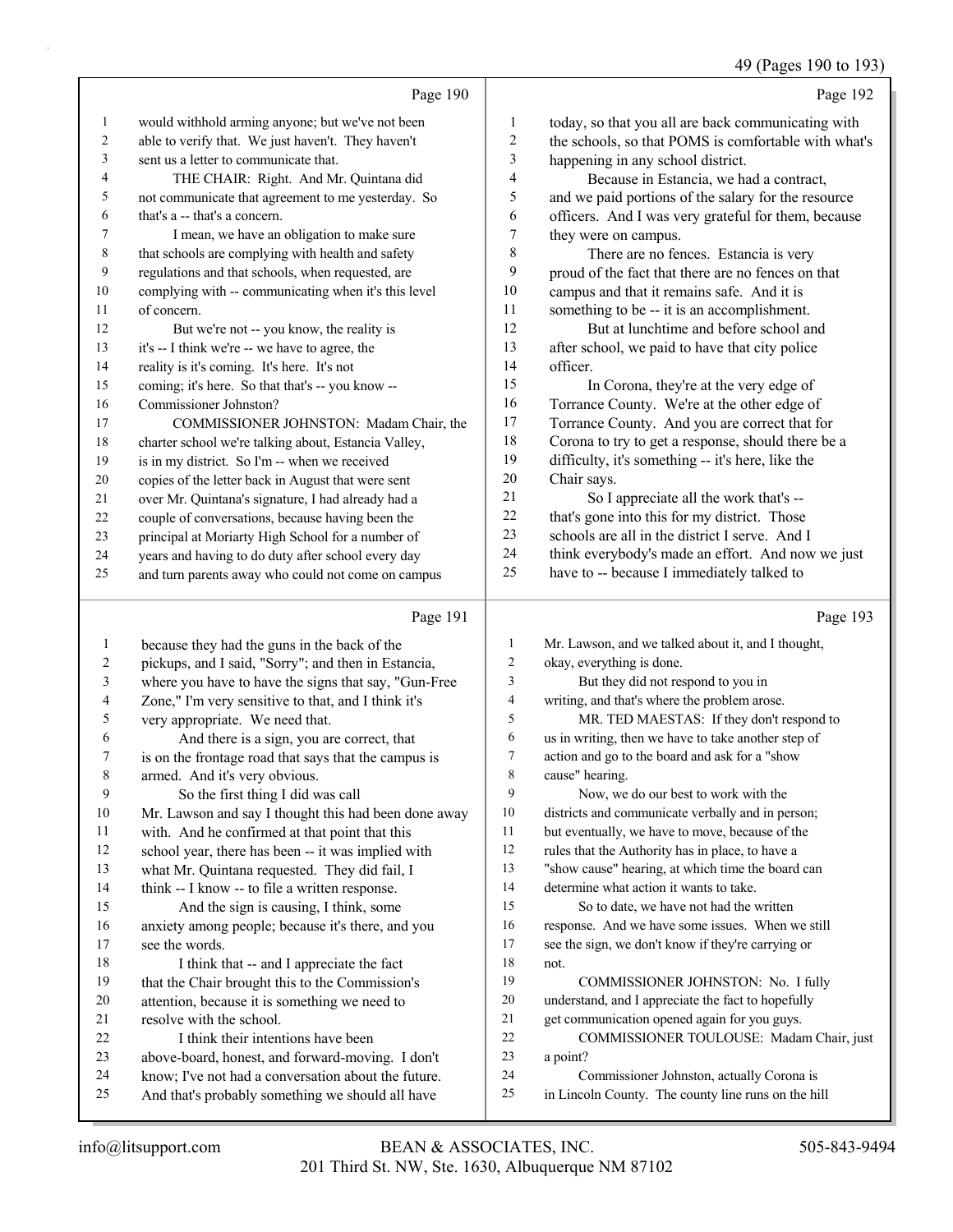Page 190

1 would withhold arming anyone; but we've not been
2 able to verify that. We just haven't. They haven't
3 sent us a letter to communicate that.
4 THE CHAIR: Right. And Mr. Quintana did
5 not communicate that agreement to me yesterday. So
6 that's a -- that's a concern.
7 I mean, we have an obligation to make sure
8 that schools are complying with health and safety
9 regulations and that schools, when requested, are
10 complying with -- communicating when it's this level
11 of concern.
12 But we're not -- you know, the reality is
13 it's -- I think we're -- we have to agree, the
14 reality is it's coming. It's here. It's not
15 coming; it's here. So that that's -- you know --
16 Commissioner Johnston?
17 COMMISSIONER JOHNSTON: Madam Chair, the
18 charter school we're talking about, Estancia Valley,
19 is in my district. So I'm -- when we received
20 copies of the letter back in August that were sent
21 over Mr. Quintana's signature, I had already had a
22 couple of conversations, because having been the
23 principal at Moriarty High School for a number of
24 years and having to do duty after school every day
25 and turn parents away who could not come on campus

Page 191

1 because they had the guns in the back of the
2 pickups, and I said, "Sorry"; and then in Estancia,
3 where you have to have the signs that say, "Gun-Free
4 Zone," I'm very sensitive to that, and I think it's
5 very appropriate. We need that.
6 And there is a sign, you are correct, that
7 is on the frontage road that says that the campus is
8 armed. And it's very obvious.
9 So the first thing I did was call
10 Mr. Lawson and say I thought this had been done away
11 with. And he confirmed at that point that this
12 school year, there has been -- it was implied with
13 what Mr. Quintana requested. They did fail, I
14 think -- I know -- to file a written response.
15 And the sign is causing, I think, some
16 anxiety among people; because it's there, and you
17 see the words.
18 I think that -- and I appreciate the fact
19 that the Chair brought this to the Commission's
20 attention, because it is something we need to
21 resolve with the school.
22 I think their intentions have been
23 above-board, honest, and forward-moving. I don't
24 know; I've not had a conversation about the future.
25 And that's probably something we should all have

Page 192

1 today, so that you all are back communicating with
2 the schools, so that POMS is comfortable with what's
3 happening in any school district.
4 Because in Estancia, we had a contract,
5 and we paid portions of the salary for the resource
6 officers. And I was very grateful for them, because
7 they were on campus.
8 There are no fences. Estancia is very
9 proud of the fact that there are no fences on that
10 campus and that it remains safe. And it is
11 something to be -- it is an accomplishment.
12 But at lunchtime and before school and
13 after school, we paid to have that city police
14 officer.
15 In Corona, they're at the very edge of
16 Torrance County. We're at the other edge of
17 Torrance County. And you are correct that for
18 Corona to try to get a response, should there be a
19 difficulty, it's something -- it's here, like the
20 Chair says.
21 So I appreciate all the work that's --
22 that's gone into this for my district. Those
23 schools are all in the district I serve. And I
24 think everybody's made an effort. And now we just
25 have to -- because I immediately talked to

Page 193

1 Mr. Lawson, and we talked about it, and I thought,
2 okay, everything is done.
3 But they did not respond to you in
4 writing, and that's where the problem arose.
5 MR. TED MAESTAS: If they don't respond to
6 us in writing, then we have to take another step of
7 action and go to the board and ask for a "show
8 cause" hearing.
9 Now, we do our best to work with the
10 districts and communicate verbally and in person;
11 but eventually, we have to move, because of the
12 rules that the Authority has in place, to have a
13 "show cause" hearing, at which time the board can
14 determine what action it wants to take.
15 So to date, we have not had the written
16 response. And we have some issues. When we still
17 see the sign, we don't know if they're carrying or
18 not.
19 COMMISSIONER JOHNSTON: No. I fully
20 understand, and I appreciate the fact to hopefully
21 get communication opened again for you guys.
22 COMMISSIONER TOULOUSE: Madam Chair, just
23 a point?
24 Commissioner Johnston, actually Corona is
25 in Lincoln County. The county line runs on the hill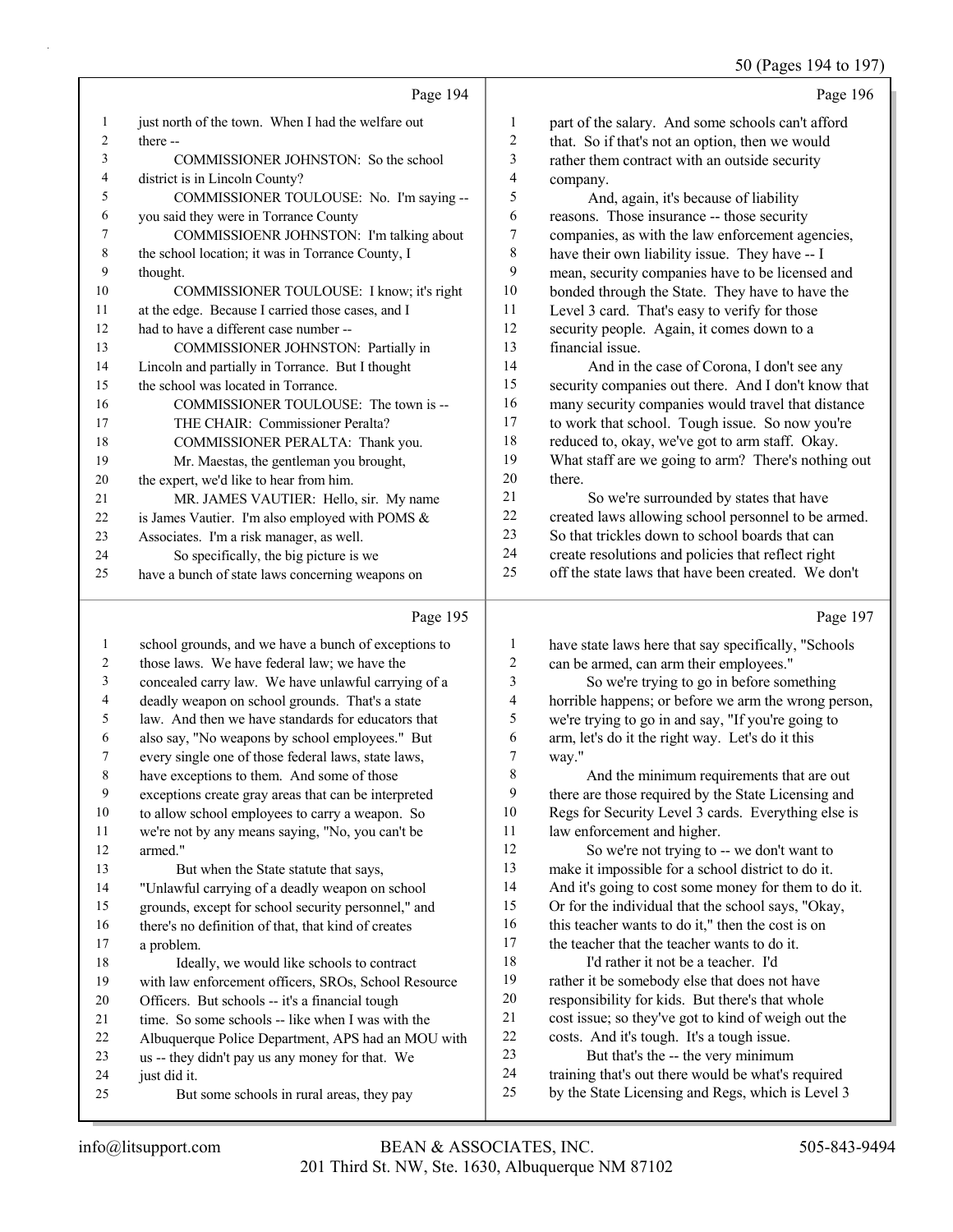Page 194

1 just north of the town. When I had the welfare out
2 there --
3 COMMISSIONER JOHNSTON: So the school
4 district is in Lincoln County?
5 COMMISSIONER TOULOUSE: No. I'm saying --
6 you said they were in Torrance County
7 COMMISSIOENR JOHNSTON: I'm talking about
8 the school location; it was in Torrance County, I
9 thought.
10 COMMISSIONER TOULOUSE: I know; it's right
11 at the edge. Because I carried those cases, and I
12 had to have a different case number --
13 COMMISSIONER JOHNSTON: Partially in
14 Lincoln and partially in Torrance. But I thought
15 the school was located in Torrance.
16 COMMISSIONER TOULOUSE: The town is --
17 THE CHAIR: Commissioner Peralta?
18 COMMISSIONER PERALTA: Thank you.
19 Mr. Maestas, the gentleman you brought,
20 the expert, we'd like to hear from him.
21 MR. JAMES VAUTIER: Hello, sir. My name
22 is James Vautier. I'm also employed with POMS &
23 Associates. I'm a risk manager, as well.
24 So specifically, the big picture is we
25 have a bunch of state laws concerning weapons on

Page 195

1 school grounds, and we have a bunch of exceptions to
2 those laws. We have federal law; we have the
3 concealed carry law. We have unlawful carrying of a
4 deadly weapon on school grounds. That's a state
5 law. And then we have standards for educators that
6 also say, "No weapons by school employees." But
7 every single one of those federal laws, state laws,
8 have exceptions to them. And some of those
9 exceptions create gray areas that can be interpreted
10 to allow school employees to carry a weapon. So
11 we're not by any means saying, "No, you can't be
12 armed."
13 But when the State statute that says,
14 "Unlawful carrying of a deadly weapon on school
15 grounds, except for school security personnel," and
16 there's no definition of that, that kind of creates
17 a problem.
18 Ideally, we would like schools to contract
19 with law enforcement officers, SROs, School Resource
20 Officers. But schools -- it's a financial tough
21 time. So some schools -- like when I was with the
22 Albuquerque Police Department, APS had an MOU with
23 us -- they didn't pay us any money for that. We
24 just did it.
25 But some schools in rural areas, they pay

Page 196

1 part of the salary. And some schools can't afford
2 that. So if that's not an option, then we would
3 rather them contract with an outside security
4 company.
5 And, again, it's because of liability
6 reasons. Those insurance -- those security
7 companies, as with the law enforcement agencies,
8 have their own liability issue. They have -- I
9 mean, security companies have to be licensed and
10 bonded through the State. They have to have the
11 Level 3 card. That's easy to verify for those
12 security people. Again, it comes down to a
13 financial issue.
14 And in the case of Corona, I don't see any
15 security companies out there. And I don't know that
16 many security companies would travel that distance
17 to work that school. Tough issue. So now you're
18 reduced to, okay, we've got to arm staff. Okay.
19 What staff are we going to arm? There's nothing out
20 there.
21 So we're surrounded by states that have
22 created laws allowing school personnel to be armed.
23 So that trickles down to school boards that can
24 create resolutions and policies that reflect right
25 off the state laws that have been created. We don't

Page 197

1 have state laws here that say specifically, "Schools
2 can be armed, can arm their employees."
3 So we're trying to go in before something
4 horrible happens; or before we arm the wrong person,
5 we're trying to go in and say, "If you're going to
6 arm, let's do it the right way. Let's do it this
7 way."
8 And the minimum requirements that are out
9 there are those required by the State Licensing and
10 Regs for Security Level 3 cards. Everything else is
11 law enforcement and higher.
12 So we're not trying to -- we don't want to
13 make it impossible for a school district to do it.
14 And it's going to cost some money for them to do it.
15 Or for the individual that the school says, "Okay,
16 this teacher wants to do it," then the cost is on
17 the teacher that the teacher wants to do it.
18 I'd rather it not be a teacher. I'd
19 rather it be somebody else that does not have
20 responsibility for kids. But there's that whole
21 cost issue; so they've got to kind of weigh out the
22 costs. And it's tough. It's a tough issue.
23 But that's the -- the very minimum
24 training that's out there would be what's required
25 by the State Licensing and Regs, which is Level 3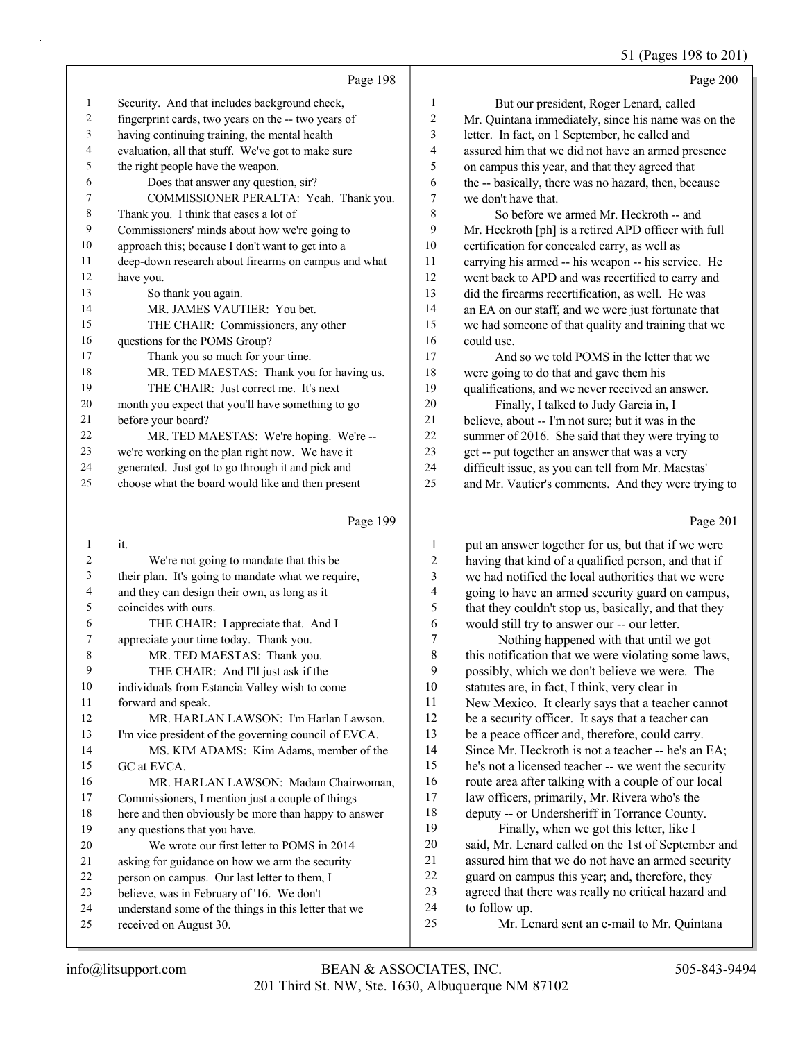Page 198

1 Security. And that includes background check,
2 fingerprint cards, two years on the -- two years of
3 having continuing training, the mental health
4 evaluation, all that stuff. We've got to make sure
5 the right people have the weapon.
6 Does that answer any question, sir?
7 COMMISSIONER PERALTA: Yeah. Thank you.
8 Thank you. I think that eases a lot of
9 Commissioners' minds about how we're going to
10 approach this; because I don't want to get into a
11 deep-down research about firearms on campus and what
12 have you.
13 So thank you again.
14 MR. JAMES VAUTIER: You bet.
15 THE CHAIR: Commissioners, any other
16 questions for the POMS Group?
17 Thank you so much for your time.
18 MR. TED MAESTAS: Thank you for having us.
19 THE CHAIR: Just correct me. It's next
20 month you expect that you'll have something to go
21 before your board?
22 MR. TED MAESTAS: We're hoping. We're --
23 we're working on the plan right now. We have it
24 generated. Just got to go through it and pick and
25 choose what the board would like and then present

Page 199

1 it.
2 We're not going to mandate that this be
3 their plan. It's going to mandate what we require,
4 and they can design their own, as long as it
5 coincides with ours.
6 THE CHAIR: I appreciate that. And I
7 appreciate your time today. Thank you.
8 MR. TED MAESTAS: Thank you.
9 THE CHAIR: And I'll just ask if the
10 individuals from Estancia Valley wish to come
11 forward and speak.
12 MR. HARLAN LAWSON: I'm Harlan Lawson.
13 I'm vice president of the governing council of EVCA.
14 MS. KIM ADAMS: Kim Adams, member of the
15 GC at EVCA.
16 MR. HARLAN LAWSON: Madam Chairwoman,
17 Commissioners, I mention just a couple of things
18 here and then obviously be more than happy to answer
19 any questions that you have.
20 We wrote our first letter to POMS in 2014
21 asking for guidance on how we arm the security
22 person on campus. Our last letter to them, I
23 believe, was in February of '16. We don't
24 understand some of the things in this letter that we
25 received on August 30.

Page 200

1 But our president, Roger Lenard, called
2 Mr. Quintana immediately, since his name was on the
3 letter. In fact, on 1 September, he called and
4 assured him that we did not have an armed presence
5 on campus this year, and that they agreed that
6 the -- basically, there was no hazard, then, because
7 we don't have that.
8 So before we armed Mr. Heckroth -- and
9 Mr. Heckroth [ph] is a retired APD officer with full
10 certification for concealed carry, as well as
11 carrying his armed -- his weapon -- his service. He
12 went back to APD and was recertified to carry and
13 did the firearms recertification, as well. He was
14 an EA on our staff, and we were just fortunate that
15 we had someone of that quality and training that we
16 could use.
17 And so we told POMS in the letter that we
18 were going to do that and gave them his
19 qualifications, and we never received an answer.
20 Finally, I talked to Judy Garcia in, I
21 believe, about -- I'm not sure; but it was in the
22 summer of 2016. She said that they were trying to
23 get -- put together an answer that was a very
24 difficult issue, as you can tell from Mr. Maestas'
25 and Mr. Vautier's comments. And they were trying to

Page 201

1 put an answer together for us, but that if we were
2 having that kind of a qualified person, and that if
3 we had notified the local authorities that we were
4 going to have an armed security guard on campus,
5 that they couldn't stop us, basically, and that they
6 would still try to answer our -- our letter.
7 Nothing happened with that until we got
8 this notification that we were violating some laws,
9 possibly, which we don't believe we were. The
10 statutes are, in fact, I think, very clear in
11 New Mexico. It clearly says that a teacher cannot
12 be a security officer. It says that a teacher can
13 be a peace officer and, therefore, could carry.
14 Since Mr. Heckroth is not a teacher -- he's an EA;
15 he's not a licensed teacher -- we went the security
16 route area after talking with a couple of our local
17 law officers, primarily, Mr. Rivera who's the
18 deputy -- or Undersheriff in Torrance County.
19 Finally, when we got this letter, like I
20 said, Mr. Lenard called on the 1st of September and
21 assured him that we do not have an armed security
22 guard on campus this year; and, therefore, they
23 agreed that there was really no critical hazard and
24 to follow up.
25 Mr. Lenard sent an e-mail to Mr. Quintana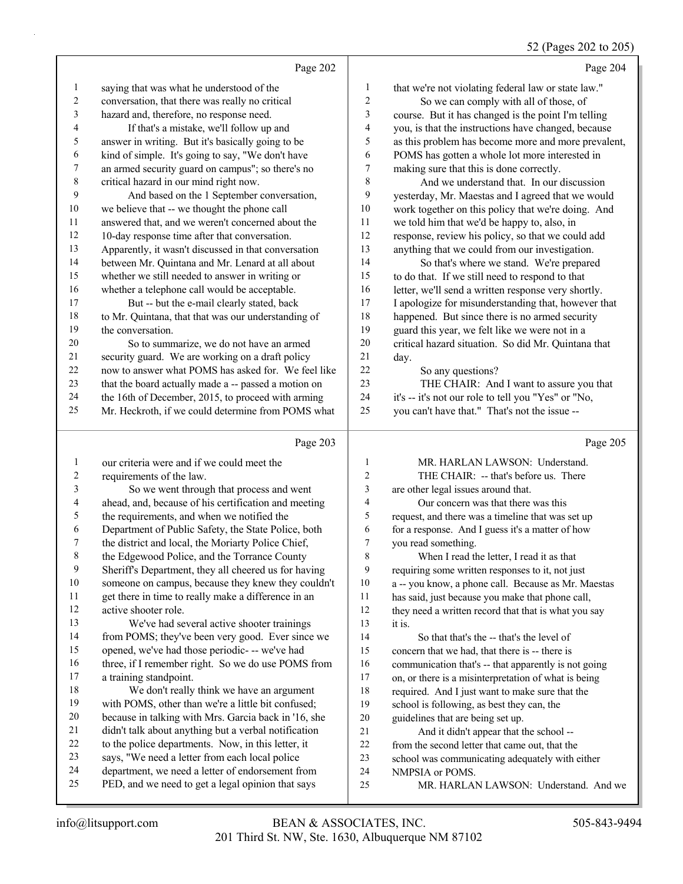Page 202

1 saying that was what he understood of the
2 conversation, that there was really no critical
3 hazard and, therefore, no response need.
4 If that's a mistake, we'll follow up and
5 answer in writing. But it's basically going to be
6 kind of simple. It's going to say, "We don't have
7 an armed security guard on campus"; so there's no
8 critical hazard in our mind right now.
9 And based on the 1 September conversation,
10 we believe that -- we thought the phone call
11 answered that, and we weren't concerned about the
12 10-day response time after that conversation.
13 Apparently, it wasn't discussed in that conversation
14 between Mr. Quintana and Mr. Lenard at all about
15 whether we still needed to answer in writing or
16 whether a telephone call would be acceptable.
17 But -- but the e-mail clearly stated, back
18 to Mr. Quintana, that that was our understanding of
19 the conversation.
20 So to summarize, we do not have an armed
21 security guard. We are working on a draft policy
22 now to answer what POMS has asked for. We feel like
23 that the board actually made a -- passed a motion on
24 the 16th of December, 2015, to proceed with arming
25 Mr. Heckroth, if we could determine from POMS what

Page 203

1 our criteria were and if we could meet the
2 requirements of the law.
3 So we went through that process and went
4 ahead, and, because of his certification and meeting
5 the requirements, and when we notified the
6 Department of Public Safety, the State Police, both
7 the district and local, the Moriarty Police Chief,
8 the Edgewood Police, and the Torrance County
9 Sheriff's Department, they all cheered us for having
10 someone on campus, because they knew they couldn't
11 get there in time to really make a difference in an
12 active shooter role.
13 We've had several active shooter trainings
14 from POMS; they've been very good. Ever since we
15 opened, we've had those periodic- -- we've had
16 three, if I remember right. So we do use POMS from
17 a training standpoint.
18 We don't really think we have an argument
19 with POMS, other than we're a little bit confused;
20 because in talking with Mrs. Garcia back in '16, she
21 didn't talk about anything but a verbal notification
22 to the police departments. Now, in this letter, it
23 says, "We need a letter from each local police
24 department, we need a letter of endorsement from
25 PED, and we need to get a legal opinion that says

Page 204

1 that we're not violating federal law or state law."
2 So we can comply with all of those, of
3 course. But it has changed is the point I'm telling
4 you, is that the instructions have changed, because
5 as this problem has become more and more prevalent,
6 POMS has gotten a whole lot more interested in
7 making sure that this is done correctly.
8 And we understand that. In our discussion
9 yesterday, Mr. Maestas and I agreed that we would
10 work together on this policy that we're doing. And
11 we told him that we'd be happy to, also, in
12 response, review his policy, so that we could add
13 anything that we could from our investigation.
14 So that's where we stand. We're prepared
15 to do that. If we still need to respond to that
16 letter, we'll send a written response very shortly.
17 I apologize for misunderstanding that, however that
18 happened. But since there is no armed security
19 guard this year, we felt like we were not in a
20 critical hazard situation. So did Mr. Quintana that
21 day.
22 So any questions?
23 THE CHAIR: And I want to assure you that
24 it's -- it's not our role to tell you "Yes" or "No,
25 you can't have that." That's not the issue --

Page 205

1 MR. HARLAN LAWSON: Understand.
2 THE CHAIR: -- that's before us. There
3 are other legal issues around that.
4 Our concern was that there was this
5 request, and there was a timeline that was set up
6 for a response. And I guess it's a matter of how
7 you read something.
8 When I read the letter, I read it as that
9 requiring some written responses to it, not just
10 a -- you know, a phone call. Because as Mr. Maestas
11 has said, just because you make that phone call,
12 they need a written record that that is what you say
13 it is.
14 So that that's the -- that's the level of
15 concern that we had, that there is -- there is
16 communication that's -- that apparently is not going
17 on, or there is a misinterpretation of what is being
18 required. And I just want to make sure that the
19 school is following, as best they can, the
20 guidelines that are being set up.
21 And it didn't appear that the school --
22 from the second letter that came out, that the
23 school was communicating adequately with either
24 NMPSIA or POMS.
25 MR. HARLAN LAWSON: Understand. And we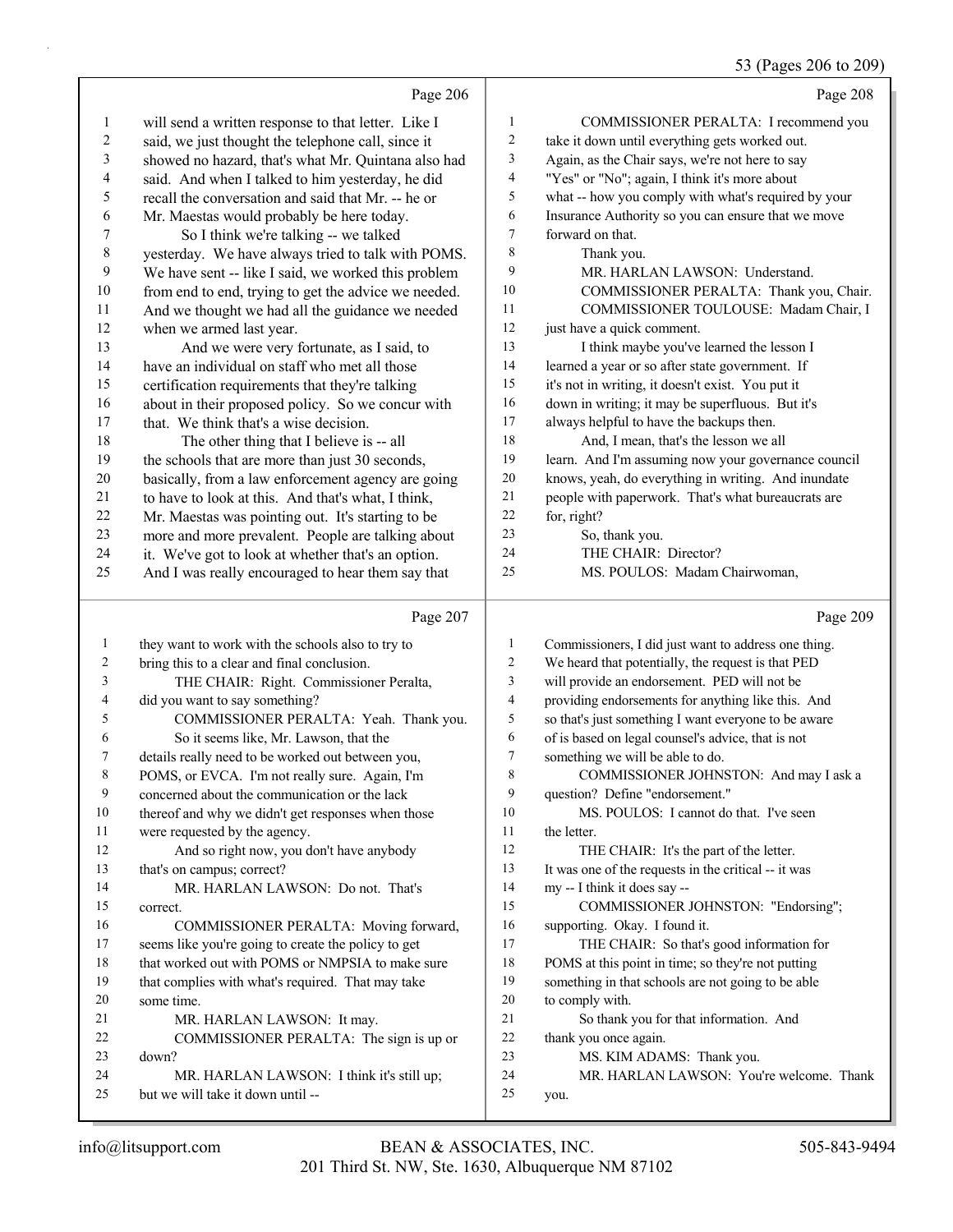Page 206

1 will send a written response to that letter. Like I
2 said, we just thought the telephone call, since it
3 showed no hazard, that's what Mr. Quintana also had
4 said. And when I talked to him yesterday, he did
5 recall the conversation and said that Mr. -- he or
6 Mr. Maestas would probably be here today.
7 So I think we're talking -- we talked
8 yesterday. We have always tried to talk with POMS.
9 We have sent -- like I said, we worked this problem
10 from end to end, trying to get the advice we needed.
11 And we thought we had all the guidance we needed
12 when we armed last year.
13 And we were very fortunate, as I said, to
14 have an individual on staff who met all those
15 certification requirements that they're talking
16 about in their proposed policy. So we concur with
17 that. We think that's a wise decision.
18 The other thing that I believe is -- all
19 the schools that are more than just 30 seconds,
20 basically, from a law enforcement agency are going
21 to have to look at this. And that's what, I think,
22 Mr. Maestas was pointing out. It's starting to be
23 more and more prevalent. People are talking about
24 it. We've got to look at whether that's an option.
25 And I was really encouraged to hear them say that

Page 207

1 they want to work with the schools also to try to
2 bring this to a clear and final conclusion.
3 THE CHAIR: Right. Commissioner Peralta,
4 did you want to say something?
5 COMMISSIONER PERALTA: Yeah. Thank you.
6 So it seems like, Mr. Lawson, that the
7 details really need to be worked out between you,
8 POMS, or EVCA. I'm not really sure. Again, I'm
9 concerned about the communication or the lack
10 thereof and why we didn't get responses when those
11 were requested by the agency.
12 And so right now, you don't have anybody
13 that's on campus; correct?
14 MR. HARLAN LAWSON: Do not. That's
15 correct.
16 COMMISSIONER PERALTA: Moving forward,
17 seems like you're going to create the policy to get
18 that worked out with POMS or NMPSIA to make sure
19 that complies with what's required. That may take
20 some time.
21 MR. HARLAN LAWSON: It may.
22 COMMISSIONER PERALTA: The sign is up or
23 down?
24 MR. HARLAN LAWSON: I think it's still up;
25 but we will take it down until --

Page 208

1 COMMISSIONER PERALTA: I recommend you
2 take it down until everything gets worked out.
3 Again, as the Chair says, we're not here to say
4 "Yes" or "No"; again, I think it's more about
5 what -- how you comply with what's required by your
6 Insurance Authority so you can ensure that we move
7 forward on that.
8 Thank you.
9 MR. HARLAN LAWSON: Understand.
10 COMMISSIONER PERALTA: Thank you, Chair.
11 COMMISSIONER TOULOUSE: Madam Chair, I
12 just have a quick comment.
13 I think maybe you've learned the lesson I
14 learned a year or so after state government. If
15 it's not in writing, it doesn't exist. You put it
16 down in writing; it may be superfluous. But it's
17 always helpful to have the backups then.
18 And, I mean, that's the lesson we all
19 learn. And I'm assuming now your governance council
20 knows, yeah, do everything in writing. And inundate
21 people with paperwork. That's what bureaucrats are
22 for, right?
23 So, thank you.
24 THE CHAIR: Director?
25 MS. POULOS: Madam Chairwoman,

Page 209

1 Commissioners, I did just want to address one thing.
2 We heard that potentially, the request is that PED
3 will provide an endorsement. PED will not be
4 providing endorsements for anything like this. And
5 so that's just something I want everyone to be aware
6 of is based on legal counsel's advice, that is not
7 something we will be able to do.
8 COMMISSIONER JOHNSTON: And may I ask a
9 question? Define "endorsement."
10 MS. POULOS: I cannot do that. I've seen
11 the letter.
12 THE CHAIR: It's the part of the letter.
13 It was one of the requests in the critical -- it was
14 my -- I think it does say --
15 COMMISSIONER JOHNSTON: "Endorsing";
16 supporting. Okay. I found it.
17 THE CHAIR: So that's good information for
18 POMS at this point in time; so they're not putting
19 something in that schools are not going to be able
20 to comply with.
21 So thank you for that information. And
22 thank you once again.
23 MS. KIM ADAMS: Thank you.
24 MR. HARLAN LAWSON: You're welcome. Thank
25 you.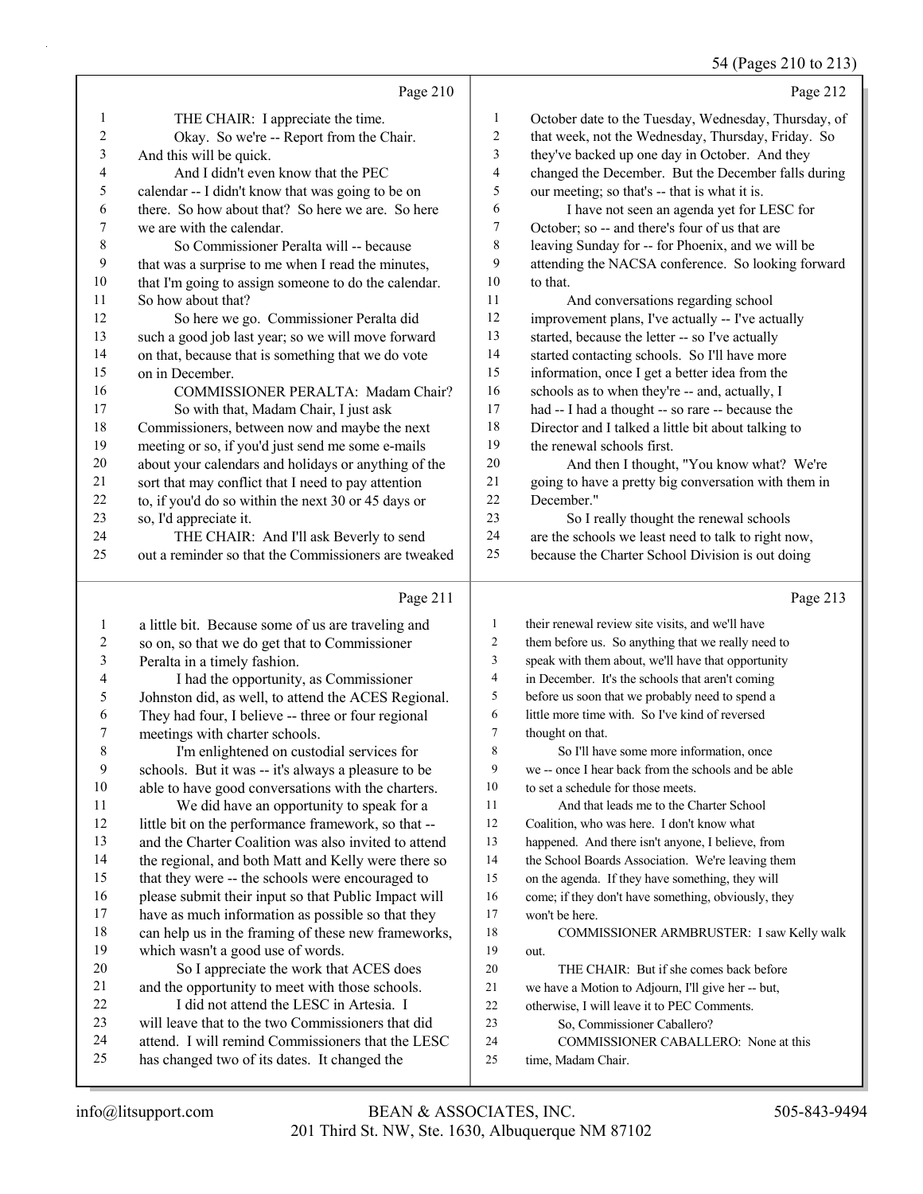Page 210

1 THE CHAIR: I appreciate the time.
2 Okay. So we're -- Report from the Chair.
3 And this will be quick.
4 And I didn't even know that the PEC
5 calendar -- I didn't know that was going to be on
6 there. So how about that? So here we are. So here
7 we are with the calendar.
8 So Commissioner Peralta will -- because
9 that was a surprise to me when I read the minutes,
10 that I'm going to assign someone to do the calendar.
11 So how about that?
12 So here we go. Commissioner Peralta did
13 such a good job last year; so we will move forward
14 on that, because that is something that we do vote
15 on in December.
16 COMMISSIONER PERALTA: Madam Chair?
17 So with that, Madam Chair, I just ask
18 Commissioners, between now and maybe the next
19 meeting or so, if you'd just send me some e-mails
20 about your calendars and holidays or anything of the
21 sort that may conflict that I need to pay attention
22 to, if you'd do so within the next 30 or 45 days or
23 so, I'd appreciate it.
24 THE CHAIR: And I'll ask Beverly to send
25 out a reminder so that the Commissioners are tweaked

Page 211

1 a little bit. Because some of us are traveling and
2 so on, so that we do get that to Commissioner
3 Peralta in a timely fashion.
4 I had the opportunity, as Commissioner
5 Johnston did, as well, to attend the ACES Regional.
6 They had four, I believe -- three or four regional
7 meetings with charter schools.
8 I'm enlightened on custodial services for
9 schools. But it was -- it's always a pleasure to be
10 able to have good conversations with the charters.
11 We did have an opportunity to speak for a
12 little bit on the performance framework, so that --
13 and the Charter Coalition was also invited to attend
14 the regional, and both Matt and Kelly were there so
15 that they were -- the schools were encouraged to
16 please submit their input so that Public Impact will
17 have as much information as possible so that they
18 can help us in the framing of these new frameworks,
19 which wasn't a good use of words.
20 So I appreciate the work that ACES does
21 and the opportunity to meet with those schools.
22 I did not attend the LESC in Artesia. I
23 will leave that to the two Commissioners that did
24 attend. I will remind Commissioners that the LESC
25 has changed two of its dates. It changed the

Page 212

1 October date to the Tuesday, Wednesday, Thursday, of
2 that week, not the Wednesday, Thursday, Friday. So
3 they've backed up one day in October. And they
4 changed the December. But the December falls during
5 our meeting; so that's -- that is what it is.
6 I have not seen an agenda yet for LESC for
7 October; so -- and there's four of us that are
8 leaving Sunday for -- for Phoenix, and we will be
9 attending the NACSA conference. So looking forward
10 to that.
11 And conversations regarding school
12 improvement plans, I've actually -- I've actually
13 started, because the letter -- so I've actually
14 started contacting schools. So I'll have more
15 information, once I get a better idea from the
16 schools as to when they're -- and, actually, I
17 had -- I had a thought -- so rare -- because the
18 Director and I talked a little bit about talking to
19 the renewal schools first.
20 And then I thought, "You know what? We're
21 going to have a pretty big conversation with them in
22 December."
23 So I really thought the renewal schools
24 are the schools we least need to talk to right now,
25 because the Charter School Division is out doing

Page 213

1 their renewal review site visits, and we'll have
2 them before us. So anything that we really need to
3 speak with them about, we'll have that opportunity
4 in December. It's the schools that aren't coming
5 before us soon that we probably need to spend a
6 little more time with. So I've kind of reversed
7 thought on that.
8 So I'll have some more information, once
9 we -- once I hear back from the schools and be able
10 to set a schedule for those meets.
11 And that leads me to the Charter School
12 Coalition, who was here. I don't know what
13 happened. And there isn't anyone, I believe, from
14 the School Boards Association. We're leaving them
15 on the agenda. If they have something, they will
16 come; if they don't have something, obviously, they
17 won't be here.
18 COMMISSIONER ARMBRUSTER: I saw Kelly walk
19 out.
20 THE CHAIR: But if she comes back before
21 we have a Motion to Adjourn, I'll give her -- but,
22 otherwise, I will leave it to PEC Comments.
23 So, Commissioner Caballero?
24 COMMISSIONER CABALLERO: None at this
25 time, Madam Chair.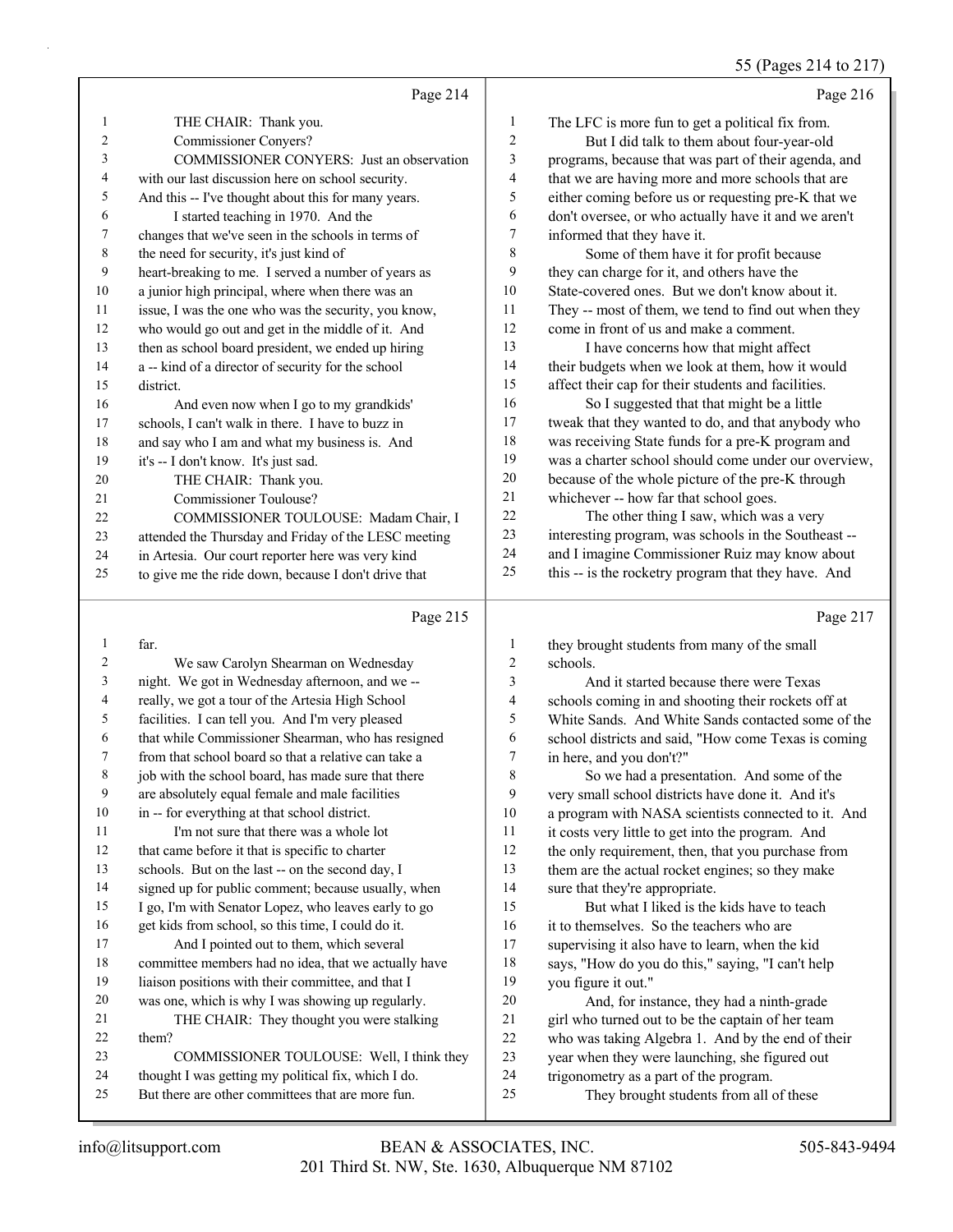Page 214

1 THE CHAIR: Thank you.
2 Commissioner Conyers?
3 COMMISSIONER CONYERS: Just an observation
4 with our last discussion here on school security.
5 And this -- I've thought about this for many years.
6 I started teaching in 1970. And the
7 changes that we've seen in the schools in terms of
8 the need for security, it's just kind of
9 heart-breaking to me. I served a number of years as
10 a junior high principal, where when there was an
11 issue, I was the one who was the security, you know,
12 who would go out and get in the middle of it. And
13 then as school board president, we ended up hiring
14 a -- kind of a director of security for the school
15 district.
16 And even now when I go to my grandkids'
17 schools, I can't walk in there. I have to buzz in
18 and say who I am and what my business is. And
19 it's -- I don't know. It's just sad.
20 THE CHAIR: Thank you.
21 Commissioner Toulouse?
22 COMMISSIONER TOULOUSE: Madam Chair, I
23 attended the Thursday and Friday of the LESC meeting
24 in Artesia. Our court reporter here was very kind
25 to give me the ride down, because I don't drive that

Page 215

1 far.
2 We saw Carolyn Shearman on Wednesday
3 night. We got in Wednesday afternoon, and we --
4 really, we got a tour of the Artesia High School
5 facilities. I can tell you. And I'm very pleased
6 that while Commissioner Shearman, who has resigned
7 from that school board so that a relative can take a
8 job with the school board, has made sure that there
9 are absolutely equal female and male facilities
10 in -- for everything at that school district.
11 I'm not sure that there was a whole lot
12 that came before it that is specific to charter
13 schools. But on the last -- on the second day, I
14 signed up for public comment; because usually, when
15 I go, I'm with Senator Lopez, who leaves early to go
16 get kids from school, so this time, I could do it.
17 And I pointed out to them, which several
18 committee members had no idea, that we actually have
19 liaison positions with their committee, and that I
20 was one, which is why I was showing up regularly.
21 THE CHAIR: They thought you were stalking
22 them?
23 COMMISSIONER TOULOUSE: Well, I think they
24 thought I was getting my political fix, which I do.
25 But there are other committees that are more fun.

Page 216

1 The LFC is more fun to get a political fix from.
2 But I did talk to them about four-year-old
3 programs, because that was part of their agenda, and
4 that we are having more and more schools that are
5 either coming before us or requesting pre-K that we
6 don't oversee, or who actually have it and we aren't
7 informed that they have it.
8 Some of them have it for profit because
9 they can charge for it, and others have the
10 State-covered ones. But we don't know about it.
11 They -- most of them, we tend to find out when they
12 come in front of us and make a comment.
13 I have concerns how that might affect
14 their budgets when we look at them, how it would
15 affect their cap for their students and facilities.
16 So I suggested that that might be a little
17 tweak that they wanted to do, and that anybody who
18 was receiving State funds for a pre-K program and
19 was a charter school should come under our overview,
20 because of the whole picture of the pre-K through
21 whichever -- how far that school goes.
22 The other thing I saw, which was a very
23 interesting program, was schools in the Southeast --
24 and I imagine Commissioner Ruiz may know about
25 this -- is the rocketry program that they have. And

Page 217

1 they brought students from many of the small
2 schools.
3 And it started because there were Texas
4 schools coming in and shooting their rockets off at
5 White Sands. And White Sands contacted some of the
6 school districts and said, "How come Texas is coming
7 in here, and you don't?"
8 So we had a presentation. And some of the
9 very small school districts have done it. And it's
10 a program with NASA scientists connected to it. And
11 it costs very little to get into the program. And
12 the only requirement, then, that you purchase from
13 them are the actual rocket engines; so they make
14 sure that they're appropriate.
15 But what I liked is the kids have to teach
16 it to themselves. So the teachers who are
17 supervising it also have to learn, when the kid
18 says, "How do you do this," saying, "I can't help
19 you figure it out."
20 And, for instance, they had a ninth-grade
21 girl who turned out to be the captain of her team
22 who was taking Algebra 1. And by the end of their
23 year when they were launching, she figured out
24 trigonometry as a part of the program.
25 They brought students from all of these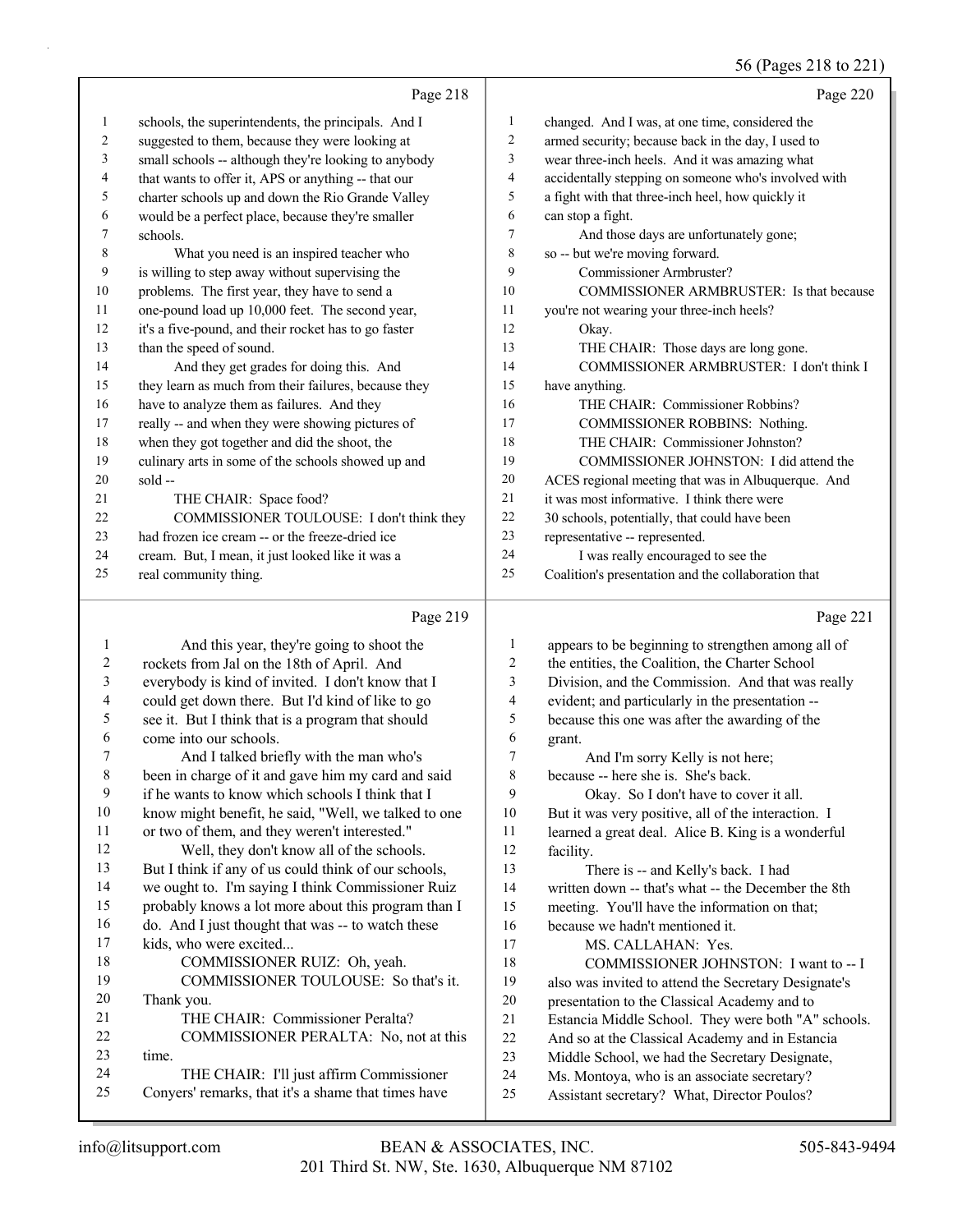Page 218

1 schools, the superintendents, the principals. And I
2 suggested to them, because they were looking at
3 small schools -- although they're looking to anybody
4 that wants to offer it, APS or anything -- that our
5 charter schools up and down the Rio Grande Valley
6 would be a perfect place, because they're smaller
7 schools.
8 What you need is an inspired teacher who
9 is willing to step away without supervising the
10 problems. The first year, they have to send a
11 one-pound load up 10,000 feet. The second year,
12 it's a five-pound, and their rocket has to go faster
13 than the speed of sound.
14 And they get grades for doing this. And
15 they learn as much from their failures, because they
16 have to analyze them as failures. And they
17 really -- and when they were showing pictures of
18 when they got together and did the shoot, the
19 culinary arts in some of the schools showed up and
20 sold --
21 THE CHAIR: Space food?
22 COMMISSIONER TOULOUSE: I don't think they
23 had frozen ice cream -- or the freeze-dried ice
24 cream. But, I mean, it just looked like it was a
25 real community thing.

Page 219

1 And this year, they're going to shoot the
2 rockets from Jal on the 18th of April. And
3 everybody is kind of invited. I don't know that I
4 could get down there. But I'd kind of like to go
5 see it. But I think that is a program that should
6 come into our schools.
7 And I talked briefly with the man who's
8 been in charge of it and gave him my card and said
9 if he wants to know which schools I think that I
10 know might benefit, he said, "Well, we talked to one
11 or two of them, and they weren't interested."
12 Well, they don't know all of the schools.
13 But I think if any of us could think of our schools,
14 we ought to. I'm saying I think Commissioner Ruiz
15 probably knows a lot more about this program than I
16 do. And I just thought that was -- to watch these
17 kids, who were excited...
18 COMMISSIONER RUIZ: Oh, yeah.
19 COMMISSIONER TOULOUSE: So that's it.
20 Thank you.
21 THE CHAIR: Commissioner Peralta?
22 COMMISSIONER PERALTA: No, not at this
23 time.
24 THE CHAIR: I'll just affirm Commissioner
25 Conyers' remarks, that it's a shame that times have

Page 220

1 changed. And I was, at one time, considered the
2 armed security; because back in the day, I used to
3 wear three-inch heels. And it was amazing what
4 accidentally stepping on someone who's involved with
5 a fight with that three-inch heel, how quickly it
6 can stop a fight.
7 And those days are unfortunately gone;
8 so -- but we're moving forward.
9 Commissioner Armbruster?
10 COMMISSIONER ARMBRUSTER: Is that because
11 you're not wearing your three-inch heels?
12 Okay.
13 THE CHAIR: Those days are long gone.
14 COMMISSIONER ARMBRUSTER: I don't think I
15 have anything.
16 THE CHAIR: Commissioner Robbins?
17 COMMISSIONER ROBBINS: Nothing.
18 THE CHAIR: Commissioner Johnston?
19 COMMISSIONER JOHNSTON: I did attend the
20 ACES regional meeting that was in Albuquerque. And
21 it was most informative. I think there were
22 30 schools, potentially, that could have been
23 representative -- represented.
24 I was really encouraged to see the
25 Coalition's presentation and the collaboration that

Page 221

1 appears to be beginning to strengthen among all of
2 the entities, the Coalition, the Charter School
3 Division, and the Commission. And that was really
4 evident; and particularly in the presentation --
5 because this one was after the awarding of the
6 grant.
7 And I'm sorry Kelly is not here;
8 because -- here she is. She's back.
9 Okay. So I don't have to cover it all.
10 But it was very positive, all of the interaction. I
11 learned a great deal. Alice B. King is a wonderful
12 facility.
13 There is -- and Kelly's back. I had
14 written down -- that's what -- the December the 8th
15 meeting. You'll have the information on that;
16 because we hadn't mentioned it.
17 MS. CALLAHAN: Yes.
18 COMMISSIONER JOHNSTON: I want to -- I
19 also was invited to attend the Secretary Designate's
20 presentation to the Classical Academy and to
21 Estancia Middle School. They were both "A" schools.
22 And so at the Classical Academy and in Estancia
23 Middle School, we had the Secretary Designate,
24 Ms. Montoya, who is an associate secretary?
25 Assistant secretary? What, Director Poulos?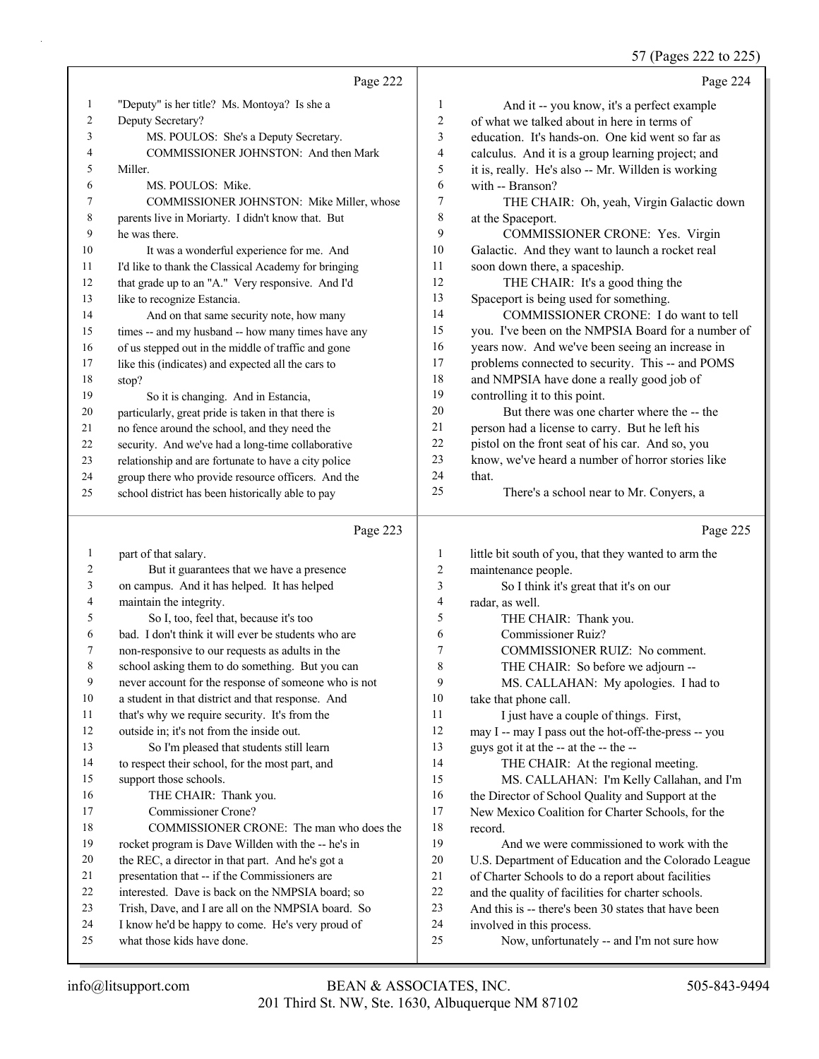Page 222

1 "Deputy" is her title? Ms. Montoya? Is she a
2 Deputy Secretary?
3 MS. POULOS: She's a Deputy Secretary.
4 COMMISSIONER JOHNSTON: And then Mark
5 Miller.
6 MS. POULOS: Mike.
7 COMMISSIONER JOHNSTON: Mike Miller, whose
8 parents live in Moriarty. I didn't know that. But
9 he was there.
10 It was a wonderful experience for me. And
11 I'd like to thank the Classical Academy for bringing
12 that grade up to an "A." Very responsive. And I'd
13 like to recognize Estancia.
14 And on that same security note, how many
15 times -- and my husband -- how many times have any
16 of us stepped out in the middle of traffic and gone
17 like this (indicates) and expected all the cars to
18 stop?
19 So it is changing. And in Estancia,
20 particularly, great pride is taken in that there is
21 no fence around the school, and they need the
22 security. And we've had a long-time collaborative
23 relationship and are fortunate to have a city police
24 group there who provide resource officers. And the
25 school district has been historically able to pay

Page 223

1 part of that salary.
2 But it guarantees that we have a presence
3 on campus. And it has helped. It has helped
4 maintain the integrity.
5 So I, too, feel that, because it's too
6 bad. I don't think it will ever be students who are
7 non-responsive to our requests as adults in the
8 school asking them to do something. But you can
9 never account for the response of someone who is not
10 a student in that district and that response. And
11 that's why we require security. It's from the
12 outside in; it's not from the inside out.
13 So I'm pleased that students still learn
14 to respect their school, for the most part, and
15 support those schools.
16 THE CHAIR: Thank you.
17 Commissioner Crone?
18 COMMISSIONER CRONE: The man who does the
19 rocket program is Dave Willden with the -- he's in
20 the REC, a director in that part. And he's got a
21 presentation that -- if the Commissioners are
22 interested. Dave is back on the NMPSIA board; so
23 Trish, Dave, and I are all on the NMPSIA board. So
24 I know he'd be happy to come. He's very proud of
25 what those kids have done.

Page 224

1 And it -- you know, it's a perfect example
2 of what we talked about in here in terms of
3 education. It's hands-on. One kid went so far as
4 calculus. And it is a group learning project; and
5 it is, really. He's also -- Mr. Willden is working
6 with -- Branson?
7 THE CHAIR: Oh, yeah, Virgin Galactic down
8 at the Spaceport.
9 COMMISSIONER CRONE: Yes. Virgin
10 Galactic. And they want to launch a rocket real
11 soon down there, a spaceship.
12 THE CHAIR: It's a good thing the
13 Spaceport is being used for something.
14 COMMISSIONER CRONE: I do want to tell
15 you. I've been on the NMPSIA Board for a number of
16 years now. And we've been seeing an increase in
17 problems connected to security. This -- and POMS
18 and NMPSIA have done a really good job of
19 controlling it to this point.
20 But there was one charter where the -- the
21 person had a license to carry. But he left his
22 pistol on the front seat of his car. And so, you
23 know, we've heard a number of horror stories like
24 that.
25 There's a school near to Mr. Conyers, a

Page 225

1 little bit south of you, that they wanted to arm the
2 maintenance people.
3 So I think it's great that it's on our
4 radar, as well.
5 THE CHAIR: Thank you.
6 Commissioner Ruiz?
7 COMMISSIONER RUIZ: No comment.
8 THE CHAIR: So before we adjourn --
9 MS. CALLAHAN: My apologies. I had to
10 take that phone call.
11 I just have a couple of things. First,
12 may I -- may I pass out the hot-off-the-press -- you
13 guys got it at the -- at the -- the --
14 THE CHAIR: At the regional meeting.
15 MS. CALLAHAN: I'm Kelly Callahan, and I'm
16 the Director of School Quality and Support at the
17 New Mexico Coalition for Charter Schools, for the
18 record.
19 And we were commissioned to work with the
20 U.S. Department of Education and the Colorado League
21 of Charter Schools to do a report about facilities
22 and the quality of facilities for charter schools.
23 And this is -- there's been 30 states that have been
24 involved in this process.
25 Now, unfortunately -- and I'm not sure how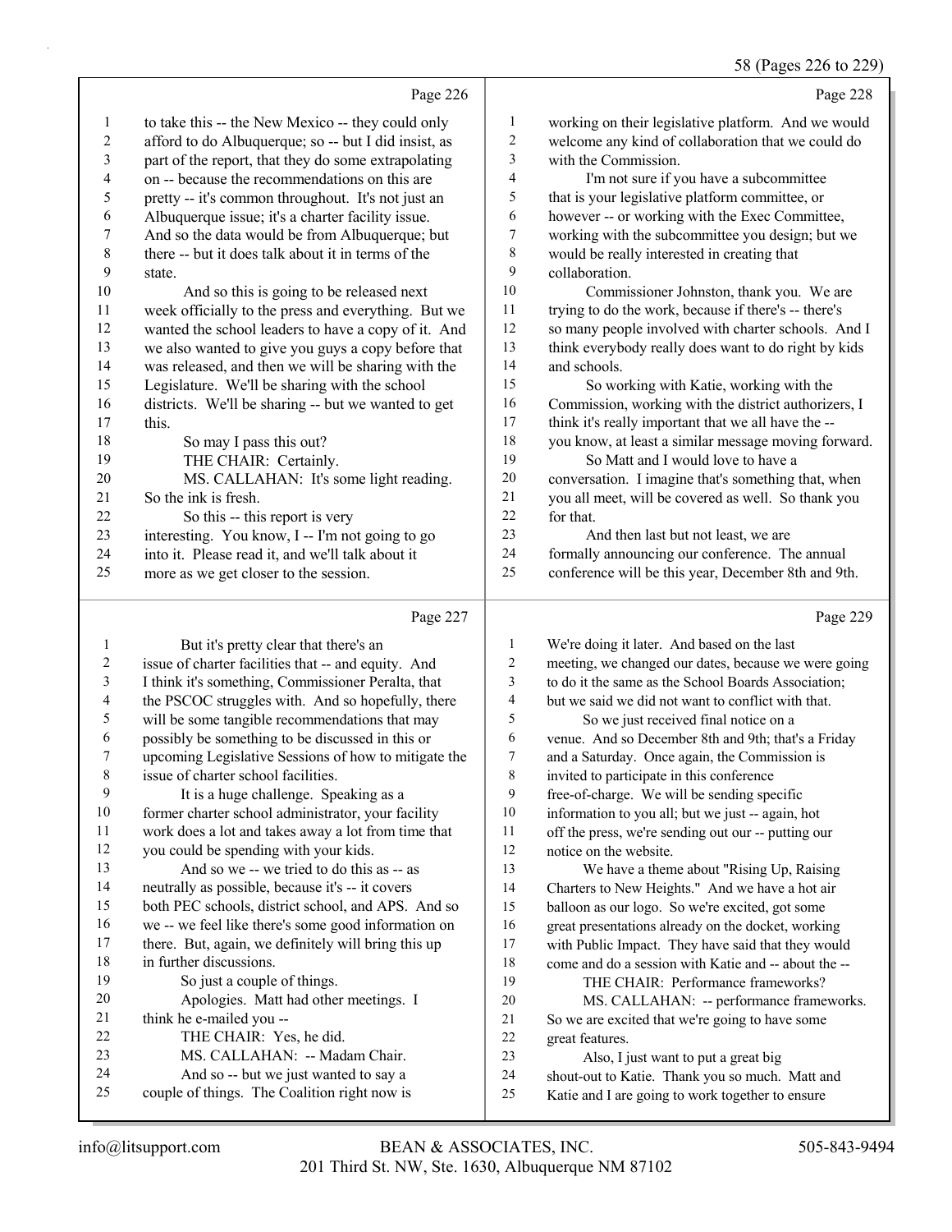Page 226

1 to take this -- the New Mexico -- they could only
2 afford to do Albuquerque; so -- but I did insist, as
3 part of the report, that they do some extrapolating
4 on -- because the recommendations on this are
5 pretty -- it's common throughout. It's not just an
6 Albuquerque issue; it's a charter facility issue.
7 And so the data would be from Albuquerque; but
8 there -- but it does talk about it in terms of the
9 state.
10 And so this is going to be released next
11 week officially to the press and everything. But we
12 wanted the school leaders to have a copy of it. And
13 we also wanted to give you guys a copy before that
14 was released, and then we will be sharing with the
15 Legislature. We'll be sharing with the school
16 districts. We'll be sharing -- but we wanted to get
17 this.
18 So may I pass this out?
19 THE CHAIR: Certainly.
20 MS. CALLAHAN: It's some light reading.
21 So the ink is fresh.
22 So this -- this report is very
23 interesting. You know, I -- I'm not going to go
24 into it. Please read it, and we'll talk about it
25 more as we get closer to the session.

Page 227

1 But it's pretty clear that there's an
2 issue of charter facilities that -- and equity. And
3 I think it's something, Commissioner Peralta, that
4 the PSCOC struggles with. And so hopefully, there
5 will be some tangible recommendations that may
6 possibly be something to be discussed in this or
7 upcoming Legislative Sessions of how to mitigate the
8 issue of charter school facilities.
9 It is a huge challenge. Speaking as a
10 former charter school administrator, your facility
11 work does a lot and takes away a lot from time that
12 you could be spending with your kids.
13 And so we -- we tried to do this as -- as
14 neutrally as possible, because it's -- it covers
15 both PEC schools, district school, and APS. And so
16 we -- we feel like there's some good information on
17 there. But, again, we definitely will bring this up
18 in further discussions.
19 So just a couple of things.
20 Apologies. Matt had other meetings. I
21 think he e-mailed you --
22 THE CHAIR: Yes, he did.
23 MS. CALLAHAN: -- Madam Chair.
24 And so -- but we just wanted to say a
25 couple of things. The Coalition right now is

Page 228

1 working on their legislative platform. And we would
2 welcome any kind of collaboration that we could do
3 with the Commission.
4 I'm not sure if you have a subcommittee
5 that is your legislative platform committee, or
6 however -- or working with the Exec Committee,
7 working with the subcommittee you design; but we
8 would be really interested in creating that
9 collaboration.
10 Commissioner Johnston, thank you. We are
11 trying to do the work, because if there's -- there's
12 so many people involved with charter schools. And I
13 think everybody really does want to do right by kids
14 and schools.
15 So working with Katie, working with the
16 Commission, working with the district authorizers, I
17 think it's really important that we all have the --
18 you know, at least a similar message moving forward.
19 So Matt and I would love to have a
20 conversation. I imagine that's something that, when
21 you all meet, will be covered as well. So thank you
22 for that.
23 And then last but not least, we are
24 formally announcing our conference. The annual
25 conference will be this year, December 8th and 9th.

Page 229

1 We're doing it later. And based on the last
2 meeting, we changed our dates, because we were going
3 to do it the same as the School Boards Association;
4 but we said we did not want to conflict with that.
5 So we just received final notice on a
6 venue. And so December 8th and 9th; that's a Friday
7 and a Saturday. Once again, the Commission is
8 invited to participate in this conference
9 free-of-charge. We will be sending specific
10 information to you all; but we just -- again, hot
11 off the press, we're sending out our -- putting our
12 notice on the website.
13 We have a theme about "Rising Up, Raising
14 Charters to New Heights." And we have a hot air
15 balloon as our logo. So we're excited, got some
16 great presentations already on the docket, working
17 with Public Impact. They have said that they would
18 come and do a session with Katie and -- about the --
19 THE CHAIR: Performance frameworks?
20 MS. CALLAHAN: -- performance frameworks.
21 So we are excited that we're going to have some
22 great features.
23 Also, I just want to put a great big
24 shout-out to Katie. Thank you so much. Matt and
25 Katie and I are going to work together to ensure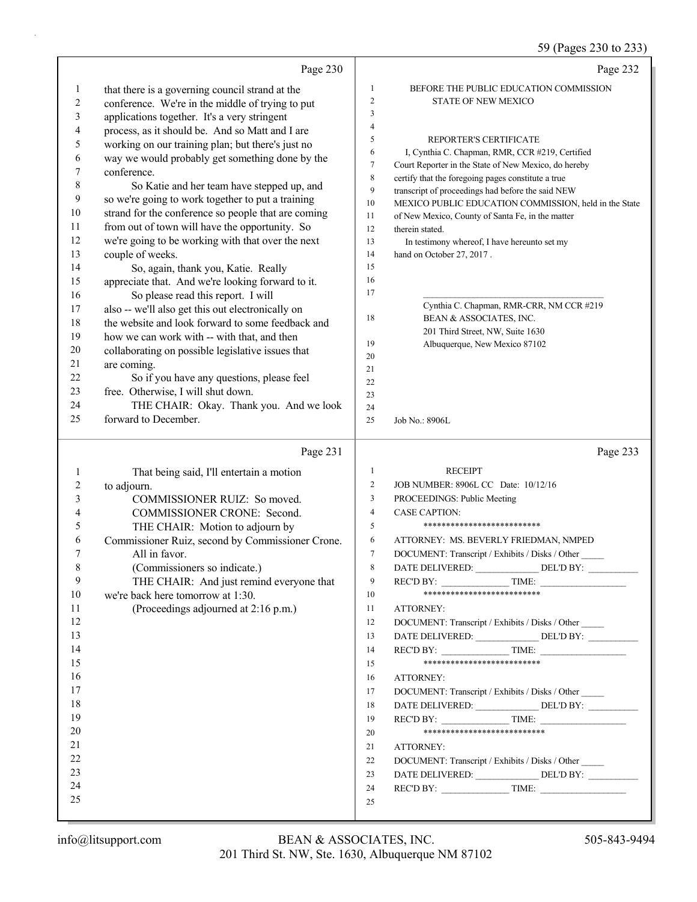Page 230

1 that there is a governing council strand at the
2 conference. We're in the middle of trying to put
3 applications together. It's a very stringent
4 process, as it should be. And so Matt and I are
5 working on our training plan; but there's just no
6 way we would probably get something done by the
7 conference.
8 So Katie and her team have stepped up, and
9 so we're going to work together to put a training
10 strand for the conference so people that are coming
11 from out of town will have the opportunity. So
12 we're going to be working with that over the next
13 couple of weeks.
14 So, again, thank you, Katie. Really
15 appreciate that. And we're looking forward to it.
16 So please read this report. I will
17 also -- we'll also get this out electronically on
18 the website and look forward to some feedback and
19 how we can work with -- with that, and then
20 collaborating on possible legislative issues that
21 are coming.
22 So if you have any questions, please feel
23 free. Otherwise, I will shut down.
24 THE CHAIR: Okay. Thank you. And we look
25 forward to December.

Page 231

1 That being said, I'll entertain a motion
2 to adjourn.
3 COMMISSIONER RUIZ: So moved.
4 COMMISSIONER CRONE: Second.
5 THE CHAIR: Motion to adjourn by
6 Commissioner Ruiz, second by Commissioner Crone.
7 All in favor.
8 (Commissioners so indicate.)
9 THE CHAIR: And just remind everyone that
10 we're back here tomorrow at 1:30.
11 (Proceedings adjourned at 2:16 p.m.)
12
13
14
15
16
17
18
19
20
21
22
23
24
25

Page 232

1 BEFORE THE PUBLIC EDUCATION COMMISSION
2 STATE OF NEW MEXICO
3
4
5 REPORTER'S CERTIFICATE
6 I, Cynthia C. Chapman, RMR, CCR #219, Certified
7 Court Reporter in the State of New Mexico, do hereby
8 certify that the foregoing pages constitute a true
9 transcript of proceedings had before the said NEW
10 MEXICO PUBLIC EDUCATION COMMISSION, held in the State
11 of New Mexico, County of Santa Fe, in the matter
12 therein stated.
13 In testimony whereof, I have hereunto set my
14 hand on October 27, 2017 .
15
16
17 \_\_\_\_\_\_\_\_\_\_\_\_\_\_\_\_\_\_\_\_\_\_\_\_\_\_\_\_\_\_\_\_\_\_\_\_
Cynthia C. Chapman, RMR-CRR, NM CCR #219
18 BEAN & ASSOCIATES, INC.
201 Third Street, NW, Suite 1630
19 Albuquerque, New Mexico 87102
20
21
22
23
24
25 Job No.: 8906L

Page 233

1 RECEIPT
2 JOB NUMBER: 8906L CC Date: 10/12/16
3 PROCEEDINGS: Public Meeting
4 CASE CAPTION:
5 **************************
6 ATTORNEY: MS. BEVERLY FRIEDMAN, NMPED
7 DOCUMENT: Transcript / Exhibits / Disks / Other \_\_\_\_\_
8 DATE DELIVERED: \_\_\_\_\_\_\_\_\_\_\_\_\_ DEL'D BY: \_\_\_\_\_\_\_\_\_\_
9 REC'D BY: \_\_\_\_\_\_\_\_\_\_\_\_\_\_ TIME: \_\_\_\_\_\_\_\_\_\_\_\_\_\_\_\_\_\_
10 **************************
11 ATTORNEY:
12 DOCUMENT: Transcript / Exhibits / Disks / Other \_\_\_\_\_
13 DATE DELIVERED: \_\_\_\_\_\_\_\_\_\_\_\_\_ DEL'D BY: \_\_\_\_\_\_\_\_\_\_
14 REC'D BY: \_\_\_\_\_\_\_\_\_\_\_\_\_\_ TIME: \_\_\_\_\_\_\_\_\_\_\_\_\_\_\_\_\_\_
15 **************************
16 ATTORNEY:
17 DOCUMENT: Transcript / Exhibits / Disks / Other \_\_\_\_\_
18 DATE DELIVERED: \_\_\_\_\_\_\_\_\_\_\_\_\_ DEL'D BY: \_\_\_\_\_\_\_\_\_\_
19 REC'D BY: \_\_\_\_\_\_\_\_\_\_\_\_\_\_ TIME: \_\_\_\_\_\_\_\_\_\_\_\_\_\_\_\_\_\_
20 ***************************
21 ATTORNEY:
22 DOCUMENT: Transcript / Exhibits / Disks / Other \_\_\_\_\_
23 DATE DELIVERED: \_\_\_\_\_\_\_\_\_\_\_\_\_ DEL'D BY: \_\_\_\_\_\_\_\_\_\_
24 REC'D BY: \_\_\_\_\_\_\_\_\_\_\_\_\_\_ TIME: \_\_\_\_\_\_\_\_\_\_\_\_\_\_\_\_\_\_
25